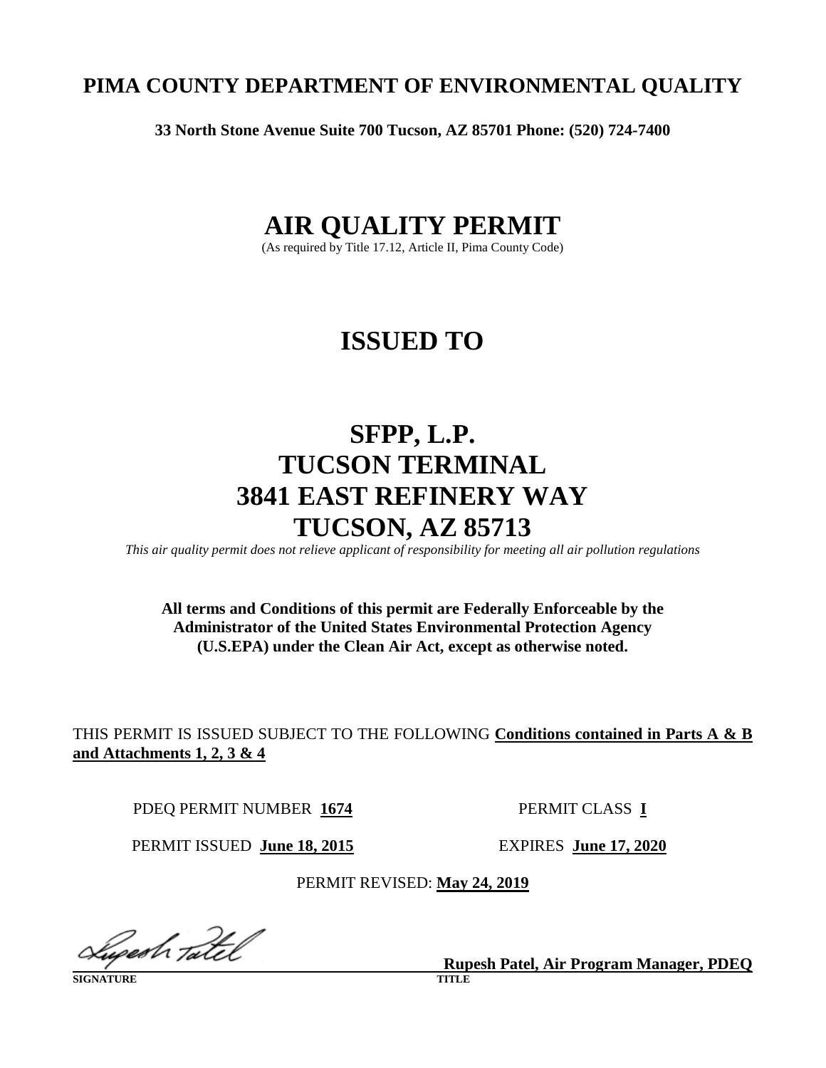# PIMA COUNTY DEPARTMENT OF ENVIRONMENTAL QUALITY

**33 North Stone Avenue Suite 700 Tucson, AZ 85701 Phone: (520) 724-7400**

# AIR QUALITY PERMIT

(As required by Title 17.12, Article II, Pima County Code)

# ISSUED TO

# SFPP, L.P.
# TUCSON TERMINAL
# 3841 EAST REFINERY WAY
# TUCSON, AZ 85713

*This air quality permit does not relieve applicant of responsibility for meeting all air pollution regulations*

**All terms and Conditions of this permit are Federally Enforceable by the Administrator of the United States Environmental Protection Agency (U.S.EPA) under the Clean Air Act, except as otherwise noted.**

THIS PERMIT IS ISSUED SUBJECT TO THE FOLLOWING **Conditions contained in Parts A & B and Attachments 1, 2, 3 & 4**

PDEQ PERMIT NUMBER **1674** PERMIT CLASS **I**

PERMIT ISSUED **June 18, 2015** EXPIRES **June 17, 2020**

PERMIT REVISED: **May 24, 2019**

SIGNATURE TITLE **Rupesh Patel, Air Program Manager, PDEQ**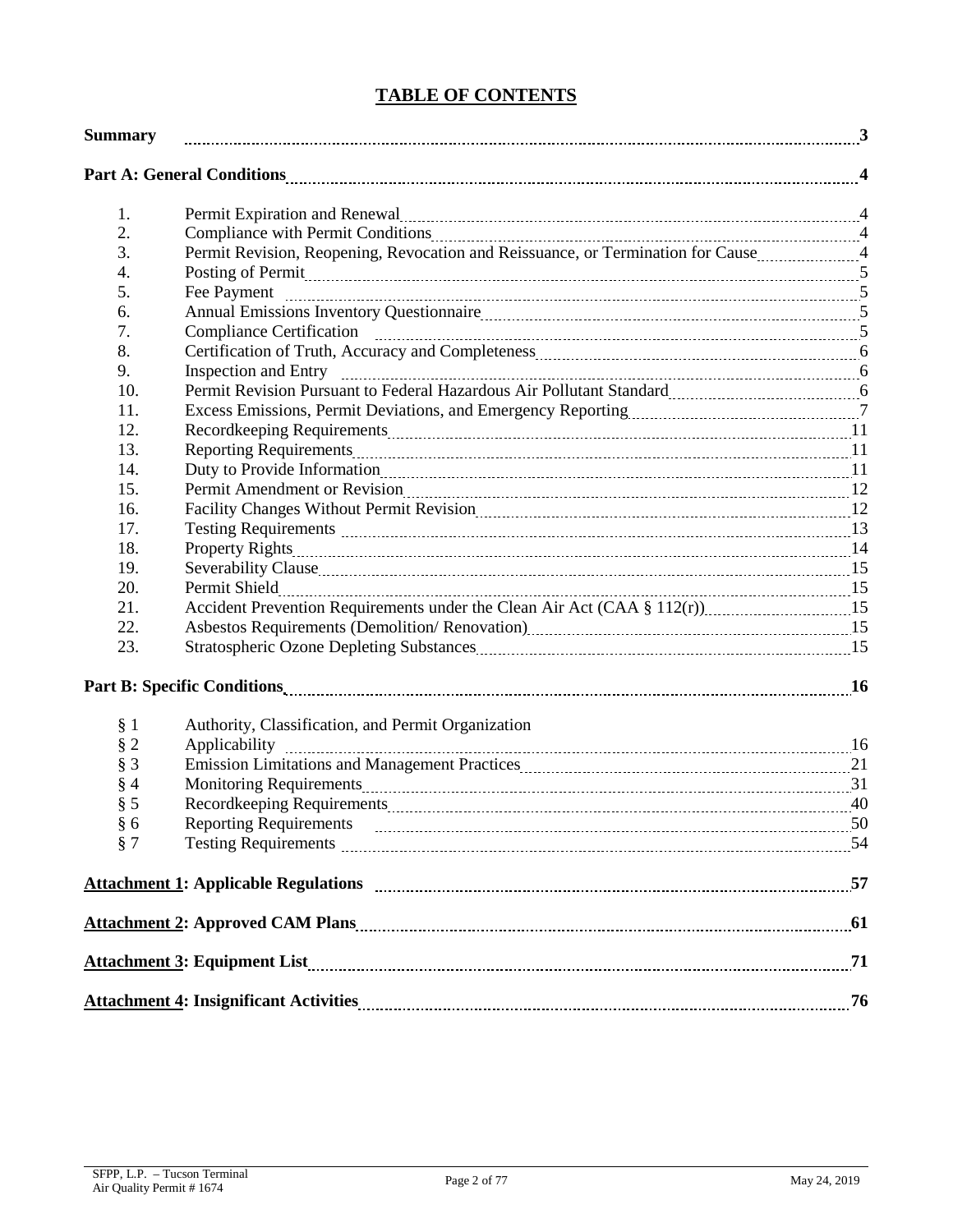# TABLE OF CONTENTS

| | | |
|---|---|---|
| **Summary** | | **3** |
| **Part A: General Conditions** | | **4** |
| 1. | Permit Expiration and Renewal | 4 |
| 2. | Compliance with Permit Conditions | 4 |
| 3. | Permit Revision, Reopening, Revocation and Reissuance, or Termination for Cause | 4 |
| 4. | Posting of Permit | 5 |
| 5. | Fee Payment | 5 |
| 6. | Annual Emissions Inventory Questionnaire | 5 |
| 7. | Compliance Certification | 5 |
| 8. | Certification of Truth, Accuracy and Completeness | 6 |
| 9. | Inspection and Entry | 6 |
| 10. | Permit Revision Pursuant to Federal Hazardous Air Pollutant Standard | 6 |
| 11. | Excess Emissions, Permit Deviations, and Emergency Reporting | 7 |
| 12. | Recordkeeping Requirements | 11 |
| 13. | Reporting Requirements | 11 |
| 14. | Duty to Provide Information | 11 |
| 15. | Permit Amendment or Revision | 12 |
| 16. | Facility Changes Without Permit Revision | 12 |
| 17. | Testing Requirements | 13 |
| 18. | Property Rights | 14 |
| 19. | Severability Clause | 15 |
| 20. | Permit Shield | 15 |
| 21. | Accident Prevention Requirements under the Clean Air Act (CAA § 112(r)) | 15 |
| 22. | Asbestos Requirements (Demolition/ Renovation) | 15 |
| 23. | Stratospheric Ozone Depleting Substances | 15 |
| **Part B: Specific Conditions** | | **16** |
| § 1 | Authority, Classification, and Permit Organization | |
| § 2 | Applicability | 16 |
| § 3 | Emission Limitations and Management Practices | 21 |
| § 4 | Monitoring Requirements | 31 |
| § 5 | Recordkeeping Requirements | 40 |
| § 6 | Reporting Requirements | 50 |
| § 7 | Testing Requirements | 54 |
| **Attachment 1: Applicable Regulations** | | **57** |
| **Attachment 2: Approved CAM Plans** | | **61** |
| **Attachment 3: Equipment List** | | **71** |
| **Attachment 4: Insignificant Activities** | | **76** |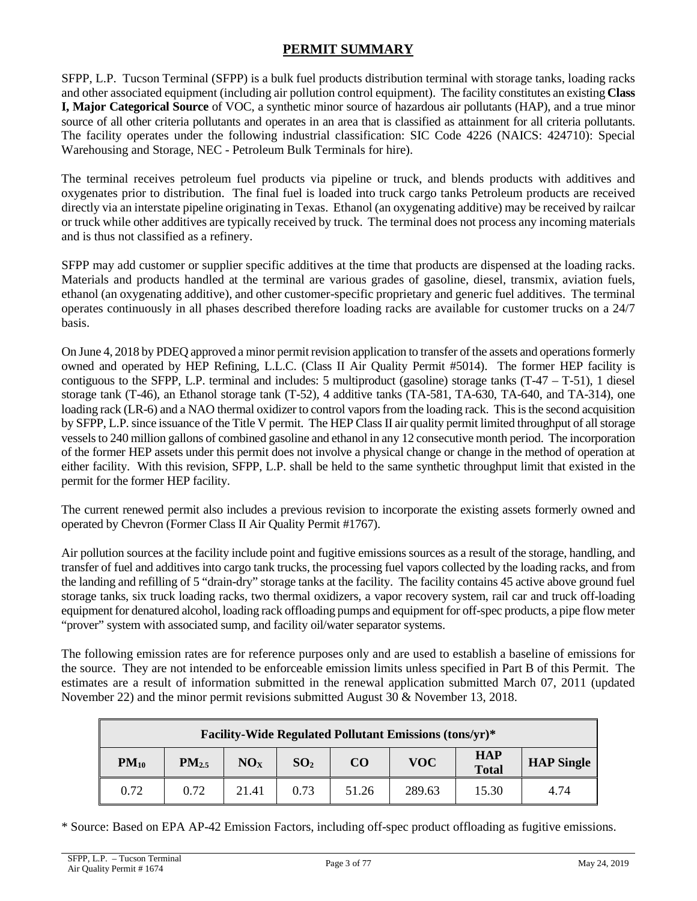# PERMIT SUMMARY

SFPP, L.P. Tucson Terminal (SFPP) is a bulk fuel products distribution terminal with storage tanks, loading racks and other associated equipment (including air pollution control equipment). The facility constitutes an existing **Class I, Major Categorical Source** of VOC, a synthetic minor source of hazardous air pollutants (HAP), and a true minor source of all other criteria pollutants and operates in an area that is classified as attainment for all criteria pollutants. The facility operates under the following industrial classification: SIC Code 4226 (NAICS: 424710): Special Warehousing and Storage, NEC - Petroleum Bulk Terminals for hire).

The terminal receives petroleum fuel products via pipeline or truck, and blends products with additives and oxygenates prior to distribution. The final fuel is loaded into truck cargo tanks Petroleum products are received directly via an interstate pipeline originating in Texas. Ethanol (an oxygenating additive) may be received by railcar or truck while other additives are typically received by truck. The terminal does not process any incoming materials and is thus not classified as a refinery.

SFPP may add customer or supplier specific additives at the time that products are dispensed at the loading racks. Materials and products handled at the terminal are various grades of gasoline, diesel, transmix, aviation fuels, ethanol (an oxygenating additive), and other customer-specific proprietary and generic fuel additives. The terminal operates continuously in all phases described therefore loading racks are available for customer trucks on a 24/7 basis.

On June 4, 2018 by PDEQ approved a minor permit revision application to transfer of the assets and operations formerly owned and operated by HEP Refining, L.L.C. (Class II Air Quality Permit #5014). The former HEP facility is contiguous to the SFPP, L.P. terminal and includes: 5 multiproduct (gasoline) storage tanks (T-47 – T-51), 1 diesel storage tank (T-46), an Ethanol storage tank (T-52), 4 additive tanks (TA-581, TA-630, TA-640, and TA-314), one loading rack (LR-6) and a NAO thermal oxidizer to control vapors from the loading rack. This is the second acquisition by SFPP, L.P. since issuance of the Title V permit. The HEP Class II air quality permit limited throughput of all storage vessels to 240 million gallons of combined gasoline and ethanol in any 12 consecutive month period. The incorporation of the former HEP assets under this permit does not involve a physical change or change in the method of operation at either facility. With this revision, SFPP, L.P. shall be held to the same synthetic throughput limit that existed in the permit for the former HEP facility.

The current renewed permit also includes a previous revision to incorporate the existing assets formerly owned and operated by Chevron (Former Class II Air Quality Permit #1767).

Air pollution sources at the facility include point and fugitive emissions sources as a result of the storage, handling, and transfer of fuel and additives into cargo tank trucks, the processing fuel vapors collected by the loading racks, and from the landing and refilling of 5 "drain-dry" storage tanks at the facility. The facility contains 45 active above ground fuel storage tanks, six truck loading racks, two thermal oxidizers, a vapor recovery system, rail car and truck off-loading equipment for denatured alcohol, loading rack offloading pumps and equipment for off-spec products, a pipe flow meter "prover" system with associated sump, and facility oil/water separator systems.

The following emission rates are for reference purposes only and are used to establish a baseline of emissions for the source. They are not intended to be enforceable emission limits unless specified in Part B of this Permit. The estimates are a result of information submitted in the renewal application submitted March 07, 2011 (updated November 22) and the minor permit revisions submitted August 30 & November 13, 2018.

| **Facility-Wide Regulated Pollutant Emissions (tons/yr)*** | | | | | | | |
|---|---|---|---|---|---|---|---|
| **$PM_{10}$** | **$PM_{2.5}$** | **$NO_X$** | **$SO_2$** | **CO** | **VOC** | **HAP Total** | **HAP Single** |
| 0.72 | 0.72 | 21.41 | 0.73 | 51.26 | 289.63 | 15.30 | 4.74 |

\* Source: Based on EPA AP-42 Emission Factors, including off-spec product offloading as fugitive emissions.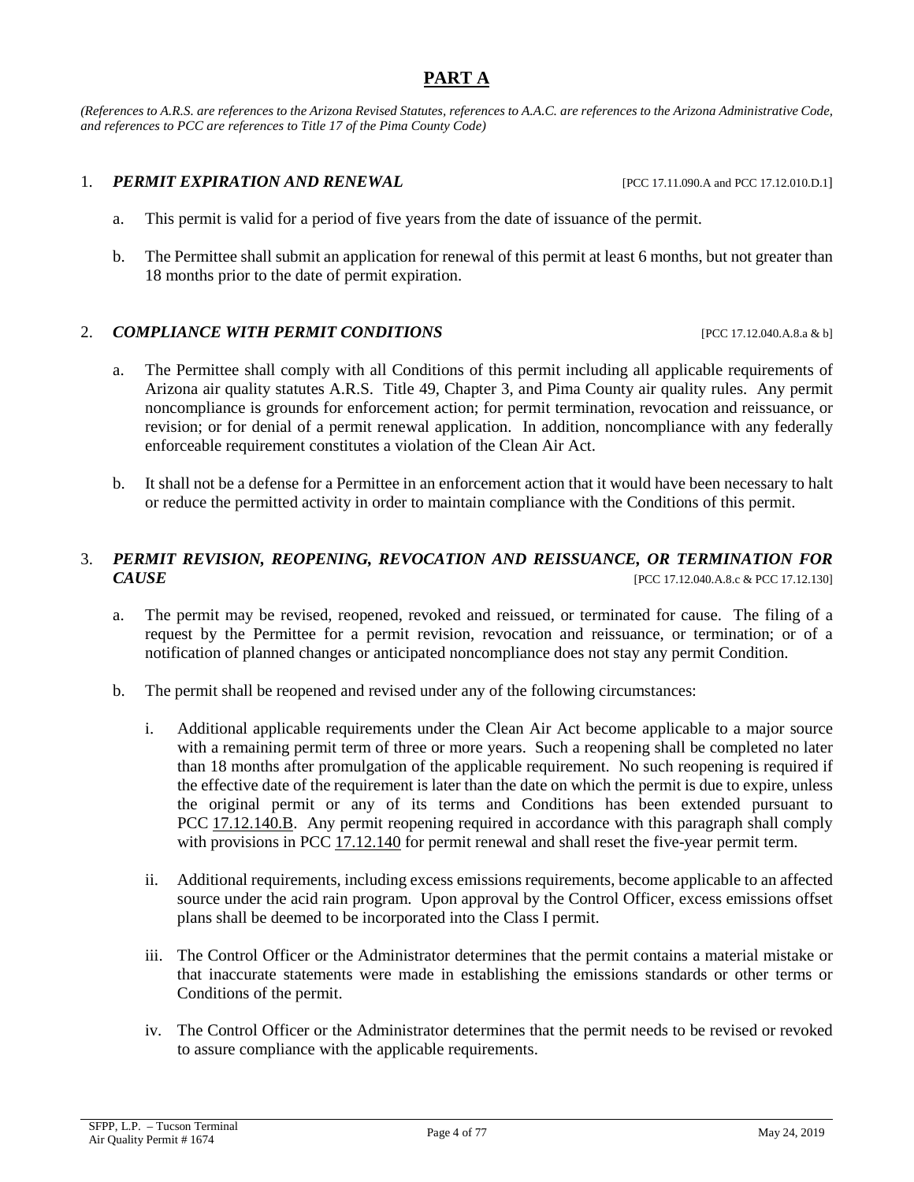# PART A

*(References to A.R.S. are references to the Arizona Revised Statutes, references to A.A.C. are references to the Arizona Administrative Code, and references to PCC are references to Title 17 of the Pima County Code)*

## 1. *PERMIT EXPIRATION AND RENEWAL* [PCC 17.11.090.A and PCC 17.12.010.D.1]

a. This permit is valid for a period of five years from the date of issuance of the permit.

b. The Permittee shall submit an application for renewal of this permit at least 6 months, but not greater than 18 months prior to the date of permit expiration.

## 2. *COMPLIANCE WITH PERMIT CONDITIONS* [PCC 17.12.040.A.8.a & b]

a. The Permittee shall comply with all Conditions of this permit including all applicable requirements of Arizona air quality statutes A.R.S. Title 49, Chapter 3, and Pima County air quality rules. Any permit noncompliance is grounds for enforcement action; for permit termination, revocation and reissuance, or revision; or for denial of a permit renewal application. In addition, noncompliance with any federally enforceable requirement constitutes a violation of the Clean Air Act.

b. It shall not be a defense for a Permittee in an enforcement action that it would have been necessary to halt or reduce the permitted activity in order to maintain compliance with the Conditions of this permit.

## 3. *PERMIT REVISION, REOPENING, REVOCATION AND REISSUANCE, OR TERMINATION FOR CAUSE* [PCC 17.12.040.A.8.c & PCC 17.12.130]

a. The permit may be revised, reopened, revoked and reissued, or terminated for cause. The filing of a request by the Permittee for a permit revision, revocation and reissuance, or termination; or of a notification of planned changes or anticipated noncompliance does not stay any permit Condition.

b. The permit shall be reopened and revised under any of the following circumstances:

   i. Additional applicable requirements under the Clean Air Act become applicable to a major source with a remaining permit term of three or more years. Such a reopening shall be completed no later than 18 months after promulgation of the applicable requirement. No such reopening is required if the effective date of the requirement is later than the date on which the permit is due to expire, unless the original permit or any of its terms and Conditions has been extended pursuant to PCC 17.12.140.B. Any permit reopening required in accordance with this paragraph shall comply with provisions in PCC 17.12.140 for permit renewal and shall reset the five-year permit term.

   ii. Additional requirements, including excess emissions requirements, become applicable to an affected source under the acid rain program. Upon approval by the Control Officer, excess emissions offset plans shall be deemed to be incorporated into the Class I permit.

   iii. The Control Officer or the Administrator determines that the permit contains a material mistake or that inaccurate statements were made in establishing the emissions standards or other terms or Conditions of the permit.

   iv. The Control Officer or the Administrator determines that the permit needs to be revised or revoked to assure compliance with the applicable requirements.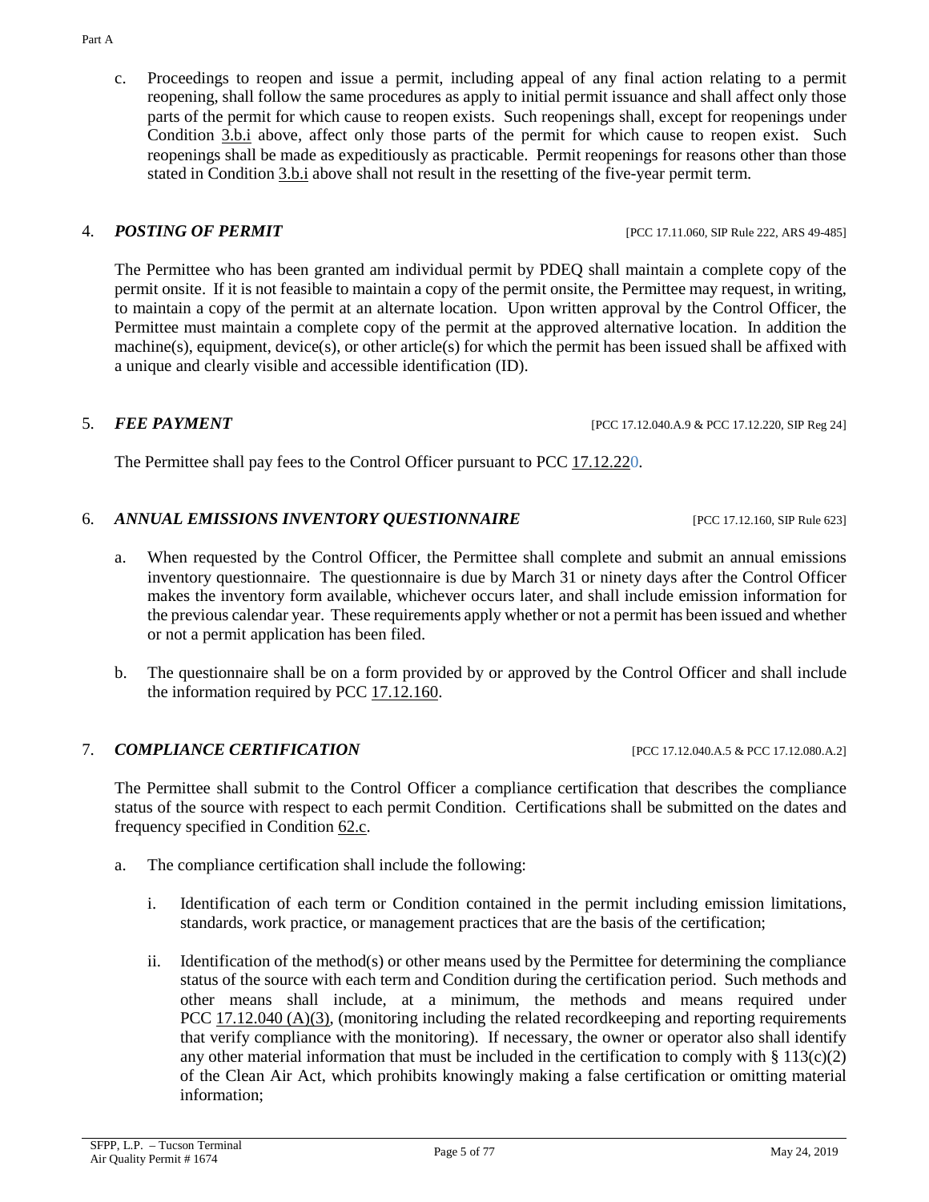c. Proceedings to reopen and issue a permit, including appeal of any final action relating to a permit reopening, shall follow the same procedures as apply to initial permit issuance and shall affect only those parts of the permit for which cause to reopen exists. Such reopenings shall, except for reopenings under Condition 3.b.i above, affect only those parts of the permit for which cause to reopen exist. Such reopenings shall be made as expeditiously as practicable. Permit reopenings for reasons other than those stated in Condition 3.b.i above shall not result in the resetting of the five-year permit term.

4. ***POSTING OF PERMIT*** [PCC 17.11.060, SIP Rule 222, ARS 49-485]

The Permittee who has been granted am individual permit by PDEQ shall maintain a complete copy of the permit onsite. If it is not feasible to maintain a copy of the permit onsite, the Permittee may request, in writing, to maintain a copy of the permit at an alternate location. Upon written approval by the Control Officer, the Permittee must maintain a complete copy of the permit at the approved alternative location. In addition the machine(s), equipment, device(s), or other article(s) for which the permit has been issued shall be affixed with a unique and clearly visible and accessible identification (ID).

5. ***FEE PAYMENT*** [PCC 17.12.040.A.9 & PCC 17.12.220, SIP Reg 24]

The Permittee shall pay fees to the Control Officer pursuant to PCC 17.12.220.

6. ***ANNUAL EMISSIONS INVENTORY QUESTIONNAIRE*** [PCC 17.12.160, SIP Rule 623]

a. When requested by the Control Officer, the Permittee shall complete and submit an annual emissions inventory questionnaire. The questionnaire is due by March 31 or ninety days after the Control Officer makes the inventory form available, whichever occurs later, and shall include emission information for the previous calendar year. These requirements apply whether or not a permit has been issued and whether or not a permit application has been filed.

b. The questionnaire shall be on a form provided by or approved by the Control Officer and shall include the information required by PCC 17.12.160.

7. ***COMPLIANCE CERTIFICATION*** [PCC 17.12.040.A.5 & PCC 17.12.080.A.2]

The Permittee shall submit to the Control Officer a compliance certification that describes the compliance status of the source with respect to each permit Condition. Certifications shall be submitted on the dates and frequency specified in Condition 62.c.

a. The compliance certification shall include the following:

   i. Identification of each term or Condition contained in the permit including emission limitations, standards, work practice, or management practices that are the basis of the certification;

   ii. Identification of the method(s) or other means used by the Permittee for determining the compliance status of the source with each term and Condition during the certification period. Such methods and other means shall include, at a minimum, the methods and means required under PCC 17.12.040 (A)(3), (monitoring including the related recordkeeping and reporting requirements that verify compliance with the monitoring). If necessary, the owner or operator also shall identify any other material information that must be included in the certification to comply with § 113(c)(2) of the Clean Air Act, which prohibits knowingly making a false certification or omitting material information;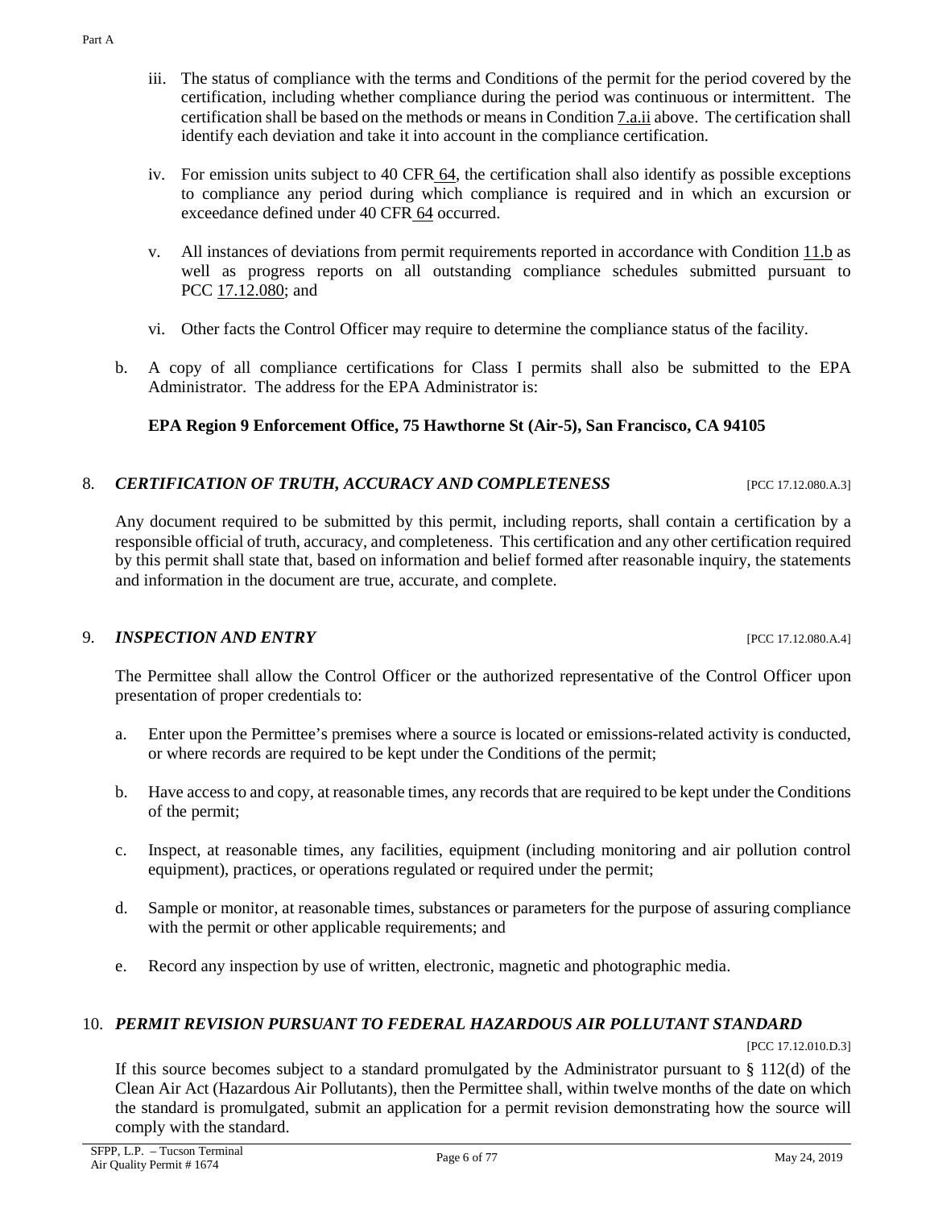iii. The status of compliance with the terms and Conditions of the permit for the period covered by the certification, including whether compliance during the period was continuous or intermittent. The certification shall be based on the methods or means in Condition 7.a.ii above. The certification shall identify each deviation and take it into account in the compliance certification.

iv. For emission units subject to 40 CFR 64, the certification shall also identify as possible exceptions to compliance any period during which compliance is required and in which an excursion or exceedance defined under 40 CFR 64 occurred.

v. All instances of deviations from permit requirements reported in accordance with Condition 11.b as well as progress reports on all outstanding compliance schedules submitted pursuant to PCC 17.12.080; and

vi. Other facts the Control Officer may require to determine the compliance status of the facility.

b. A copy of all compliance certifications for Class I permits shall also be submitted to the EPA Administrator. The address for the EPA Administrator is:

**EPA Region 9 Enforcement Office, 75 Hawthorne St (Air-5), San Francisco, CA 94105**

## 8. ***CERTIFICATION OF TRUTH, ACCURACY AND COMPLETENESS*** [PCC 17.12.080.A.3]

Any document required to be submitted by this permit, including reports, shall contain a certification by a responsible official of truth, accuracy, and completeness. This certification and any other certification required by this permit shall state that, based on information and belief formed after reasonable inquiry, the statements and information in the document are true, accurate, and complete.

## 9. ***INSPECTION AND ENTRY*** [PCC 17.12.080.A.4]

The Permittee shall allow the Control Officer or the authorized representative of the Control Officer upon presentation of proper credentials to:

a. Enter upon the Permittee's premises where a source is located or emissions-related activity is conducted, or where records are required to be kept under the Conditions of the permit;

b. Have access to and copy, at reasonable times, any records that are required to be kept under the Conditions of the permit;

c. Inspect, at reasonable times, any facilities, equipment (including monitoring and air pollution control equipment), practices, or operations regulated or required under the permit;

d. Sample or monitor, at reasonable times, substances or parameters for the purpose of assuring compliance with the permit or other applicable requirements; and

e. Record any inspection by use of written, electronic, magnetic and photographic media.

## 10. ***PERMIT REVISION PURSUANT TO FEDERAL HAZARDOUS AIR POLLUTANT STANDARD***

[PCC 17.12.010.D.3]

If this source becomes subject to a standard promulgated by the Administrator pursuant to § 112(d) of the Clean Air Act (Hazardous Air Pollutants), then the Permittee shall, within twelve months of the date on which the standard is promulgated, submit an application for a permit revision demonstrating how the source will comply with the standard.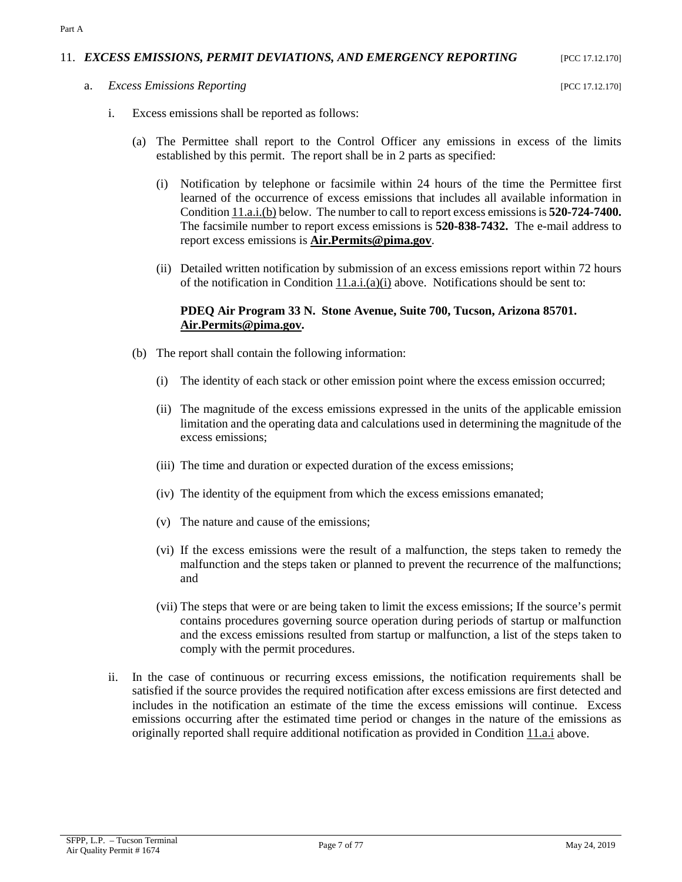## 11. *EXCESS EMISSIONS, PERMIT DEVIATIONS, AND EMERGENCY REPORTING* [PCC 17.12.170]

### a. *Excess Emissions Reporting* [PCC 17.12.170]

i. Excess emissions shall be reported as follows:

(a) The Permittee shall report to the Control Officer any emissions in excess of the limits established by this permit. The report shall be in 2 parts as specified:

(i) Notification by telephone or facsimile within 24 hours of the time the Permittee first learned of the occurrence of excess emissions that includes all available information in Condition 11.a.i.(b) below. The number to call to report excess emissions is **520-724-7400.** The facsimile number to report excess emissions is **520-838-7432.** The e-mail address to report excess emissions is **Air.Permits@pima.gov**.

(ii) Detailed written notification by submission of an excess emissions report within 72 hours of the notification in Condition 11.a.i.(a)(i) above. Notifications should be sent to:

**PDEQ Air Program 33 N. Stone Avenue, Suite 700, Tucson, Arizona 85701. Air.Permits@pima.gov.**

(b) The report shall contain the following information:

(i) The identity of each stack or other emission point where the excess emission occurred;

(ii) The magnitude of the excess emissions expressed in the units of the applicable emission limitation and the operating data and calculations used in determining the magnitude of the excess emissions;

(iii) The time and duration or expected duration of the excess emissions;

(iv) The identity of the equipment from which the excess emissions emanated;

(v) The nature and cause of the emissions;

(vi) If the excess emissions were the result of a malfunction, the steps taken to remedy the malfunction and the steps taken or planned to prevent the recurrence of the malfunctions; and

(vii) The steps that were or are being taken to limit the excess emissions; If the source's permit contains procedures governing source operation during periods of startup or malfunction and the excess emissions resulted from startup or malfunction, a list of the steps taken to comply with the permit procedures.

ii. In the case of continuous or recurring excess emissions, the notification requirements shall be satisfied if the source provides the required notification after excess emissions are first detected and includes in the notification an estimate of the time the excess emissions will continue. Excess emissions occurring after the estimated time period or changes in the nature of the emissions as originally reported shall require additional notification as provided in Condition 11.a.i above.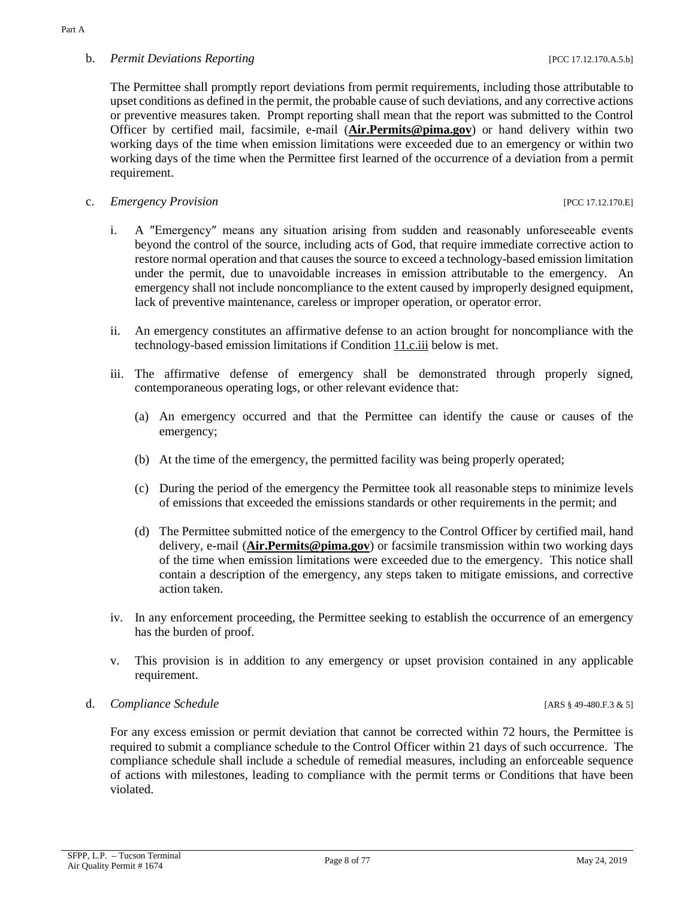b. *Permit Deviations Reporting* [PCC 17.12.170.A.5.b]

The Permittee shall promptly report deviations from permit requirements, including those attributable to upset conditions as defined in the permit, the probable cause of such deviations, and any corrective actions or preventive measures taken. Prompt reporting shall mean that the report was submitted to the Control Officer by certified mail, facsimile, e-mail (**Air.Permits@pima.gov**) or hand delivery within two working days of the time when emission limitations were exceeded due to an emergency or within two working days of the time when the Permittee first learned of the occurrence of a deviation from a permit requirement.

c. *Emergency Provision* [PCC 17.12.170.E]

i. A ″Emergency″ means any situation arising from sudden and reasonably unforeseeable events beyond the control of the source, including acts of God, that require immediate corrective action to restore normal operation and that causes the source to exceed a technology-based emission limitation under the permit, due to unavoidable increases in emission attributable to the emergency. An emergency shall not include noncompliance to the extent caused by improperly designed equipment, lack of preventive maintenance, careless or improper operation, or operator error.

ii. An emergency constitutes an affirmative defense to an action brought for noncompliance with the technology-based emission limitations if Condition 11.c.iii below is met.

iii. The affirmative defense of emergency shall be demonstrated through properly signed, contemporaneous operating logs, or other relevant evidence that:

(a) An emergency occurred and that the Permittee can identify the cause or causes of the emergency;

(b) At the time of the emergency, the permitted facility was being properly operated;

(c) During the period of the emergency the Permittee took all reasonable steps to minimize levels of emissions that exceeded the emissions standards or other requirements in the permit; and

(d) The Permittee submitted notice of the emergency to the Control Officer by certified mail, hand delivery, e-mail (**Air.Permits@pima.gov**) or facsimile transmission within two working days of the time when emission limitations were exceeded due to the emergency. This notice shall contain a description of the emergency, any steps taken to mitigate emissions, and corrective action taken.

iv. In any enforcement proceeding, the Permittee seeking to establish the occurrence of an emergency has the burden of proof.

v. This provision is in addition to any emergency or upset provision contained in any applicable requirement.

d. *Compliance Schedule* [ARS § 49-480.F.3 & 5]

For any excess emission or permit deviation that cannot be corrected within 72 hours, the Permittee is required to submit a compliance schedule to the Control Officer within 21 days of such occurrence. The compliance schedule shall include a schedule of remedial measures, including an enforceable sequence of actions with milestones, leading to compliance with the permit terms or Conditions that have been violated.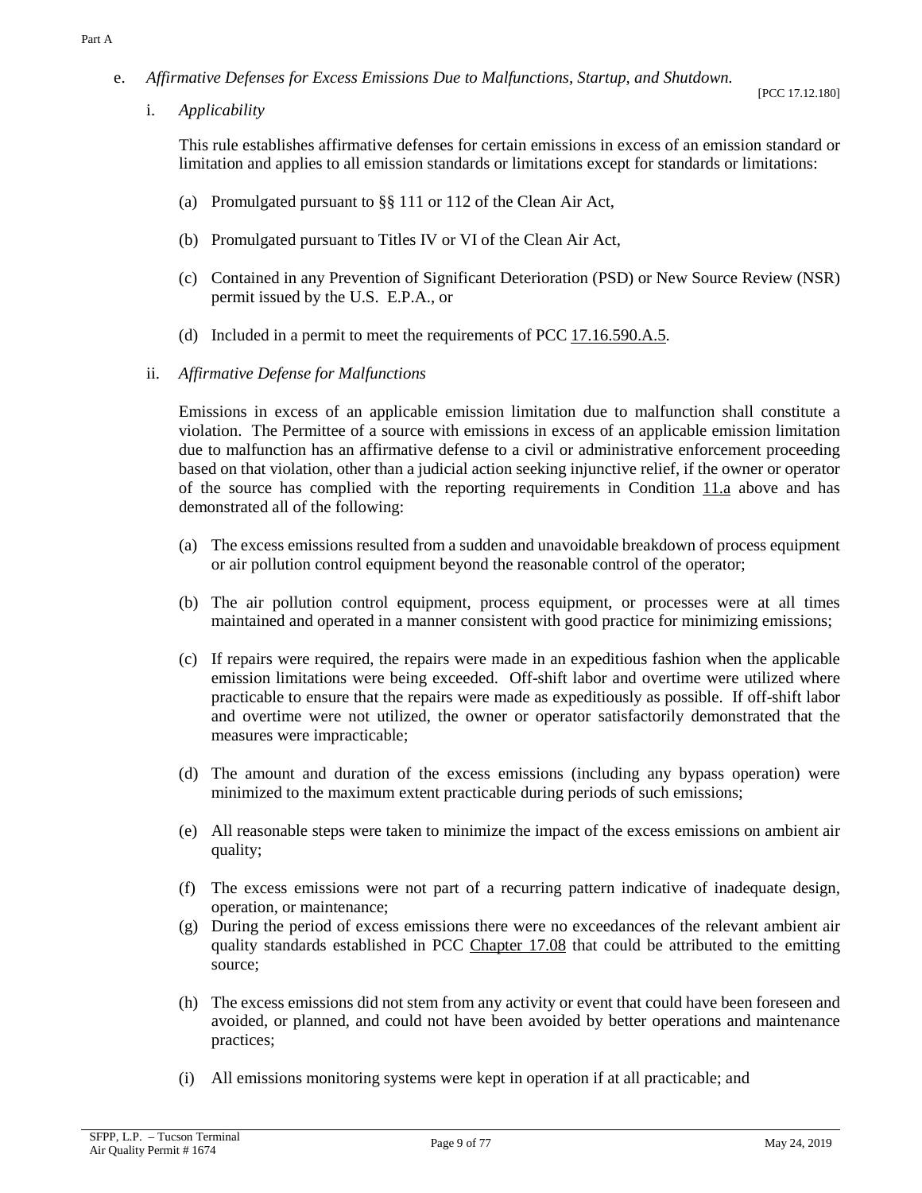e. *Affirmative Defenses for Excess Emissions Due to Malfunctions, Startup, and Shutdown.*

[PCC 17.12.180]

i. *Applicability*

This rule establishes affirmative defenses for certain emissions in excess of an emission standard or limitation and applies to all emission standards or limitations except for standards or limitations:

(a) Promulgated pursuant to §§ 111 or 112 of the Clean Air Act,

(b) Promulgated pursuant to Titles IV or VI of the Clean Air Act,

(c) Contained in any Prevention of Significant Deterioration (PSD) or New Source Review (NSR) permit issued by the U.S. E.P.A., or

(d) Included in a permit to meet the requirements of PCC 17.16.590.A.5.

ii. *Affirmative Defense for Malfunctions*

Emissions in excess of an applicable emission limitation due to malfunction shall constitute a violation. The Permittee of a source with emissions in excess of an applicable emission limitation due to malfunction has an affirmative defense to a civil or administrative enforcement proceeding based on that violation, other than a judicial action seeking injunctive relief, if the owner or operator of the source has complied with the reporting requirements in Condition 11.a above and has demonstrated all of the following:

(a) The excess emissions resulted from a sudden and unavoidable breakdown of process equipment or air pollution control equipment beyond the reasonable control of the operator;

(b) The air pollution control equipment, process equipment, or processes were at all times maintained and operated in a manner consistent with good practice for minimizing emissions;

(c) If repairs were required, the repairs were made in an expeditious fashion when the applicable emission limitations were being exceeded. Off-shift labor and overtime were utilized where practicable to ensure that the repairs were made as expeditiously as possible. If off-shift labor and overtime were not utilized, the owner or operator satisfactorily demonstrated that the measures were impracticable;

(d) The amount and duration of the excess emissions (including any bypass operation) were minimized to the maximum extent practicable during periods of such emissions;

(e) All reasonable steps were taken to minimize the impact of the excess emissions on ambient air quality;

(f) The excess emissions were not part of a recurring pattern indicative of inadequate design, operation, or maintenance;

(g) During the period of excess emissions there were no exceedances of the relevant ambient air quality standards established in PCC Chapter 17.08 that could be attributed to the emitting source;

(h) The excess emissions did not stem from any activity or event that could have been foreseen and avoided, or planned, and could not have been avoided by better operations and maintenance practices;

(i) All emissions monitoring systems were kept in operation if at all practicable; and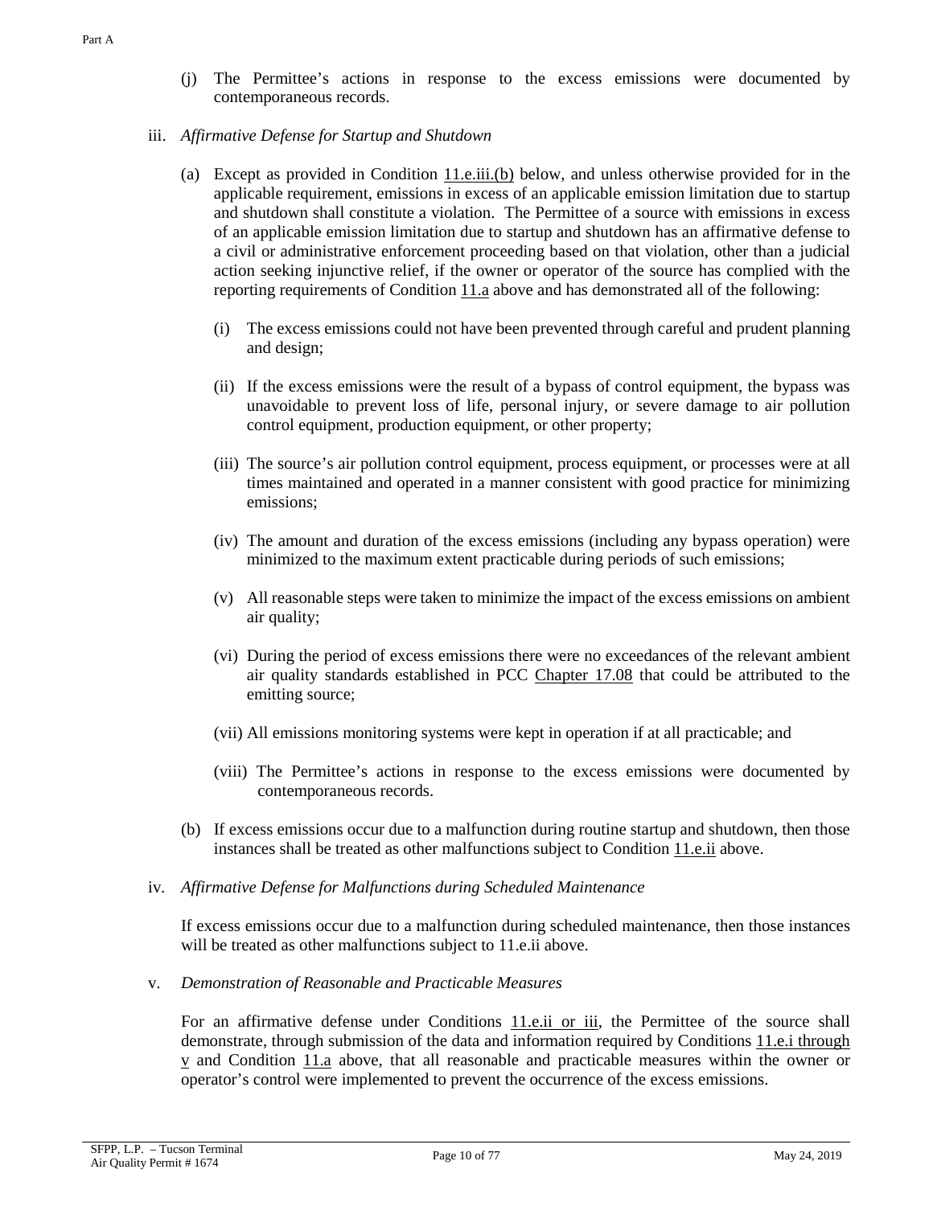(j) The Permittee's actions in response to the excess emissions were documented by contemporaneous records.

iii. *Affirmative Defense for Startup and Shutdown*

(a) Except as provided in Condition 11.e.iii.(b) below, and unless otherwise provided for in the applicable requirement, emissions in excess of an applicable emission limitation due to startup and shutdown shall constitute a violation. The Permittee of a source with emissions in excess of an applicable emission limitation due to startup and shutdown has an affirmative defense to a civil or administrative enforcement proceeding based on that violation, other than a judicial action seeking injunctive relief, if the owner or operator of the source has complied with the reporting requirements of Condition 11.a above and has demonstrated all of the following:

(i) The excess emissions could not have been prevented through careful and prudent planning and design;

(ii) If the excess emissions were the result of a bypass of control equipment, the bypass was unavoidable to prevent loss of life, personal injury, or severe damage to air pollution control equipment, production equipment, or other property;

(iii) The source's air pollution control equipment, process equipment, or processes were at all times maintained and operated in a manner consistent with good practice for minimizing emissions;

(iv) The amount and duration of the excess emissions (including any bypass operation) were minimized to the maximum extent practicable during periods of such emissions;

(v) All reasonable steps were taken to minimize the impact of the excess emissions on ambient air quality;

(vi) During the period of excess emissions there were no exceedances of the relevant ambient air quality standards established in PCC Chapter 17.08 that could be attributed to the emitting source;

(vii) All emissions monitoring systems were kept in operation if at all practicable; and

(viii) The Permittee's actions in response to the excess emissions were documented by contemporaneous records.

(b) If excess emissions occur due to a malfunction during routine startup and shutdown, then those instances shall be treated as other malfunctions subject to Condition 11.e.ii above.

iv. *Affirmative Defense for Malfunctions during Scheduled Maintenance*

If excess emissions occur due to a malfunction during scheduled maintenance, then those instances will be treated as other malfunctions subject to 11.e.ii above.

v. *Demonstration of Reasonable and Practicable Measures*

For an affirmative defense under Conditions 11.e.ii or iii, the Permittee of the source shall demonstrate, through submission of the data and information required by Conditions 11.e.i through v and Condition 11.a above, that all reasonable and practicable measures within the owner or operator's control were implemented to prevent the occurrence of the excess emissions.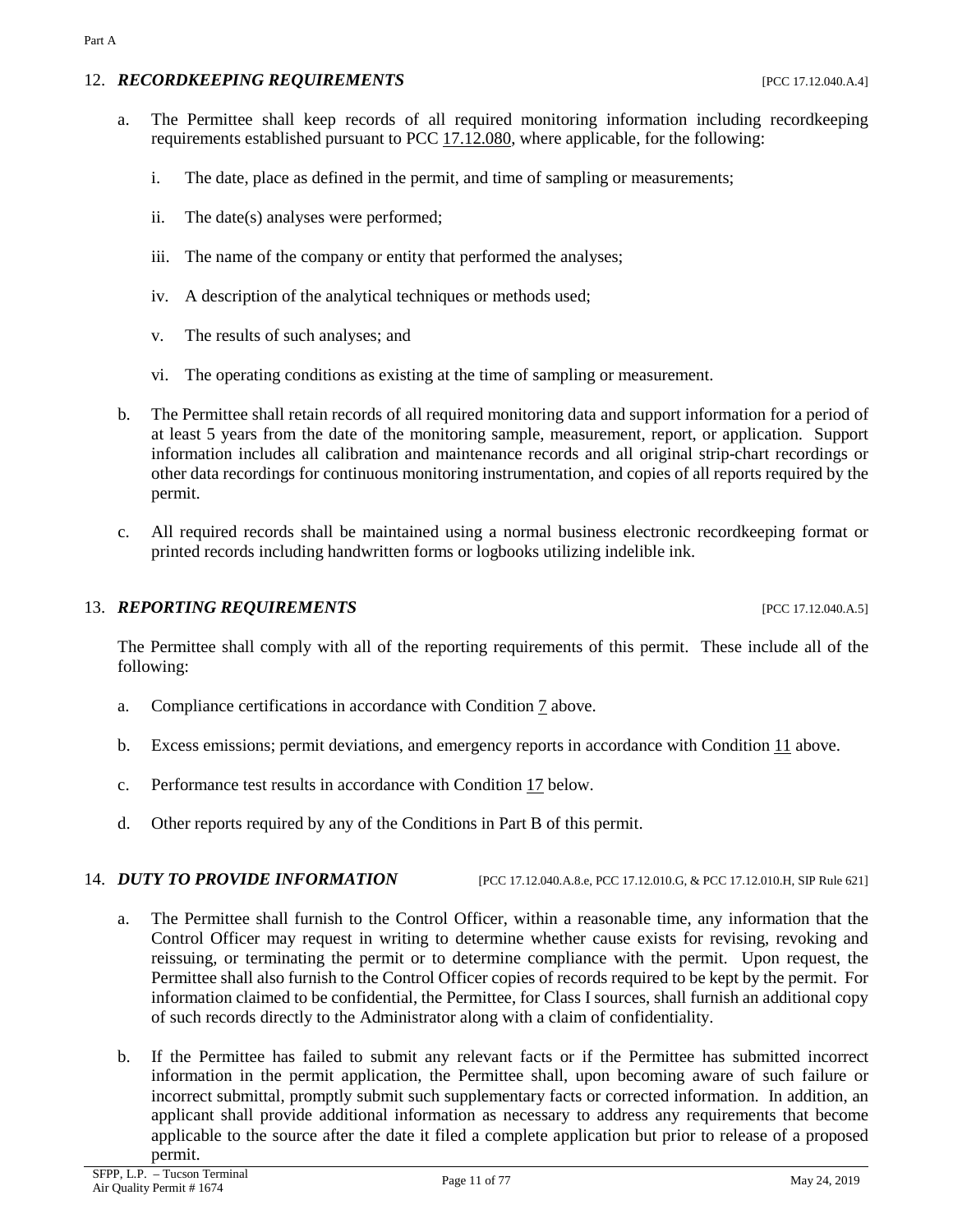## 12. ***RECORDKEEPING REQUIREMENTS*** [PCC 17.12.040.A.4]

a. The Permittee shall keep records of all required monitoring information including recordkeeping requirements established pursuant to PCC 17.12.080, where applicable, for the following:

   i. The date, place as defined in the permit, and time of sampling or measurements;

   ii. The date(s) analyses were performed;

   iii. The name of the company or entity that performed the analyses;

   iv. A description of the analytical techniques or methods used;

   v. The results of such analyses; and

   vi. The operating conditions as existing at the time of sampling or measurement.

b. The Permittee shall retain records of all required monitoring data and support information for a period of at least 5 years from the date of the monitoring sample, measurement, report, or application. Support information includes all calibration and maintenance records and all original strip-chart recordings or other data recordings for continuous monitoring instrumentation, and copies of all reports required by the permit.

c. All required records shall be maintained using a normal business electronic recordkeeping format or printed records including handwritten forms or logbooks utilizing indelible ink.

## 13. ***REPORTING REQUIREMENTS*** [PCC 17.12.040.A.5]

The Permittee shall comply with all of the reporting requirements of this permit. These include all of the following:

a. Compliance certifications in accordance with Condition 7 above.

b. Excess emissions; permit deviations, and emergency reports in accordance with Condition 11 above.

c. Performance test results in accordance with Condition 17 below.

d. Other reports required by any of the Conditions in Part B of this permit.

## 14. ***DUTY TO PROVIDE INFORMATION*** [PCC 17.12.040.A.8.e, PCC 17.12.010.G, & PCC 17.12.010.H, SIP Rule 621]

a. The Permittee shall furnish to the Control Officer, within a reasonable time, any information that the Control Officer may request in writing to determine whether cause exists for revising, revoking and reissuing, or terminating the permit or to determine compliance with the permit. Upon request, the Permittee shall also furnish to the Control Officer copies of records required to be kept by the permit. For information claimed to be confidential, the Permittee, for Class I sources, shall furnish an additional copy of such records directly to the Administrator along with a claim of confidentiality.

b. If the Permittee has failed to submit any relevant facts or if the Permittee has submitted incorrect information in the permit application, the Permittee shall, upon becoming aware of such failure or incorrect submittal, promptly submit such supplementary facts or corrected information. In addition, an applicant shall provide additional information as necessary to address any requirements that become applicable to the source after the date it filed a complete application but prior to release of a proposed permit.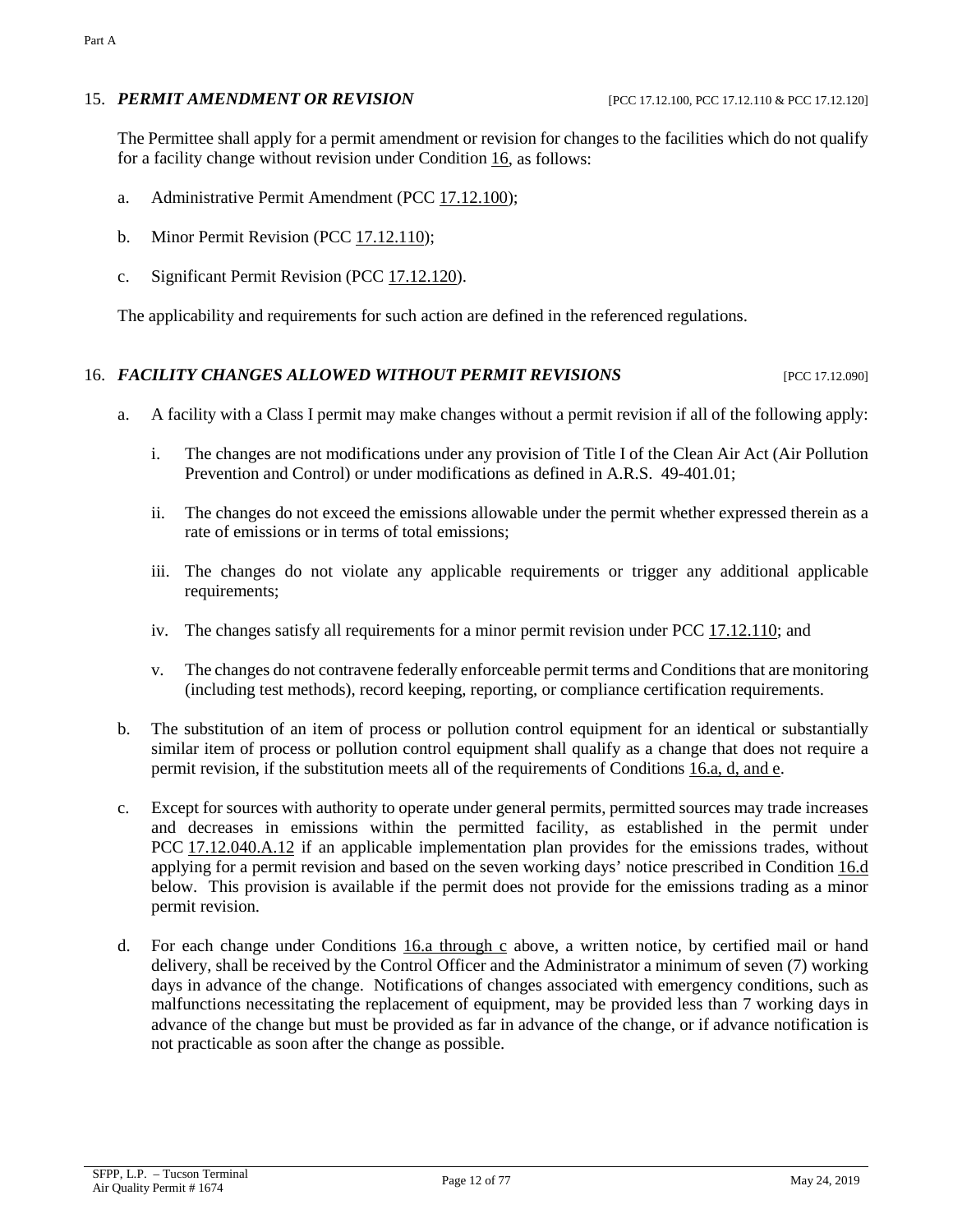## 15. ***PERMIT AMENDMENT OR REVISION*** [PCC 17.12.100, PCC 17.12.110 & PCC 17.12.120]

The Permittee shall apply for a permit amendment or revision for changes to the facilities which do not qualify for a facility change without revision under Condition 16, as follows:

a. Administrative Permit Amendment (PCC 17.12.100);

b. Minor Permit Revision (PCC 17.12.110);

c. Significant Permit Revision (PCC 17.12.120).

The applicability and requirements for such action are defined in the referenced regulations.

## 16. ***FACILITY CHANGES ALLOWED WITHOUT PERMIT REVISIONS*** [PCC 17.12.090]

a. A facility with a Class I permit may make changes without a permit revision if all of the following apply:

   i. The changes are not modifications under any provision of Title I of the Clean Air Act (Air Pollution Prevention and Control) or under modifications as defined in A.R.S. 49-401.01;

   ii. The changes do not exceed the emissions allowable under the permit whether expressed therein as a rate of emissions or in terms of total emissions;

   iii. The changes do not violate any applicable requirements or trigger any additional applicable requirements;

   iv. The changes satisfy all requirements for a minor permit revision under PCC 17.12.110; and

   v. The changes do not contravene federally enforceable permit terms and Conditions that are monitoring (including test methods), record keeping, reporting, or compliance certification requirements.

b. The substitution of an item of process or pollution control equipment for an identical or substantially similar item of process or pollution control equipment shall qualify as a change that does not require a permit revision, if the substitution meets all of the requirements of Conditions 16.a, d, and e.

c. Except for sources with authority to operate under general permits, permitted sources may trade increases and decreases in emissions within the permitted facility, as established in the permit under PCC 17.12.040.A.12 if an applicable implementation plan provides for the emissions trades, without applying for a permit revision and based on the seven working days' notice prescribed in Condition 16.d below. This provision is available if the permit does not provide for the emissions trading as a minor permit revision.

d. For each change under Conditions 16.a through c above, a written notice, by certified mail or hand delivery, shall be received by the Control Officer and the Administrator a minimum of seven (7) working days in advance of the change. Notifications of changes associated with emergency conditions, such as malfunctions necessitating the replacement of equipment, may be provided less than 7 working days in advance of the change but must be provided as far in advance of the change, or if advance notification is not practicable as soon after the change as possible.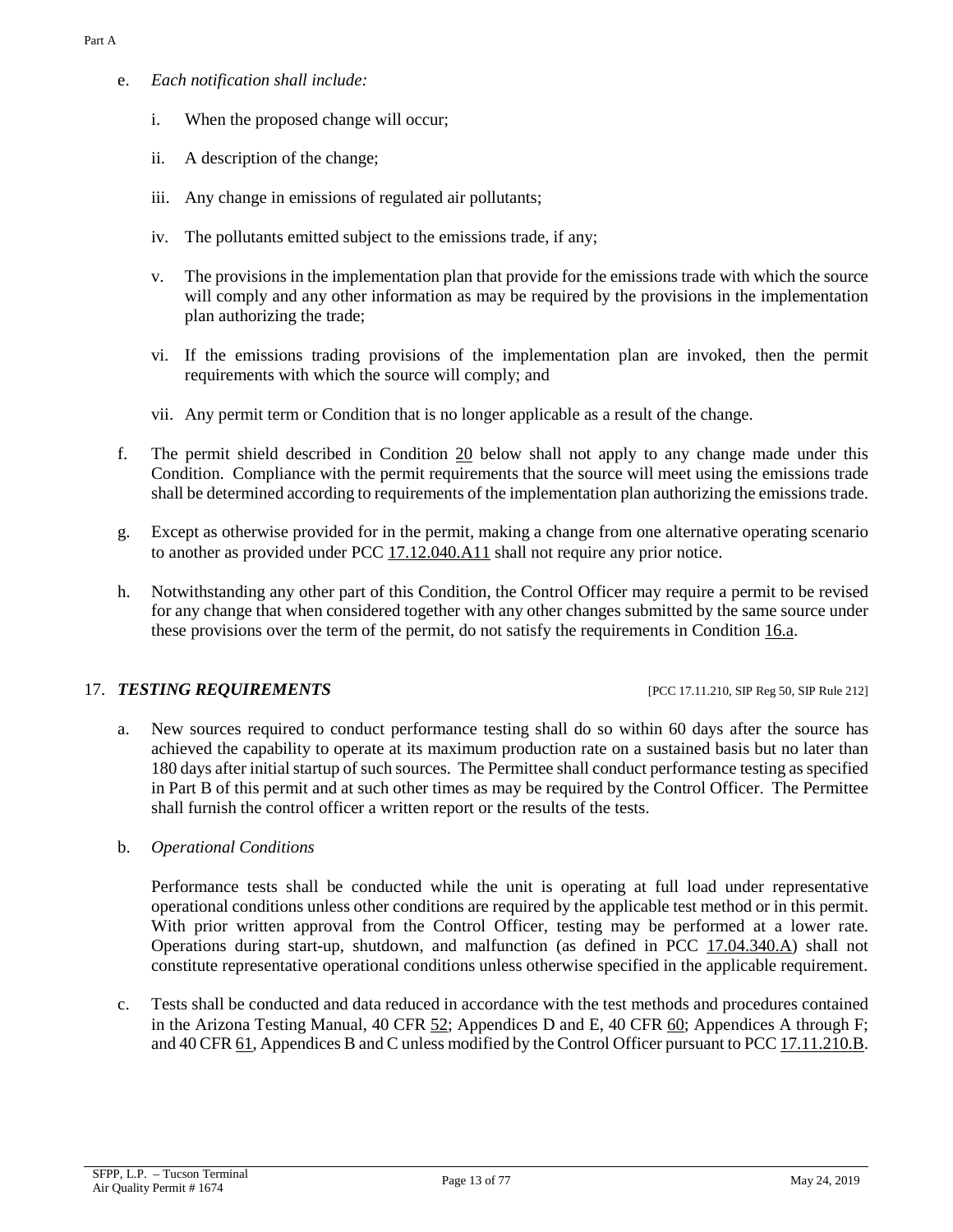e. *Each notification shall include:*

   i. When the proposed change will occur;

   ii. A description of the change;

   iii. Any change in emissions of regulated air pollutants;

   iv. The pollutants emitted subject to the emissions trade, if any;

   v. The provisions in the implementation plan that provide for the emissions trade with which the source will comply and any other information as may be required by the provisions in the implementation plan authorizing the trade;

   vi. If the emissions trading provisions of the implementation plan are invoked, then the permit requirements with which the source will comply; and

   vii. Any permit term or Condition that is no longer applicable as a result of the change.

f. The permit shield described in Condition 20 below shall not apply to any change made under this Condition. Compliance with the permit requirements that the source will meet using the emissions trade shall be determined according to requirements of the implementation plan authorizing the emissions trade.

g. Except as otherwise provided for in the permit, making a change from one alternative operating scenario to another as provided under PCC 17.12.040.A11 shall not require any prior notice.

h. Notwithstanding any other part of this Condition, the Control Officer may require a permit to be revised for any change that when considered together with any other changes submitted by the same source under these provisions over the term of the permit, do not satisfy the requirements in Condition 16.a.

## 17. *TESTING REQUIREMENTS* [PCC 17.11.210, SIP Reg 50, SIP Rule 212]

a. New sources required to conduct performance testing shall do so within 60 days after the source has achieved the capability to operate at its maximum production rate on a sustained basis but no later than 180 days after initial startup of such sources. The Permittee shall conduct performance testing as specified in Part B of this permit and at such other times as may be required by the Control Officer. The Permittee shall furnish the control officer a written report or the results of the tests.

b. *Operational Conditions*

   Performance tests shall be conducted while the unit is operating at full load under representative operational conditions unless other conditions are required by the applicable test method or in this permit. With prior written approval from the Control Officer, testing may be performed at a lower rate. Operations during start-up, shutdown, and malfunction (as defined in PCC 17.04.340.A) shall not constitute representative operational conditions unless otherwise specified in the applicable requirement.

c. Tests shall be conducted and data reduced in accordance with the test methods and procedures contained in the Arizona Testing Manual, 40 CFR 52; Appendices D and E, 40 CFR 60; Appendices A through F; and 40 CFR 61, Appendices B and C unless modified by the Control Officer pursuant to PCC 17.11.210.B.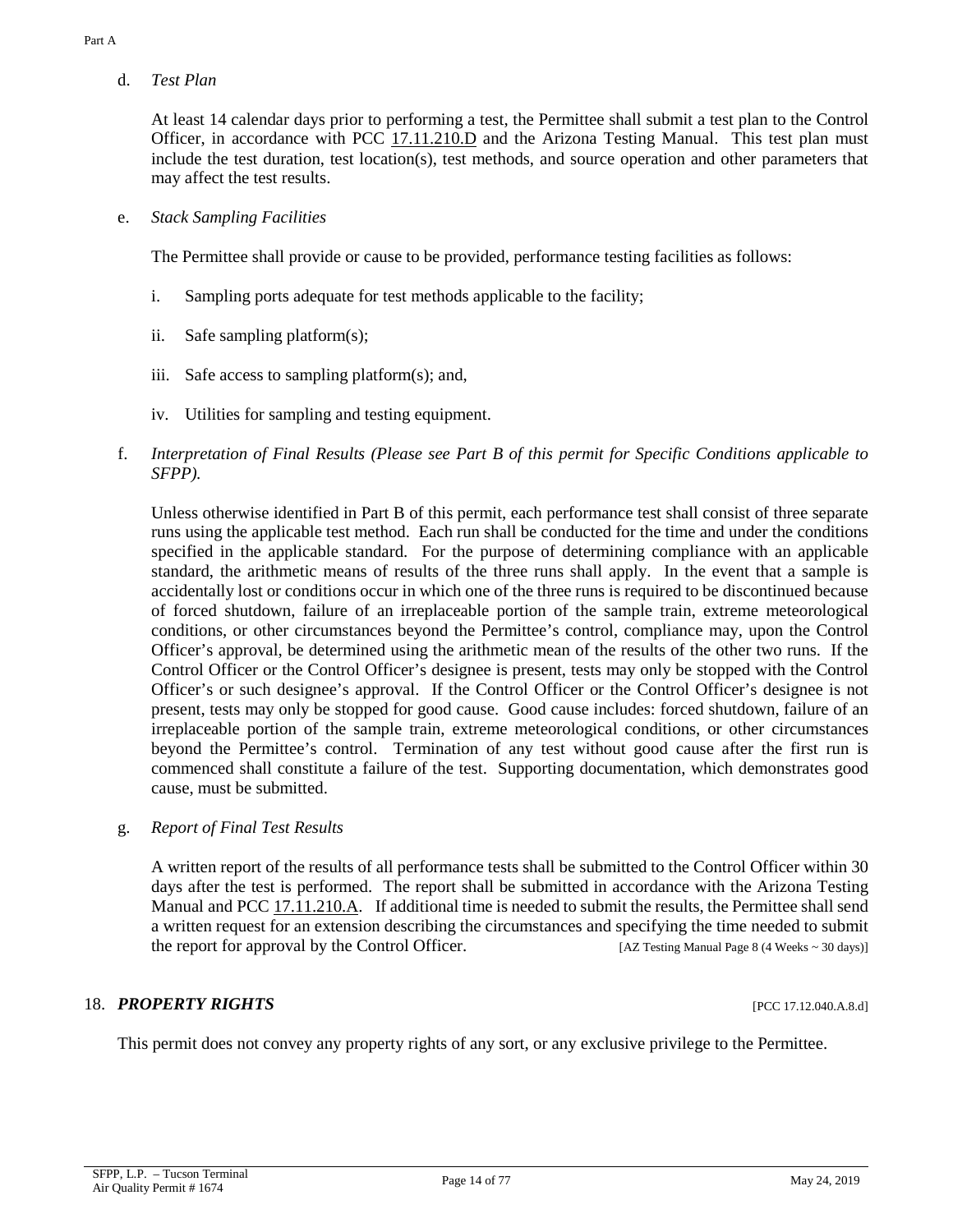d. *Test Plan*

At least 14 calendar days prior to performing a test, the Permittee shall submit a test plan to the Control Officer, in accordance with PCC 17.11.210.D and the Arizona Testing Manual. This test plan must include the test duration, test location(s), test methods, and source operation and other parameters that may affect the test results.

e. *Stack Sampling Facilities*

The Permittee shall provide or cause to be provided, performance testing facilities as follows:

i. Sampling ports adequate for test methods applicable to the facility;

ii. Safe sampling platform(s);

iii. Safe access to sampling platform(s); and,

iv. Utilities for sampling and testing equipment.

f. *Interpretation of Final Results (Please see Part B of this permit for Specific Conditions applicable to SFPP).*

Unless otherwise identified in Part B of this permit, each performance test shall consist of three separate runs using the applicable test method. Each run shall be conducted for the time and under the conditions specified in the applicable standard. For the purpose of determining compliance with an applicable standard, the arithmetic means of results of the three runs shall apply. In the event that a sample is accidentally lost or conditions occur in which one of the three runs is required to be discontinued because of forced shutdown, failure of an irreplaceable portion of the sample train, extreme meteorological conditions, or other circumstances beyond the Permittee's control, compliance may, upon the Control Officer's approval, be determined using the arithmetic mean of the results of the other two runs. If the Control Officer or the Control Officer's designee is present, tests may only be stopped with the Control Officer's or such designee's approval. If the Control Officer or the Control Officer's designee is not present, tests may only be stopped for good cause. Good cause includes: forced shutdown, failure of an irreplaceable portion of the sample train, extreme meteorological conditions, or other circumstances beyond the Permittee's control. Termination of any test without good cause after the first run is commenced shall constitute a failure of the test. Supporting documentation, which demonstrates good cause, must be submitted.

g. *Report of Final Test Results*

A written report of the results of all performance tests shall be submitted to the Control Officer within 30 days after the test is performed. The report shall be submitted in accordance with the Arizona Testing Manual and PCC 17.11.210.A. If additional time is needed to submit the results, the Permittee shall send a written request for an extension describing the circumstances and specifying the time needed to submit the report for approval by the Control Officer. [AZ Testing Manual Page 8 (4 Weeks ~ 30 days)]

## 18. ***PROPERTY RIGHTS*** [PCC 17.12.040.A.8.d]

This permit does not convey any property rights of any sort, or any exclusive privilege to the Permittee.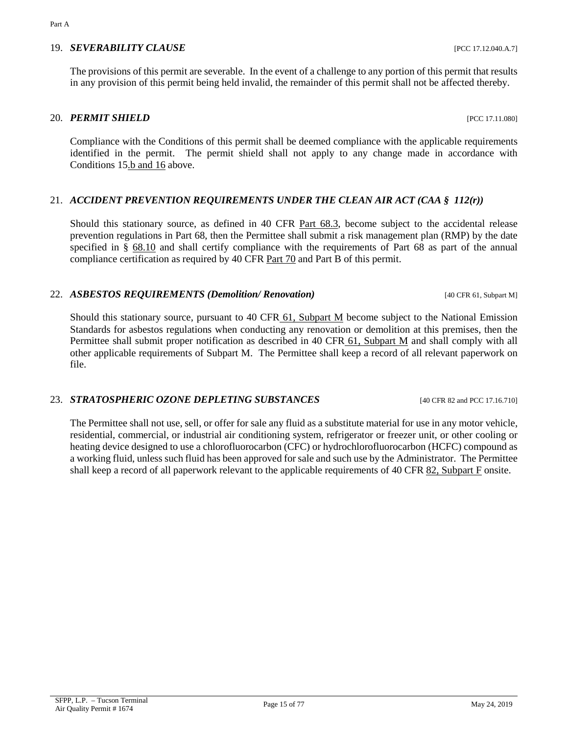19. ***SEVERABILITY CLAUSE*** [PCC 17.12.040.A.7]

The provisions of this permit are severable. In the event of a challenge to any portion of this permit that results in any provision of this permit being held invalid, the remainder of this permit shall not be affected thereby.

20. ***PERMIT SHIELD*** [PCC 17.11.080]

Compliance with the Conditions of this permit shall be deemed compliance with the applicable requirements identified in the permit. The permit shield shall not apply to any change made in accordance with Conditions 15.b and 16 above.

21. ***ACCIDENT PREVENTION REQUIREMENTS UNDER THE CLEAN AIR ACT (CAA § 112(r))***

Should this stationary source, as defined in 40 CFR Part 68.3, become subject to the accidental release prevention regulations in Part 68, then the Permittee shall submit a risk management plan (RMP) by the date specified in § 68.10 and shall certify compliance with the requirements of Part 68 as part of the annual compliance certification as required by 40 CFR Part 70 and Part B of this permit.

22. ***ASBESTOS REQUIREMENTS (Demolition/ Renovation)*** [40 CFR 61, Subpart M]

Should this stationary source, pursuant to 40 CFR 61, Subpart M become subject to the National Emission Standards for asbestos regulations when conducting any renovation or demolition at this premises, then the Permittee shall submit proper notification as described in 40 CFR 61, Subpart M and shall comply with all other applicable requirements of Subpart M. The Permittee shall keep a record of all relevant paperwork on file.

23. ***STRATOSPHERIC OZONE DEPLETING SUBSTANCES*** [40 CFR 82 and PCC 17.16.710]

The Permittee shall not use, sell, or offer for sale any fluid as a substitute material for use in any motor vehicle, residential, commercial, or industrial air conditioning system, refrigerator or freezer unit, or other cooling or heating device designed to use a chlorofluorocarbon (CFC) or hydrochlorofluorocarbon (HCFC) compound as a working fluid, unless such fluid has been approved for sale and such use by the Administrator. The Permittee shall keep a record of all paperwork relevant to the applicable requirements of 40 CFR 82, Subpart F onsite.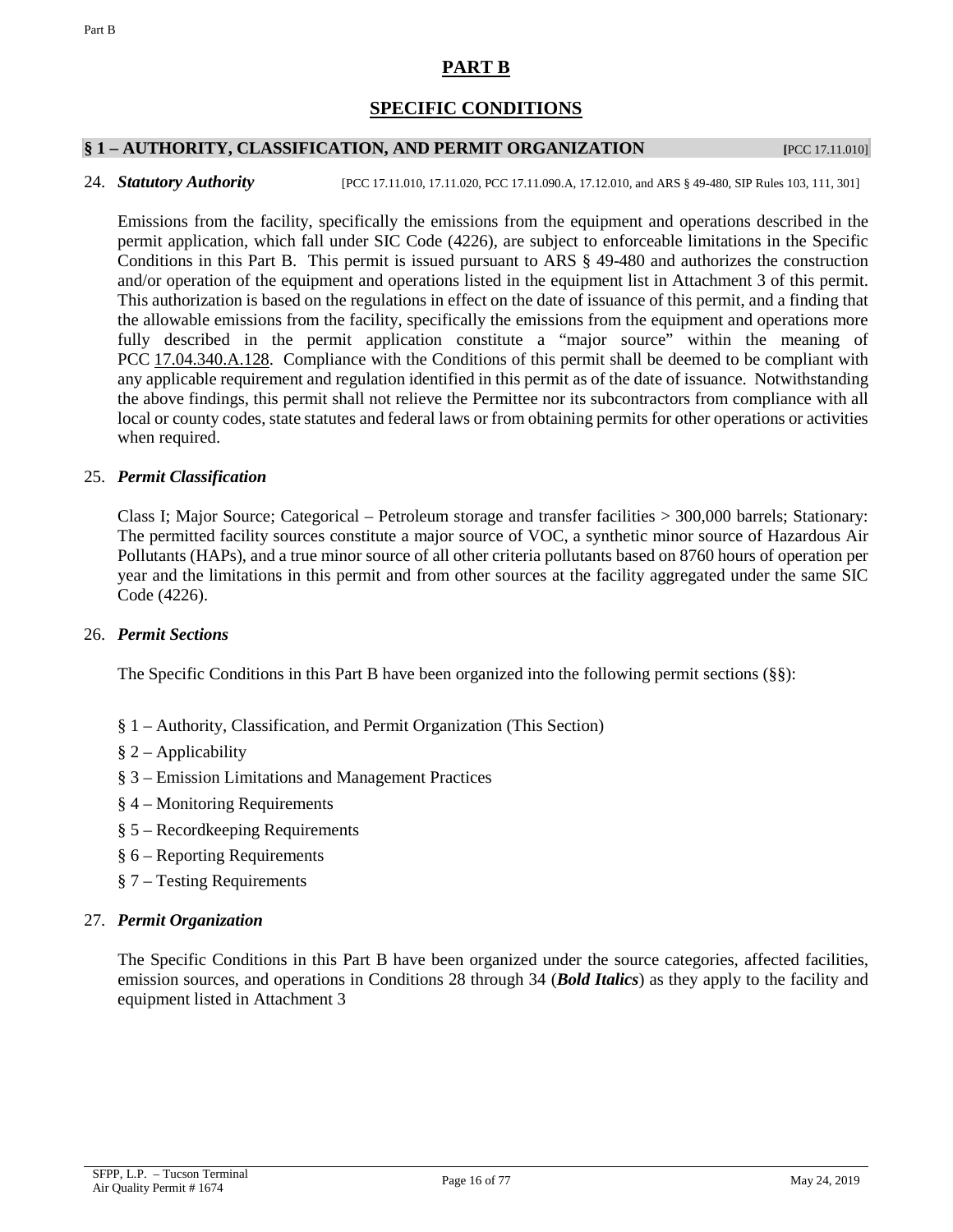# PART B

## SPECIFIC CONDITIONS

### § 1 – AUTHORITY, CLASSIFICATION, AND PERMIT ORGANIZATION [PCC 17.11.010]

24. ***Statutory Authority*** [PCC 17.11.010, 17.11.020, PCC 17.11.090.A, 17.12.010, and ARS § 49-480, SIP Rules 103, 111, 301]

    Emissions from the facility, specifically the emissions from the equipment and operations described in the permit application, which fall under SIC Code (4226), are subject to enforceable limitations in the Specific Conditions in this Part B. This permit is issued pursuant to ARS § 49-480 and authorizes the construction and/or operation of the equipment and operations listed in the equipment list in Attachment 3 of this permit. This authorization is based on the regulations in effect on the date of issuance of this permit, and a finding that the allowable emissions from the facility, specifically the emissions from the equipment and operations more fully described in the permit application constitute a "major source" within the meaning of PCC 17.04.340.A.128. Compliance with the Conditions of this permit shall be deemed to be compliant with any applicable requirement and regulation identified in this permit as of the date of issuance. Notwithstanding the above findings, this permit shall not relieve the Permittee nor its subcontractors from compliance with all local or county codes, state statutes and federal laws or from obtaining permits for other operations or activities when required.

25. ***Permit Classification***

    Class I; Major Source; Categorical – Petroleum storage and transfer facilities > 300,000 barrels; Stationary: The permitted facility sources constitute a major source of VOC, a synthetic minor source of Hazardous Air Pollutants (HAPs), and a true minor source of all other criteria pollutants based on 8760 hours of operation per year and the limitations in this permit and from other sources at the facility aggregated under the same SIC Code (4226).

26. ***Permit Sections***

    The Specific Conditions in this Part B have been organized into the following permit sections (§§):

    § 1 – Authority, Classification, and Permit Organization (This Section)

    § 2 – Applicability

    § 3 – Emission Limitations and Management Practices

    § 4 – Monitoring Requirements

    § 5 – Recordkeeping Requirements

    § 6 – Reporting Requirements

    § 7 – Testing Requirements

27. ***Permit Organization***

    The Specific Conditions in this Part B have been organized under the source categories, affected facilities, emission sources, and operations in Conditions 28 through 34 (***Bold Italics***) as they apply to the facility and equipment listed in Attachment 3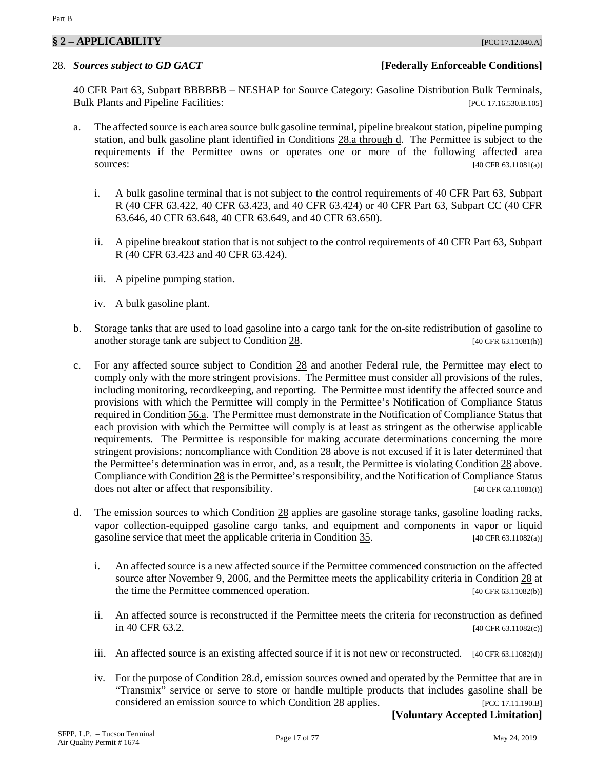## § 2 – APPLICABILITY [PCC 17.12.040.A]

28. ***Sources subject to GD GACT*** **[Federally Enforceable Conditions]**

40 CFR Part 63, Subpart BBBBBB – NESHAP for Source Category: Gasoline Distribution Bulk Terminals, Bulk Plants and Pipeline Facilities: [PCC 17.16.530.B.105]

a. The affected source is each area source bulk gasoline terminal, pipeline breakout station, pipeline pumping station, and bulk gasoline plant identified in Conditions 28.a through d. The Permittee is subject to the requirements if the Permittee owns or operates one or more of the following affected area sources: [40 CFR 63.11081(a)]

   i. A bulk gasoline terminal that is not subject to the control requirements of 40 CFR Part 63, Subpart R (40 CFR 63.422, 40 CFR 63.423, and 40 CFR 63.424) or 40 CFR Part 63, Subpart CC (40 CFR 63.646, 40 CFR 63.648, 40 CFR 63.649, and 40 CFR 63.650).

   ii. A pipeline breakout station that is not subject to the control requirements of 40 CFR Part 63, Subpart R (40 CFR 63.423 and 40 CFR 63.424).

   iii. A pipeline pumping station.

   iv. A bulk gasoline plant.

b. Storage tanks that are used to load gasoline into a cargo tank for the on-site redistribution of gasoline to another storage tank are subject to Condition 28. [40 CFR 63.11081(h)]

c. For any affected source subject to Condition 28 and another Federal rule, the Permittee may elect to comply only with the more stringent provisions. The Permittee must consider all provisions of the rules, including monitoring, recordkeeping, and reporting. The Permittee must identify the affected source and provisions with which the Permittee will comply in the Permittee's Notification of Compliance Status required in Condition 56.a. The Permittee must demonstrate in the Notification of Compliance Status that each provision with which the Permittee will comply is at least as stringent as the otherwise applicable requirements. The Permittee is responsible for making accurate determinations concerning the more stringent provisions; noncompliance with Condition 28 above is not excused if it is later determined that the Permittee's determination was in error, and, as a result, the Permittee is violating Condition 28 above. Compliance with Condition 28 is the Permittee's responsibility, and the Notification of Compliance Status does not alter or affect that responsibility. [40 CFR 63.11081(i)]

d. The emission sources to which Condition 28 applies are gasoline storage tanks, gasoline loading racks, vapor collection-equipped gasoline cargo tanks, and equipment and components in vapor or liquid gasoline service that meet the applicable criteria in Condition 35. [40 CFR 63.11082(a)]

   i. An affected source is a new affected source if the Permittee commenced construction on the affected source after November 9, 2006, and the Permittee meets the applicability criteria in Condition 28 at the time the Permittee commenced operation. [40 CFR 63.11082(b)]

   ii. An affected source is reconstructed if the Permittee meets the criteria for reconstruction as defined in 40 CFR 63.2. [40 CFR 63.11082(c)]

   iii. An affected source is an existing affected source if it is not new or reconstructed. [40 CFR 63.11082(d)]

   iv. For the purpose of Condition 28.d, emission sources owned and operated by the Permittee that are in "Transmix" service or serve to store or handle multiple products that includes gasoline shall be considered an emission source to which Condition 28 applies. [PCC 17.11.190.B]

   **[Voluntary Accepted Limitation]**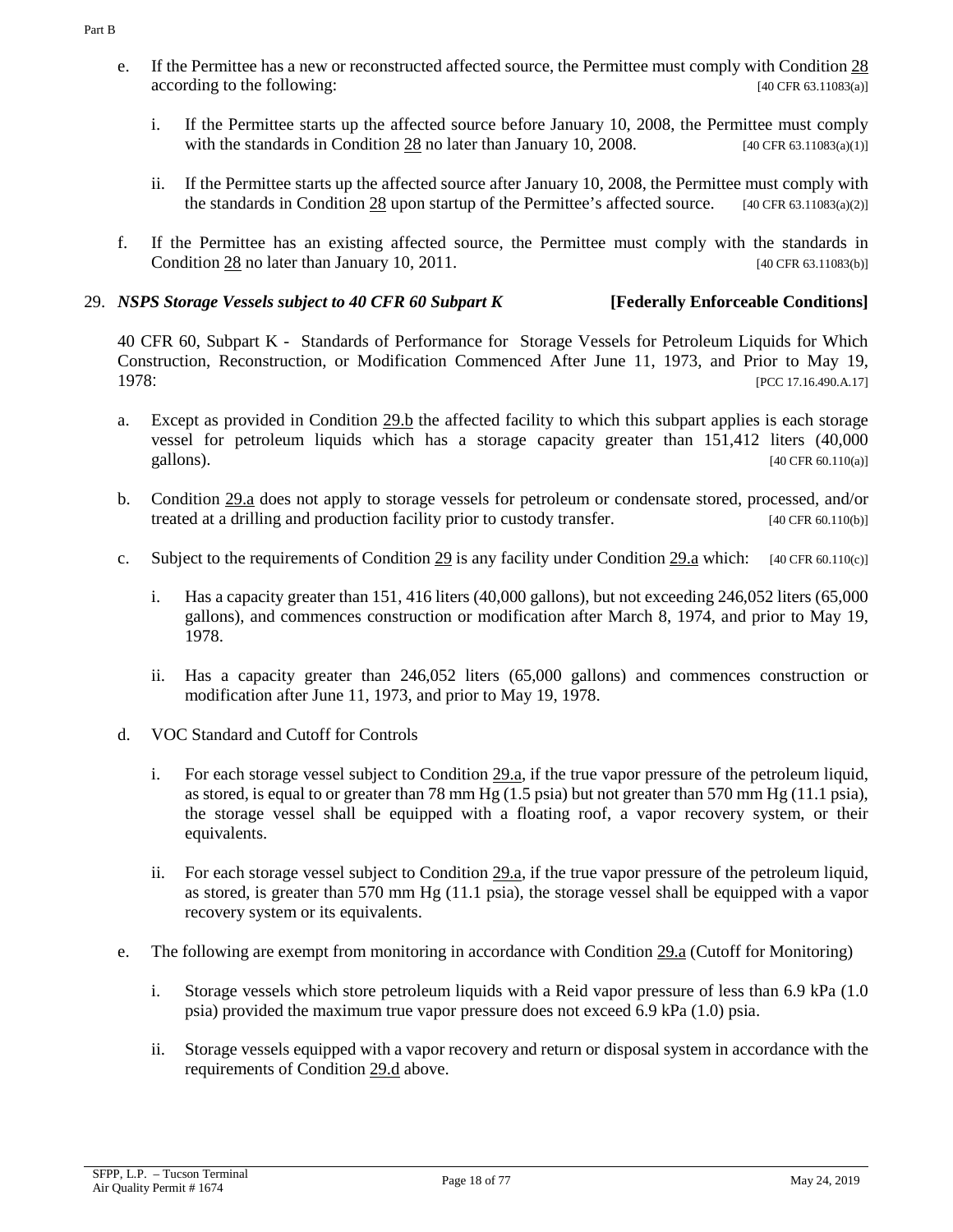e. If the Permittee has a new or reconstructed affected source, the Permittee must comply with Condition 28 according to the following: [40 CFR 63.11083(a)]

   i. If the Permittee starts up the affected source before January 10, 2008, the Permittee must comply with the standards in Condition 28 no later than January 10, 2008. [40 CFR 63.11083(a)(1)]

   ii. If the Permittee starts up the affected source after January 10, 2008, the Permittee must comply with the standards in Condition 28 upon startup of the Permittee's affected source. [40 CFR 63.11083(a)(2)]

f. If the Permittee has an existing affected source, the Permittee must comply with the standards in Condition 28 no later than January 10, 2011. [40 CFR 63.11083(b)]

29. ***NSPS Storage Vessels subject to 40 CFR 60 Subpart K*** **[Federally Enforceable Conditions]**

40 CFR 60, Subpart K - Standards of Performance for Storage Vessels for Petroleum Liquids for Which Construction, Reconstruction, or Modification Commenced After June 11, 1973, and Prior to May 19, 1978: [PCC 17.16.490.A.17]

a. Except as provided in Condition 29.b the affected facility to which this subpart applies is each storage vessel for petroleum liquids which has a storage capacity greater than 151,412 liters (40,000 gallons). [40 CFR 60.110(a)]

b. Condition 29.a does not apply to storage vessels for petroleum or condensate stored, processed, and/or treated at a drilling and production facility prior to custody transfer. [40 CFR 60.110(b)]

c. Subject to the requirements of Condition 29 is any facility under Condition 29.a which: [40 CFR 60.110(c)]

   i. Has a capacity greater than 151, 416 liters (40,000 gallons), but not exceeding 246,052 liters (65,000 gallons), and commences construction or modification after March 8, 1974, and prior to May 19, 1978.

   ii. Has a capacity greater than 246,052 liters (65,000 gallons) and commences construction or modification after June 11, 1973, and prior to May 19, 1978.

d. VOC Standard and Cutoff for Controls

   i. For each storage vessel subject to Condition 29.a, if the true vapor pressure of the petroleum liquid, as stored, is equal to or greater than 78 mm Hg (1.5 psia) but not greater than 570 mm Hg (11.1 psia), the storage vessel shall be equipped with a floating roof, a vapor recovery system, or their equivalents.

   ii. For each storage vessel subject to Condition 29.a, if the true vapor pressure of the petroleum liquid, as stored, is greater than 570 mm Hg (11.1 psia), the storage vessel shall be equipped with a vapor recovery system or its equivalents.

e. The following are exempt from monitoring in accordance with Condition 29.a (Cutoff for Monitoring)

   i. Storage vessels which store petroleum liquids with a Reid vapor pressure of less than 6.9 kPa (1.0 psia) provided the maximum true vapor pressure does not exceed 6.9 kPa (1.0) psia.

   ii. Storage vessels equipped with a vapor recovery and return or disposal system in accordance with the requirements of Condition 29.d above.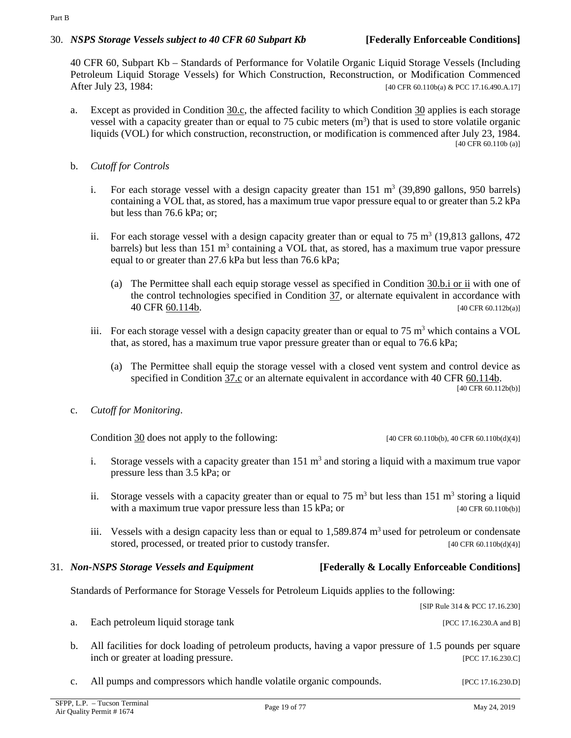Part B

## 30. *NSPS Storage Vessels subject to 40 CFR 60 Subpart Kb* **[Federally Enforceable Conditions]**

40 CFR 60, Subpart Kb – Standards of Performance for Volatile Organic Liquid Storage Vessels (Including Petroleum Liquid Storage Vessels) for Which Construction, Reconstruction, or Modification Commenced After July 23, 1984: [40 CFR 60.110b(a) & PCC 17.16.490.A.17]

a. Except as provided in Condition 30.c, the affected facility to which Condition 30 applies is each storage vessel with a capacity greater than or equal to 75 cubic meters ($m^3$) that is used to store volatile organic liquids (VOL) for which construction, reconstruction, or modification is commenced after July 23, 1984. [40 CFR 60.110b (a)]

b. *Cutoff for Controls*

   i. For each storage vessel with a design capacity greater than 151 $m^3$ (39,890 gallons, 950 barrels) containing a VOL that, as stored, has a maximum true vapor pressure equal to or greater than 5.2 kPa but less than 76.6 kPa; or;

   ii. For each storage vessel with a design capacity greater than or equal to 75 $m^3$ (19,813 gallons, 472 barrels) but less than 151 $m^3$ containing a VOL that, as stored, has a maximum true vapor pressure equal to or greater than 27.6 kPa but less than 76.6 kPa;

      (a) The Permittee shall each equip storage vessel as specified in Condition 30.b.i or ii with one of the control technologies specified in Condition 37, or alternate equivalent in accordance with 40 CFR 60.114b. [40 CFR 60.112b(a)]

   iii. For each storage vessel with a design capacity greater than or equal to 75 $m^3$ which contains a VOL that, as stored, has a maximum true vapor pressure greater than or equal to 76.6 kPa;

      (a) The Permittee shall equip the storage vessel with a closed vent system and control device as specified in Condition 37.c or an alternate equivalent in accordance with 40 CFR 60.114b. [40 CFR 60.112b(b)]

c. *Cutoff for Monitoring*.

   Condition 30 does not apply to the following: [40 CFR 60.110b(b), 40 CFR 60.110b(d)(4)]

   i. Storage vessels with a capacity greater than 151 $m^3$ and storing a liquid with a maximum true vapor pressure less than 3.5 kPa; or

   ii. Storage vessels with a capacity greater than or equal to 75 $m^3$ but less than 151 $m^3$ storing a liquid with a maximum true vapor pressure less than 15 kPa; or [40 CFR 60.110b(b)]

   iii. Vessels with a design capacity less than or equal to 1,589.874 $m^3$ used for petroleum or condensate stored, processed, or treated prior to custody transfer. [40 CFR 60.110b(d)(4)]

## 31. *Non-NSPS Storage Vessels and Equipment* **[Federally & Locally Enforceable Conditions]**

Standards of Performance for Storage Vessels for Petroleum Liquids applies to the following:

[SIP Rule 314 & PCC 17.16.230]

a. Each petroleum liquid storage tank [PCC 17.16.230.A and B]

b. All facilities for dock loading of petroleum products, having a vapor pressure of 1.5 pounds per square inch or greater at loading pressure. [PCC 17.16.230.C]

c. All pumps and compressors which handle volatile organic compounds. [PCC 17.16.230.D]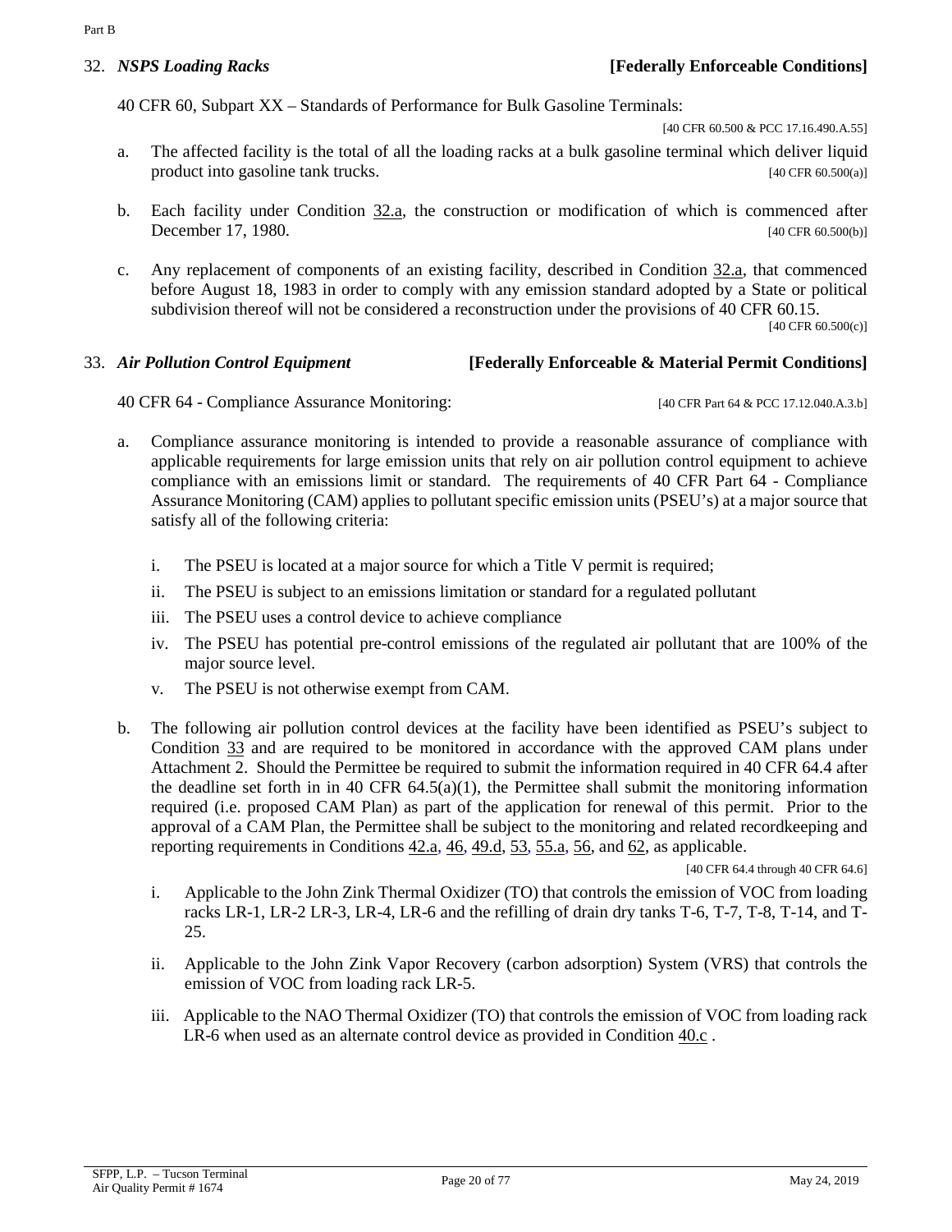## 32. *NSPS Loading Racks* **[Federally Enforceable Conditions]**

40 CFR 60, Subpart XX – Standards of Performance for Bulk Gasoline Terminals:

[40 CFR 60.500 & PCC 17.16.490.A.55]

a. The affected facility is the total of all the loading racks at a bulk gasoline terminal which deliver liquid product into gasoline tank trucks. [40 CFR 60.500(a)]

b. Each facility under Condition 32.a, the construction or modification of which is commenced after December 17, 1980. [40 CFR 60.500(b)]

c. Any replacement of components of an existing facility, described in Condition 32.a, that commenced before August 18, 1983 in order to comply with any emission standard adopted by a State or political subdivision thereof will not be considered a reconstruction under the provisions of 40 CFR 60.15. [40 CFR 60.500(c)]

## 33. *Air Pollution Control Equipment* **[Federally Enforceable & Material Permit Conditions]**

40 CFR 64 - Compliance Assurance Monitoring: [40 CFR Part 64 & PCC 17.12.040.A.3.b]

a. Compliance assurance monitoring is intended to provide a reasonable assurance of compliance with applicable requirements for large emission units that rely on air pollution control equipment to achieve compliance with an emissions limit or standard. The requirements of 40 CFR Part 64 - Compliance Assurance Monitoring (CAM) applies to pollutant specific emission units (PSEU's) at a major source that satisfy all of the following criteria:

   i. The PSEU is located at a major source for which a Title V permit is required;

   ii. The PSEU is subject to an emissions limitation or standard for a regulated pollutant

   iii. The PSEU uses a control device to achieve compliance

   iv. The PSEU has potential pre-control emissions of the regulated air pollutant that are 100% of the major source level.

   v. The PSEU is not otherwise exempt from CAM.

b. The following air pollution control devices at the facility have been identified as PSEU's subject to Condition 33 and are required to be monitored in accordance with the approved CAM plans under Attachment 2. Should the Permittee be required to submit the information required in 40 CFR 64.4 after the deadline set forth in in 40 CFR 64.5(a)(1), the Permittee shall submit the monitoring information required (i.e. proposed CAM Plan) as part of the application for renewal of this permit. Prior to the approval of a CAM Plan, the Permittee shall be subject to the monitoring and related recordkeeping and reporting requirements in Conditions 42.a, 46, 49.d, 53, 55.a, 56, and 62, as applicable.

[40 CFR 64.4 through 40 CFR 64.6]

   i. Applicable to the John Zink Thermal Oxidizer (TO) that controls the emission of VOC from loading racks LR-1, LR-2 LR-3, LR-4, LR-6 and the refilling of drain dry tanks T-6, T-7, T-8, T-14, and T-25.

   ii. Applicable to the John Zink Vapor Recovery (carbon adsorption) System (VRS) that controls the emission of VOC from loading rack LR-5.

   iii. Applicable to the NAO Thermal Oxidizer (TO) that controls the emission of VOC from loading rack LR-6 when used as an alternate control device as provided in Condition 40.c .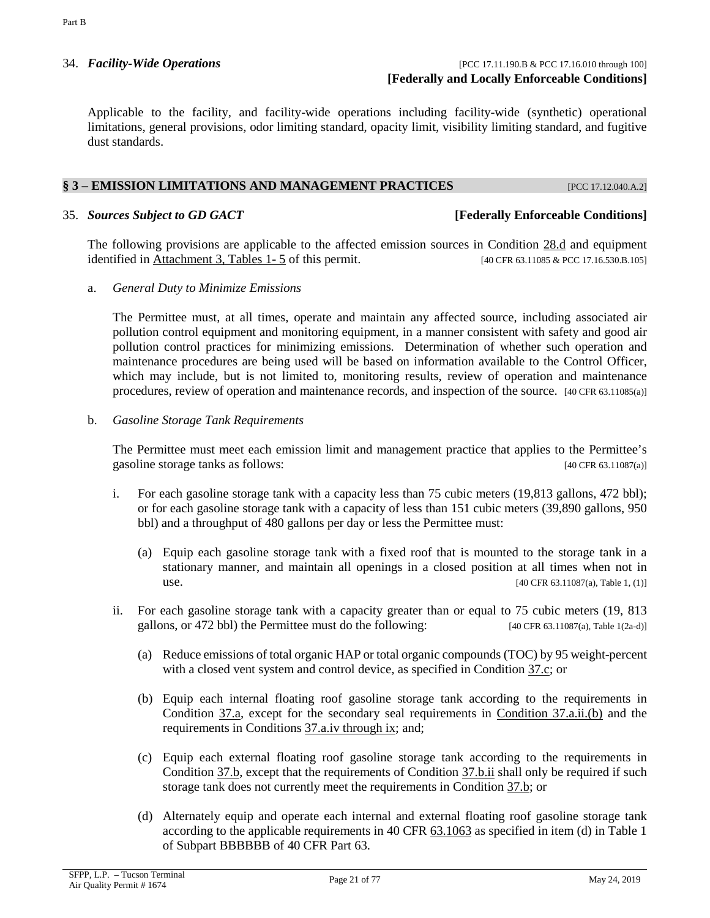34. ***Facility-Wide Operations*** [PCC 17.11.190.B & PCC 17.16.010 through 100]
**[Federally and Locally Enforceable Conditions]**

Applicable to the facility, and facility-wide operations including facility-wide (synthetic) operational limitations, general provisions, odor limiting standard, opacity limit, visibility limiting standard, and fugitive dust standards.

## § 3 – EMISSION LIMITATIONS AND MANAGEMENT PRACTICES [PCC 17.12.040.A.2]

35. ***Sources Subject to GD GACT*** **[Federally Enforceable Conditions]**

The following provisions are applicable to the affected emission sources in Condition 28.d and equipment identified in Attachment 3, Tables 1- 5 of this permit. [40 CFR 63.11085 & PCC 17.16.530.B.105]

a. *General Duty to Minimize Emissions*

The Permittee must, at all times, operate and maintain any affected source, including associated air pollution control equipment and monitoring equipment, in a manner consistent with safety and good air pollution control practices for minimizing emissions. Determination of whether such operation and maintenance procedures are being used will be based on information available to the Control Officer, which may include, but is not limited to, monitoring results, review of operation and maintenance procedures, review of operation and maintenance records, and inspection of the source. [40 CFR 63.11085(a)]

b. *Gasoline Storage Tank Requirements*

The Permittee must meet each emission limit and management practice that applies to the Permittee's gasoline storage tanks as follows: [40 CFR 63.11087(a)]

i. For each gasoline storage tank with a capacity less than 75 cubic meters (19,813 gallons, 472 bbl); or for each gasoline storage tank with a capacity of less than 151 cubic meters (39,890 gallons, 950 bbl) and a throughput of 480 gallons per day or less the Permittee must:

(a) Equip each gasoline storage tank with a fixed roof that is mounted to the storage tank in a stationary manner, and maintain all openings in a closed position at all times when not in use. [40 CFR 63.11087(a), Table 1, (1)]

ii. For each gasoline storage tank with a capacity greater than or equal to 75 cubic meters (19, 813 gallons, or 472 bbl) the Permittee must do the following: [40 CFR 63.11087(a), Table 1(2a-d)]

(a) Reduce emissions of total organic HAP or total organic compounds (TOC) by 95 weight-percent with a closed vent system and control device, as specified in Condition 37.c; or

(b) Equip each internal floating roof gasoline storage tank according to the requirements in Condition 37.a, except for the secondary seal requirements in Condition 37.a.ii.(b) and the requirements in Conditions 37.a.iv through ix; and;

(c) Equip each external floating roof gasoline storage tank according to the requirements in Condition 37.b, except that the requirements of Condition 37.b.ii shall only be required if such storage tank does not currently meet the requirements in Condition 37.b; or

(d) Alternately equip and operate each internal and external floating roof gasoline storage tank according to the applicable requirements in 40 CFR 63.1063 as specified in item (d) in Table 1 of Subpart BBBBBB of 40 CFR Part 63.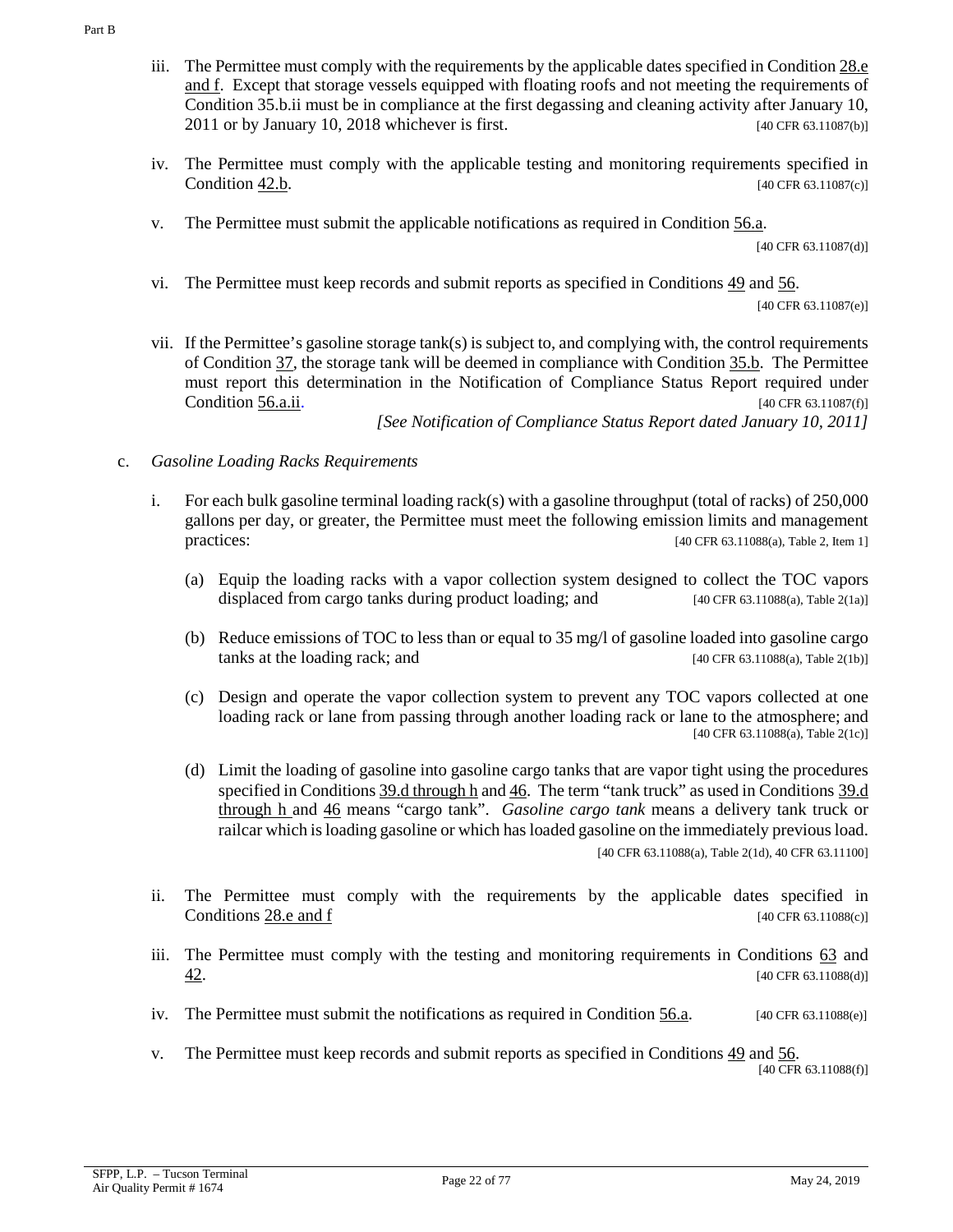iii. The Permittee must comply with the requirements by the applicable dates specified in Condition 28.e and f. Except that storage vessels equipped with floating roofs and not meeting the requirements of Condition 35.b.ii must be in compliance at the first degassing and cleaning activity after January 10, 2011 or by January 10, 2018 whichever is first. [40 CFR 63.11087(b)]

iv. The Permittee must comply with the applicable testing and monitoring requirements specified in Condition 42.b. [40 CFR 63.11087(c)]

v. The Permittee must submit the applicable notifications as required in Condition 56.a. [40 CFR 63.11087(d)]

vi. The Permittee must keep records and submit reports as specified in Conditions 49 and 56. [40 CFR 63.11087(e)]

vii. If the Permittee's gasoline storage tank(s) is subject to, and complying with, the control requirements of Condition 37, the storage tank will be deemed in compliance with Condition 35.b. The Permittee must report this determination in the Notification of Compliance Status Report required under Condition 56.a.ii. [40 CFR 63.11087(f)]

*[See Notification of Compliance Status Report dated January 10, 2011]*

c. *Gasoline Loading Racks Requirements*

i. For each bulk gasoline terminal loading rack(s) with a gasoline throughput (total of racks) of 250,000 gallons per day, or greater, the Permittee must meet the following emission limits and management practices: [40 CFR 63.11088(a), Table 2, Item 1]

(a) Equip the loading racks with a vapor collection system designed to collect the TOC vapors displaced from cargo tanks during product loading; and [40 CFR 63.11088(a), Table 2(1a)]

(b) Reduce emissions of TOC to less than or equal to 35 mg/l of gasoline loaded into gasoline cargo tanks at the loading rack; and [40 CFR 63.11088(a), Table 2(1b)]

(c) Design and operate the vapor collection system to prevent any TOC vapors collected at one loading rack or lane from passing through another loading rack or lane to the atmosphere; and [40 CFR 63.11088(a), Table 2(1c)]

(d) Limit the loading of gasoline into gasoline cargo tanks that are vapor tight using the procedures specified in Conditions 39.d through h and 46. The term "tank truck" as used in Conditions 39.d through h and 46 means "cargo tank". *Gasoline cargo tank* means a delivery tank truck or railcar which is loading gasoline or which has loaded gasoline on the immediately previous load. [40 CFR 63.11088(a), Table 2(1d), 40 CFR 63.11100]

ii. The Permittee must comply with the requirements by the applicable dates specified in Conditions 28.e and f [40 CFR 63.11088(c)]

iii. The Permittee must comply with the testing and monitoring requirements in Conditions 63 and 42. [40 CFR 63.11088(d)]

iv. The Permittee must submit the notifications as required in Condition 56.a. [40 CFR 63.11088(e)]

v. The Permittee must keep records and submit reports as specified in Conditions 49 and 56. [40 CFR 63.11088(f)]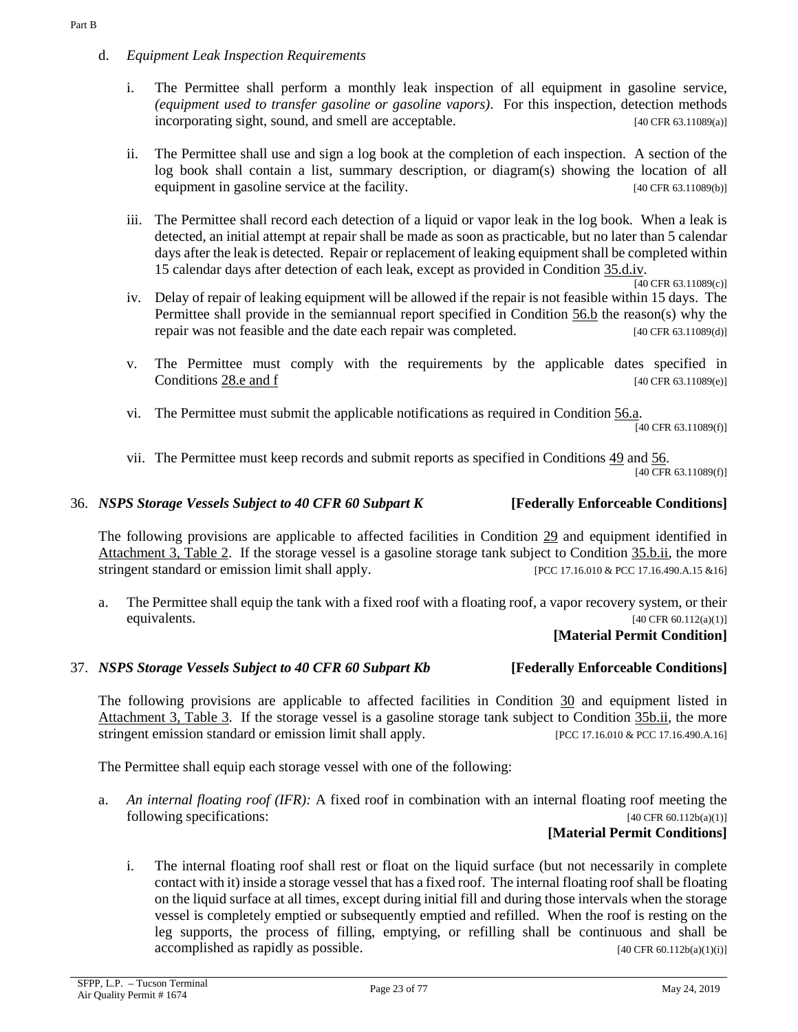d. *Equipment Leak Inspection Requirements*

   i. The Permittee shall perform a monthly leak inspection of all equipment in gasoline service, *(equipment used to transfer gasoline or gasoline vapors)*. For this inspection, detection methods incorporating sight, sound, and smell are acceptable. [40 CFR 63.11089(a)]

   ii. The Permittee shall use and sign a log book at the completion of each inspection. A section of the log book shall contain a list, summary description, or diagram(s) showing the location of all equipment in gasoline service at the facility. [40 CFR 63.11089(b)]

   iii. The Permittee shall record each detection of a liquid or vapor leak in the log book. When a leak is detected, an initial attempt at repair shall be made as soon as practicable, but no later than 5 calendar days after the leak is detected. Repair or replacement of leaking equipment shall be completed within 15 calendar days after detection of each leak, except as provided in Condition 35.d.iv. [40 CFR 63.11089(c)]

   iv. Delay of repair of leaking equipment will be allowed if the repair is not feasible within 15 days. The Permittee shall provide in the semiannual report specified in Condition 56.b the reason(s) why the repair was not feasible and the date each repair was completed. [40 CFR 63.11089(d)]

   v. The Permittee must comply with the requirements by the applicable dates specified in Conditions 28.e and f [40 CFR 63.11089(e)]

   vi. The Permittee must submit the applicable notifications as required in Condition 56.a. [40 CFR 63.11089(f)]

   vii. The Permittee must keep records and submit reports as specified in Conditions 49 and 56. [40 CFR 63.11089(f)]

36. ***NSPS Storage Vessels Subject to 40 CFR 60 Subpart K*** **[Federally Enforceable Conditions]**

The following provisions are applicable to affected facilities in Condition 29 and equipment identified in Attachment 3, Table 2. If the storage vessel is a gasoline storage tank subject to Condition 35.b.ii, the more stringent standard or emission limit shall apply. [PCC 17.16.010 & PCC 17.16.490.A.15 &16]

a. The Permittee shall equip the tank with a fixed roof with a floating roof, a vapor recovery system, or their equivalents. [40 CFR 60.112(a)(1)]

**[Material Permit Condition]**

37. ***NSPS Storage Vessels Subject to 40 CFR 60 Subpart Kb*** **[Federally Enforceable Conditions]**

The following provisions are applicable to affected facilities in Condition 30 and equipment listed in Attachment 3, Table 3. If the storage vessel is a gasoline storage tank subject to Condition 35b.ii, the more stringent emission standard or emission limit shall apply. [PCC 17.16.010 & PCC 17.16.490.A.16]

The Permittee shall equip each storage vessel with one of the following:

a. *An internal floating roof (IFR):* A fixed roof in combination with an internal floating roof meeting the following specifications: [40 CFR 60.112b(a)(1)]

**[Material Permit Conditions]**

   i. The internal floating roof shall rest or float on the liquid surface (but not necessarily in complete contact with it) inside a storage vessel that has a fixed roof. The internal floating roof shall be floating on the liquid surface at all times, except during initial fill and during those intervals when the storage vessel is completely emptied or subsequently emptied and refilled. When the roof is resting on the leg supports, the process of filling, emptying, or refilling shall be continuous and shall be accomplished as rapidly as possible. [40 CFR 60.112b(a)(1)(i)]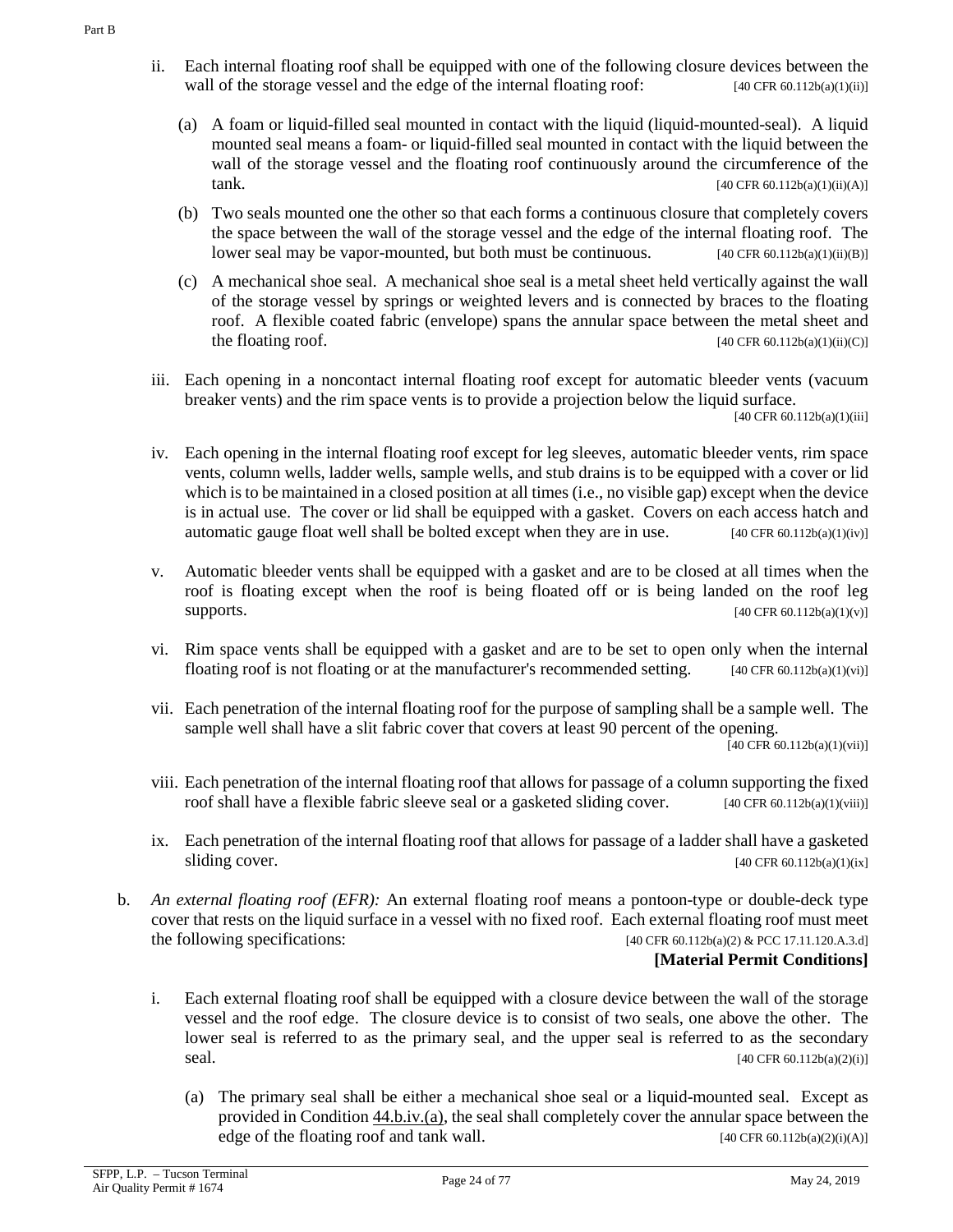ii. Each internal floating roof shall be equipped with one of the following closure devices between the wall of the storage vessel and the edge of the internal floating roof: [40 CFR 60.112b(a)(1)(ii)]

   (a) A foam or liquid-filled seal mounted in contact with the liquid (liquid-mounted-seal). A liquid mounted seal means a foam- or liquid-filled seal mounted in contact with the liquid between the wall of the storage vessel and the floating roof continuously around the circumference of the tank. [40 CFR 60.112b(a)(1)(ii)(A)]

   (b) Two seals mounted one the other so that each forms a continuous closure that completely covers the space between the wall of the storage vessel and the edge of the internal floating roof. The lower seal may be vapor-mounted, but both must be continuous. [40 CFR 60.112b(a)(1)(ii)(B)]

   (c) A mechanical shoe seal. A mechanical shoe seal is a metal sheet held vertically against the wall of the storage vessel by springs or weighted levers and is connected by braces to the floating roof. A flexible coated fabric (envelope) spans the annular space between the metal sheet and the floating roof. [40 CFR 60.112b(a)(1)(ii)(C)]

iii. Each opening in a noncontact internal floating roof except for automatic bleeder vents (vacuum breaker vents) and the rim space vents is to provide a projection below the liquid surface. [40 CFR 60.112b(a)(1)(iii)]

iv. Each opening in the internal floating roof except for leg sleeves, automatic bleeder vents, rim space vents, column wells, ladder wells, sample wells, and stub drains is to be equipped with a cover or lid which is to be maintained in a closed position at all times (i.e., no visible gap) except when the device is in actual use. The cover or lid shall be equipped with a gasket. Covers on each access hatch and automatic gauge float well shall be bolted except when they are in use. [40 CFR 60.112b(a)(1)(iv)]

v. Automatic bleeder vents shall be equipped with a gasket and are to be closed at all times when the roof is floating except when the roof is being floated off or is being landed on the roof leg supports. [40 CFR 60.112b(a)(1)(v)]

vi. Rim space vents shall be equipped with a gasket and are to be set to open only when the internal floating roof is not floating or at the manufacturer's recommended setting. [40 CFR 60.112b(a)(1)(vi)]

vii. Each penetration of the internal floating roof for the purpose of sampling shall be a sample well. The sample well shall have a slit fabric cover that covers at least 90 percent of the opening. [40 CFR 60.112b(a)(1)(vii)]

viii. Each penetration of the internal floating roof that allows for passage of a column supporting the fixed roof shall have a flexible fabric sleeve seal or a gasketed sliding cover. [40 CFR 60.112b(a)(1)(viii)]

ix. Each penetration of the internal floating roof that allows for passage of a ladder shall have a gasketed sliding cover. [40 CFR 60.112b(a)(1)(ix]

b. *An external floating roof (EFR):* An external floating roof means a pontoon-type or double-deck type cover that rests on the liquid surface in a vessel with no fixed roof. Each external floating roof must meet the following specifications: [40 CFR 60.112b(a)(2) & PCC 17.11.120.A.3.d]
**[Material Permit Conditions]**

   i. Each external floating roof shall be equipped with a closure device between the wall of the storage vessel and the roof edge. The closure device is to consist of two seals, one above the other. The lower seal is referred to as the primary seal, and the upper seal is referred to as the secondary seal. [40 CFR 60.112b(a)(2)(i)]

      (a) The primary seal shall be either a mechanical shoe seal or a liquid-mounted seal. Except as provided in Condition 44.b.iv.(a), the seal shall completely cover the annular space between the edge of the floating roof and tank wall. [40 CFR 60.112b(a)(2)(i)(A)]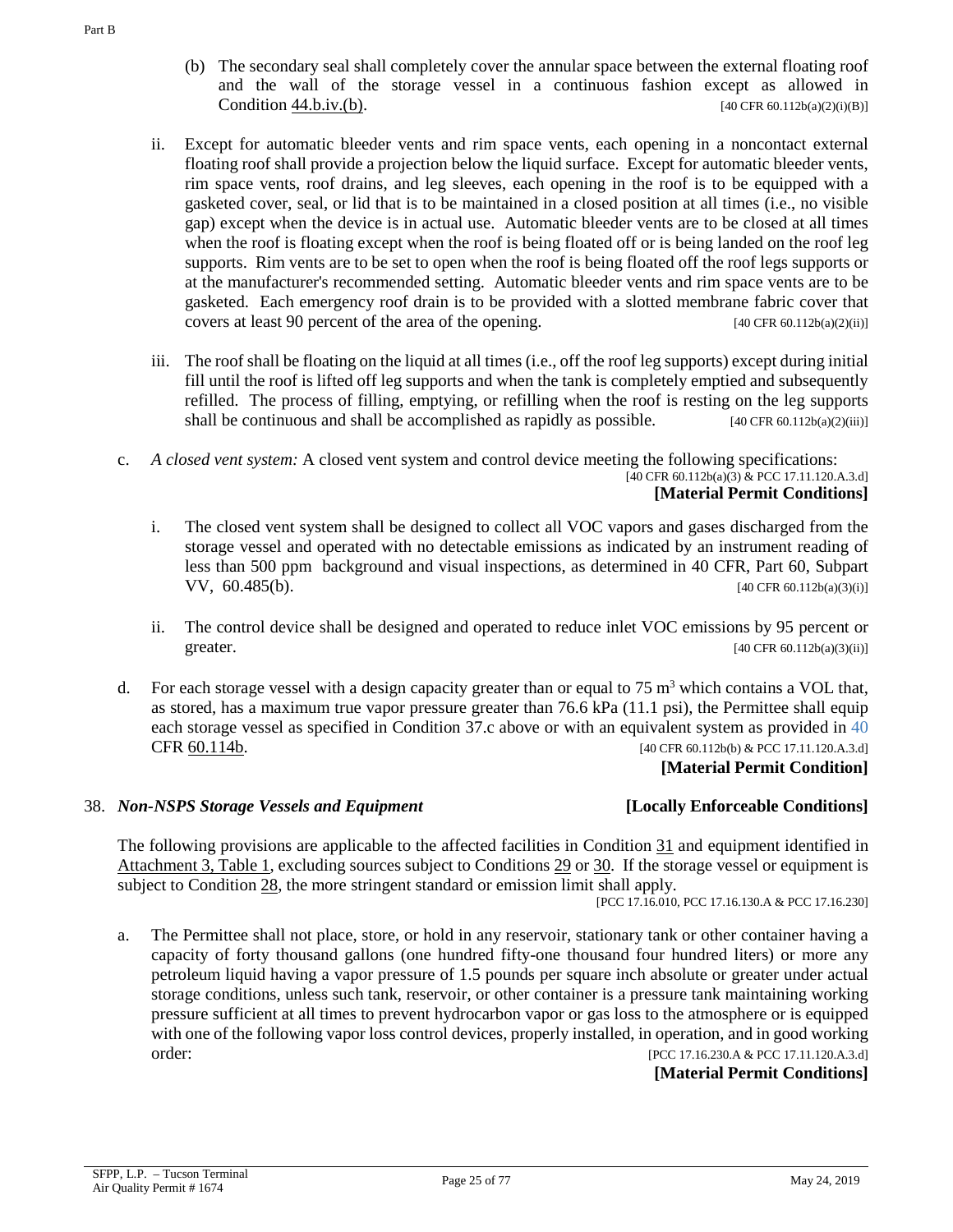(b) The secondary seal shall completely cover the annular space between the external floating roof and the wall of the storage vessel in a continuous fashion except as allowed in Condition 44.b.iv.(b). [40 CFR 60.112b(a)(2)(i)(B)]

ii. Except for automatic bleeder vents and rim space vents, each opening in a noncontact external floating roof shall provide a projection below the liquid surface. Except for automatic bleeder vents, rim space vents, roof drains, and leg sleeves, each opening in the roof is to be equipped with a gasketed cover, seal, or lid that is to be maintained in a closed position at all times (i.e., no visible gap) except when the device is in actual use. Automatic bleeder vents are to be closed at all times when the roof is floating except when the roof is being floated off or is being landed on the roof leg supports. Rim vents are to be set to open when the roof is being floated off the roof legs supports or at the manufacturer's recommended setting. Automatic bleeder vents and rim space vents are to be gasketed. Each emergency roof drain is to be provided with a slotted membrane fabric cover that covers at least 90 percent of the area of the opening. [40 CFR 60.112b(a)(2)(ii)]

iii. The roof shall be floating on the liquid at all times (i.e., off the roof leg supports) except during initial fill until the roof is lifted off leg supports and when the tank is completely emptied and subsequently refilled. The process of filling, emptying, or refilling when the roof is resting on the leg supports shall be continuous and shall be accomplished as rapidly as possible. [40 CFR 60.112b(a)(2)(iii)]

c. *A closed vent system:* A closed vent system and control device meeting the following specifications: [40 CFR 60.112b(a)(3) & PCC 17.11.120.A.3.d]
**[Material Permit Conditions]**

i. The closed vent system shall be designed to collect all VOC vapors and gases discharged from the storage vessel and operated with no detectable emissions as indicated by an instrument reading of less than 500 ppm background and visual inspections, as determined in 40 CFR, Part 60, Subpart VV, 60.485(b). [40 CFR 60.112b(a)(3)(i)]

ii. The control device shall be designed and operated to reduce inlet VOC emissions by 95 percent or greater. [40 CFR 60.112b(a)(3)(ii)]

d. For each storage vessel with a design capacity greater than or equal to 75 $m^3$ which contains a VOL that, as stored, has a maximum true vapor pressure greater than 76.6 kPa (11.1 psi), the Permittee shall equip each storage vessel as specified in Condition 37.c above or with an equivalent system as provided in 40 CFR 60.114b. [40 CFR 60.112b(b) & PCC 17.11.120.A.3.d]
**[Material Permit Condition]**

38. ***Non-NSPS Storage Vessels and Equipment*** **[Locally Enforceable Conditions]**

The following provisions are applicable to the affected facilities in Condition 31 and equipment identified in Attachment 3, Table 1, excluding sources subject to Conditions 29 or 30. If the storage vessel or equipment is subject to Condition 28, the more stringent standard or emission limit shall apply.
[PCC 17.16.010, PCC 17.16.130.A & PCC 17.16.230]

a. The Permittee shall not place, store, or hold in any reservoir, stationary tank or other container having a capacity of forty thousand gallons (one hundred fifty-one thousand four hundred liters) or more any petroleum liquid having a vapor pressure of 1.5 pounds per square inch absolute or greater under actual storage conditions, unless such tank, reservoir, or other container is a pressure tank maintaining working pressure sufficient at all times to prevent hydrocarbon vapor or gas loss to the atmosphere or is equipped with one of the following vapor loss control devices, properly installed, in operation, and in good working order: [PCC 17.16.230.A & PCC 17.11.120.A.3.d]
**[Material Permit Conditions]**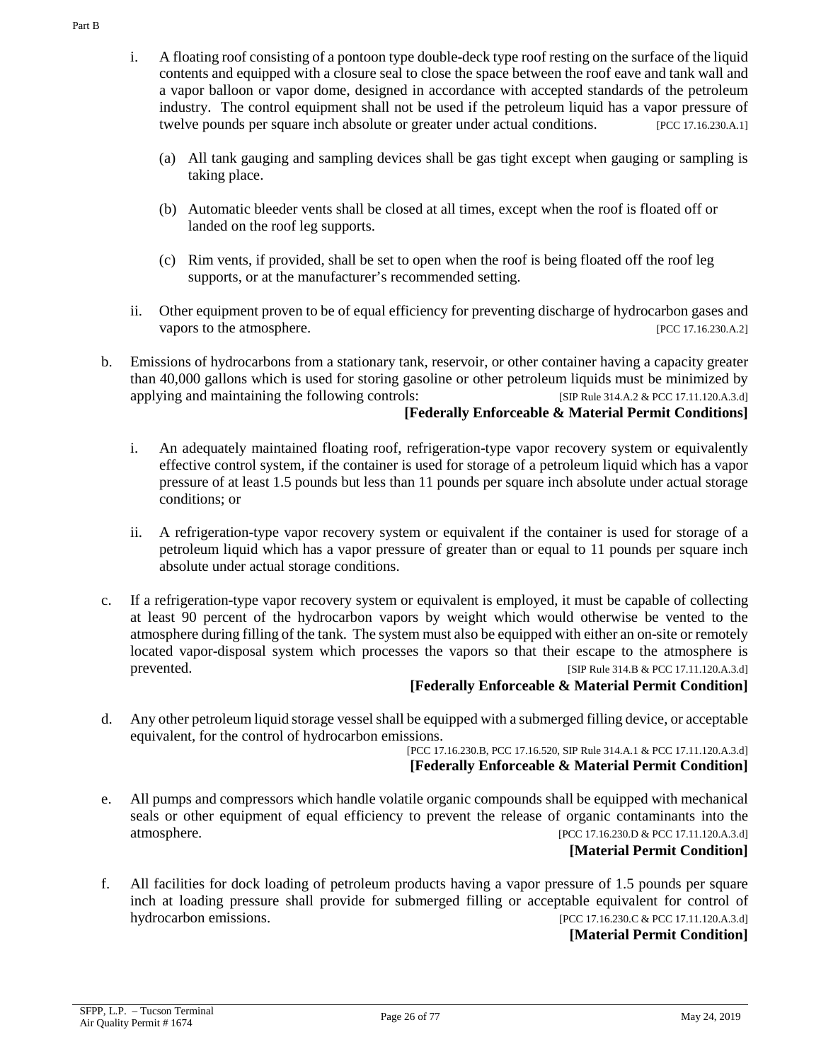i. A floating roof consisting of a pontoon type double-deck type roof resting on the surface of the liquid contents and equipped with a closure seal to close the space between the roof eave and tank wall and a vapor balloon or vapor dome, designed in accordance with accepted standards of the petroleum industry. The control equipment shall not be used if the petroleum liquid has a vapor pressure of twelve pounds per square inch absolute or greater under actual conditions. [PCC 17.16.230.A.1]

   (a) All tank gauging and sampling devices shall be gas tight except when gauging or sampling is taking place.

   (b) Automatic bleeder vents shall be closed at all times, except when the roof is floated off or landed on the roof leg supports.

   (c) Rim vents, if provided, shall be set to open when the roof is being floated off the roof leg supports, or at the manufacturer's recommended setting.

ii. Other equipment proven to be of equal efficiency for preventing discharge of hydrocarbon gases and vapors to the atmosphere. [PCC 17.16.230.A.2]

b. Emissions of hydrocarbons from a stationary tank, reservoir, or other container having a capacity greater than 40,000 gallons which is used for storing gasoline or other petroleum liquids must be minimized by applying and maintaining the following controls: [SIP Rule 314.A.2 & PCC 17.11.120.A.3.d]
**[Federally Enforceable & Material Permit Conditions]**

   i. An adequately maintained floating roof, refrigeration-type vapor recovery system or equivalently effective control system, if the container is used for storage of a petroleum liquid which has a vapor pressure of at least 1.5 pounds but less than 11 pounds per square inch absolute under actual storage conditions; or

   ii. A refrigeration-type vapor recovery system or equivalent if the container is used for storage of a petroleum liquid which has a vapor pressure of greater than or equal to 11 pounds per square inch absolute under actual storage conditions.

c. If a refrigeration-type vapor recovery system or equivalent is employed, it must be capable of collecting at least 90 percent of the hydrocarbon vapors by weight which would otherwise be vented to the atmosphere during filling of the tank. The system must also be equipped with either an on-site or remotely located vapor-disposal system which processes the vapors so that their escape to the atmosphere is prevented. [SIP Rule 314.B & PCC 17.11.120.A.3.d]
**[Federally Enforceable & Material Permit Condition]**

d. Any other petroleum liquid storage vessel shall be equipped with a submerged filling device, or acceptable equivalent, for the control of hydrocarbon emissions.
[PCC 17.16.230.B, PCC 17.16.520, SIP Rule 314.A.1 & PCC 17.11.120.A.3.d]
**[Federally Enforceable & Material Permit Condition]**

e. All pumps and compressors which handle volatile organic compounds shall be equipped with mechanical seals or other equipment of equal efficiency to prevent the release of organic contaminants into the atmosphere. [PCC 17.16.230.D & PCC 17.11.120.A.3.d]
**[Material Permit Condition]**

f. All facilities for dock loading of petroleum products having a vapor pressure of 1.5 pounds per square inch at loading pressure shall provide for submerged filling or acceptable equivalent for control of hydrocarbon emissions. [PCC 17.16.230.C & PCC 17.11.120.A.3.d]
**[Material Permit Condition]**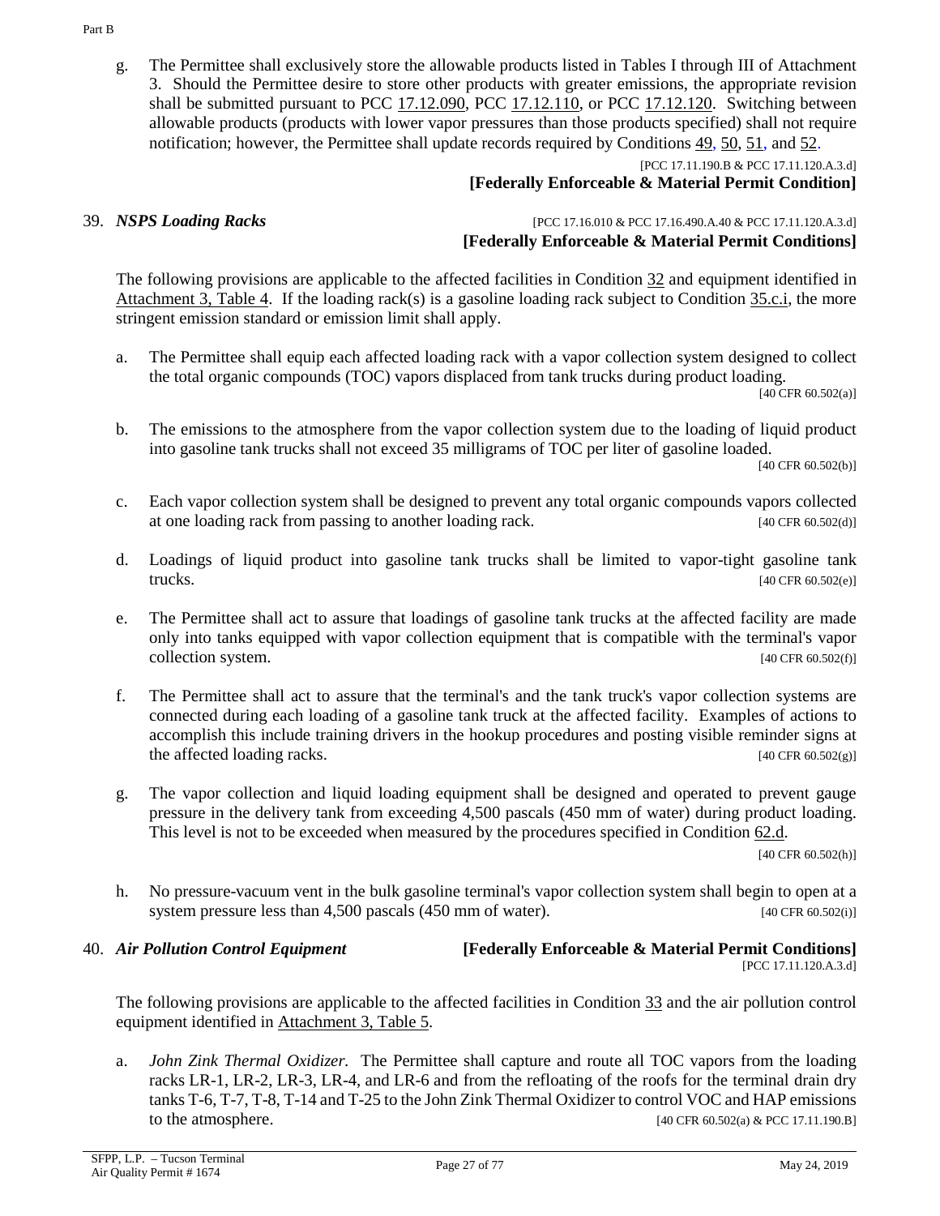g. The Permittee shall exclusively store the allowable products listed in Tables I through III of Attachment 3. Should the Permittee desire to store other products with greater emissions, the appropriate revision shall be submitted pursuant to PCC 17.12.090, PCC 17.12.110, or PCC 17.12.120. Switching between allowable products (products with lower vapor pressures than those products specified) shall not require notification; however, the Permittee shall update records required by Conditions 49, 50, 51, and 52.

[PCC 17.11.190.B & PCC 17.11.120.A.3.d]
**[Federally Enforceable & Material Permit Condition]**

39. ***NSPS Loading Racks*** [PCC 17.16.010 & PCC 17.16.490.A.40 & PCC 17.11.120.A.3.d]
**[Federally Enforceable & Material Permit Conditions]**

The following provisions are applicable to the affected facilities in Condition 32 and equipment identified in Attachment 3, Table 4. If the loading rack(s) is a gasoline loading rack subject to Condition 35.c.i, the more stringent emission standard or emission limit shall apply.

a. The Permittee shall equip each affected loading rack with a vapor collection system designed to collect the total organic compounds (TOC) vapors displaced from tank trucks during product loading. [40 CFR 60.502(a)]

b. The emissions to the atmosphere from the vapor collection system due to the loading of liquid product into gasoline tank trucks shall not exceed 35 milligrams of TOC per liter of gasoline loaded. [40 CFR 60.502(b)]

c. Each vapor collection system shall be designed to prevent any total organic compounds vapors collected at one loading rack from passing to another loading rack. [40 CFR 60.502(d)]

d. Loadings of liquid product into gasoline tank trucks shall be limited to vapor-tight gasoline tank trucks. [40 CFR 60.502(e)]

e. The Permittee shall act to assure that loadings of gasoline tank trucks at the affected facility are made only into tanks equipped with vapor collection equipment that is compatible with the terminal's vapor collection system. [40 CFR 60.502(f)]

f. The Permittee shall act to assure that the terminal's and the tank truck's vapor collection systems are connected during each loading of a gasoline tank truck at the affected facility. Examples of actions to accomplish this include training drivers in the hookup procedures and posting visible reminder signs at the affected loading racks. [40 CFR 60.502(g)]

g. The vapor collection and liquid loading equipment shall be designed and operated to prevent gauge pressure in the delivery tank from exceeding 4,500 pascals (450 mm of water) during product loading. This level is not to be exceeded when measured by the procedures specified in Condition 62.d. [40 CFR 60.502(h)]

h. No pressure-vacuum vent in the bulk gasoline terminal's vapor collection system shall begin to open at a system pressure less than 4,500 pascals (450 mm of water). [40 CFR 60.502(i)]

40. ***Air Pollution Control Equipment*** **[Federally Enforceable & Material Permit Conditions]**
[PCC 17.11.120.A.3.d]

The following provisions are applicable to the affected facilities in Condition 33 and the air pollution control equipment identified in Attachment 3, Table 5.

a. *John Zink Thermal Oxidizer.* The Permittee shall capture and route all TOC vapors from the loading racks LR-1, LR-2, LR-3, LR-4, and LR-6 and from the refloating of the roofs for the terminal drain dry tanks T-6, T-7, T-8, T-14 and T-25 to the John Zink Thermal Oxidizer to control VOC and HAP emissions to the atmosphere. [40 CFR 60.502(a) & PCC 17.11.190.B]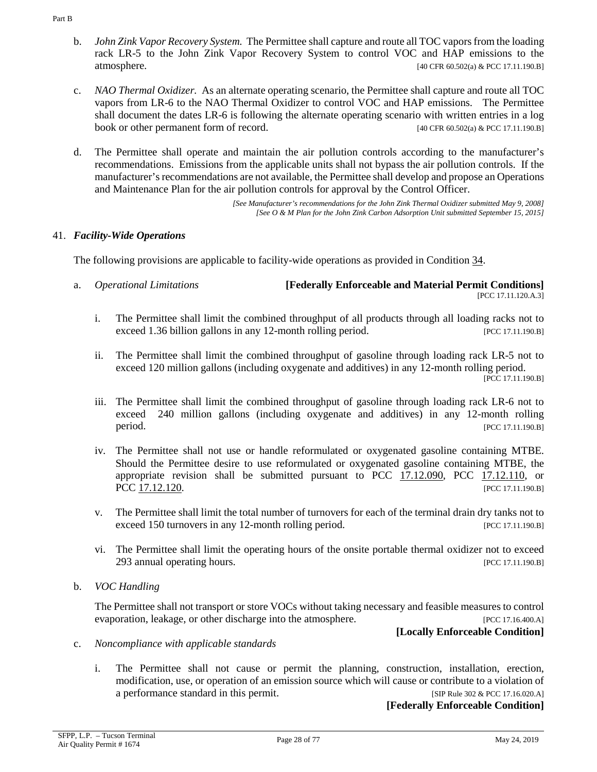b. *John Zink Vapor Recovery System.* The Permittee shall capture and route all TOC vapors from the loading rack LR-5 to the John Zink Vapor Recovery System to control VOC and HAP emissions to the atmosphere. [40 CFR 60.502(a) & PCC 17.11.190.B]

c. *NAO Thermal Oxidizer.* As an alternate operating scenario, the Permittee shall capture and route all TOC vapors from LR-6 to the NAO Thermal Oxidizer to control VOC and HAP emissions. The Permittee shall document the dates LR-6 is following the alternate operating scenario with written entries in a log book or other permanent form of record. [40 CFR 60.502(a) & PCC 17.11.190.B]

d. The Permittee shall operate and maintain the air pollution controls according to the manufacturer's recommendations. Emissions from the applicable units shall not bypass the air pollution controls. If the manufacturer's recommendations are not available, the Permittee shall develop and propose an Operations and Maintenance Plan for the air pollution controls for approval by the Control Officer.

*[See Manufacturer's recommendations for the John Zink Thermal Oxidizer submitted May 9, 2008]*
*[See O & M Plan for the John Zink Carbon Adsorption Unit submitted September 15, 2015]*

41. ***Facility-Wide Operations***

The following provisions are applicable to facility-wide operations as provided in Condition 34.

a. *Operational Limitations* **[Federally Enforceable and Material Permit Conditions]** [PCC 17.11.120.A.3]

   i. The Permittee shall limit the combined throughput of all products through all loading racks not to exceed 1.36 billion gallons in any 12-month rolling period. [PCC 17.11.190.B]

   ii. The Permittee shall limit the combined throughput of gasoline through loading rack LR-5 not to exceed 120 million gallons (including oxygenate and additives) in any 12-month rolling period. [PCC 17.11.190.B]

   iii. The Permittee shall limit the combined throughput of gasoline through loading rack LR-6 not to exceed 240 million gallons (including oxygenate and additives) in any 12-month rolling period. [PCC 17.11.190.B]

   iv. The Permittee shall not use or handle reformulated or oxygenated gasoline containing MTBE. Should the Permittee desire to use reformulated or oxygenated gasoline containing MTBE, the appropriate revision shall be submitted pursuant to PCC 17.12.090, PCC 17.12.110, or PCC 17.12.120. [PCC 17.11.190.B]

   v. The Permittee shall limit the total number of turnovers for each of the terminal drain dry tanks not to exceed 150 turnovers in any 12-month rolling period. [PCC 17.11.190.B]

   vi. The Permittee shall limit the operating hours of the onsite portable thermal oxidizer not to exceed 293 annual operating hours. [PCC 17.11.190.B]

b. *VOC Handling*

   The Permittee shall not transport or store VOCs without taking necessary and feasible measures to control evaporation, leakage, or other discharge into the atmosphere. [PCC 17.16.400.A]

   **[Locally Enforceable Condition]**

c. *Noncompliance with applicable standards*

   i. The Permittee shall not cause or permit the planning, construction, installation, erection, modification, use, or operation of an emission source which will cause or contribute to a violation of a performance standard in this permit. [SIP Rule 302 & PCC 17.16.020.A]

   **[Federally Enforceable Condition]**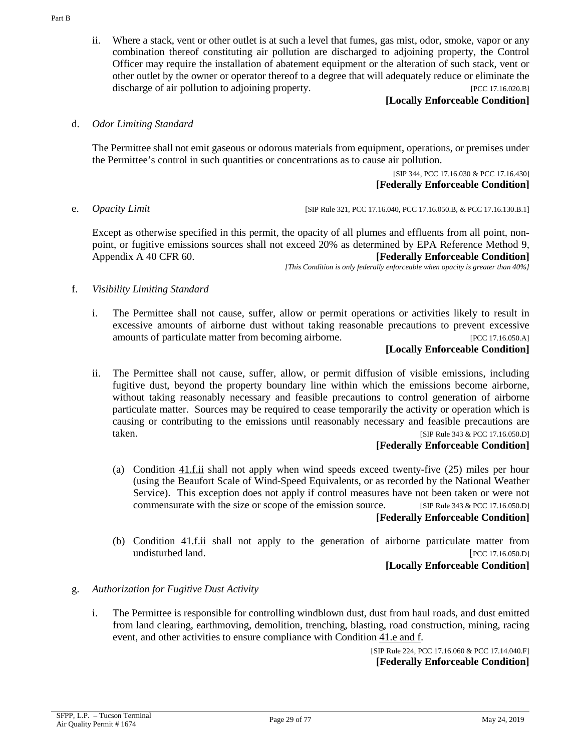ii. Where a stack, vent or other outlet is at such a level that fumes, gas mist, odor, smoke, vapor or any combination thereof constituting air pollution are discharged to adjoining property, the Control Officer may require the installation of abatement equipment or the alteration of such stack, vent or other outlet by the owner or operator thereof to a degree that will adequately reduce or eliminate the discharge of air pollution to adjoining property. [PCC 17.16.020.B]

**[Locally Enforceable Condition]**

d. *Odor Limiting Standard*

The Permittee shall not emit gaseous or odorous materials from equipment, operations, or premises under the Permittee's control in such quantities or concentrations as to cause air pollution.

[SIP 344, PCC 17.16.030 & PCC 17.16.430]
**[Federally Enforceable Condition]**

e. *Opacity Limit* [SIP Rule 321, PCC 17.16.040, PCC 17.16.050.B, & PCC 17.16.130.B.1]

Except as otherwise specified in this permit, the opacity of all plumes and effluents from all point, non-point, or fugitive emissions sources shall not exceed 20% as determined by EPA Reference Method 9, Appendix A 40 CFR 60. **[Federally Enforceable Condition]**

*[This Condition is only federally enforceable when opacity is greater than 40%]*

f. *Visibility Limiting Standard*

i. The Permittee shall not cause, suffer, allow or permit operations or activities likely to result in excessive amounts of airborne dust without taking reasonable precautions to prevent excessive amounts of particulate matter from becoming airborne. [PCC 17.16.050.A]

**[Locally Enforceable Condition]**

ii. The Permittee shall not cause, suffer, allow, or permit diffusion of visible emissions, including fugitive dust, beyond the property boundary line within which the emissions become airborne, without taking reasonably necessary and feasible precautions to control generation of airborne particulate matter. Sources may be required to cease temporarily the activity or operation which is causing or contributing to the emissions until reasonably necessary and feasible precautions are taken. [SIP Rule 343 & PCC 17.16.050.D]

**[Federally Enforceable Condition]**

(a) Condition 41.f.ii shall not apply when wind speeds exceed twenty-five (25) miles per hour (using the Beaufort Scale of Wind-Speed Equivalents, or as recorded by the National Weather Service). This exception does not apply if control measures have not been taken or were not commensurate with the size or scope of the emission source. [SIP Rule 343 & PCC 17.16.050.D]

**[Federally Enforceable Condition]**

(b) Condition 41.f.ii shall not apply to the generation of airborne particulate matter from undisturbed land. [PCC 17.16.050.D]

**[Locally Enforceable Condition]**

g. *Authorization for Fugitive Dust Activity*

i. The Permittee is responsible for controlling windblown dust, dust from haul roads, and dust emitted from land clearing, earthmoving, demolition, trenching, blasting, road construction, mining, racing event, and other activities to ensure compliance with Condition 41.e and f.

[SIP Rule 224, PCC 17.16.060 & PCC 17.14.040.F]
**[Federally Enforceable Condition]**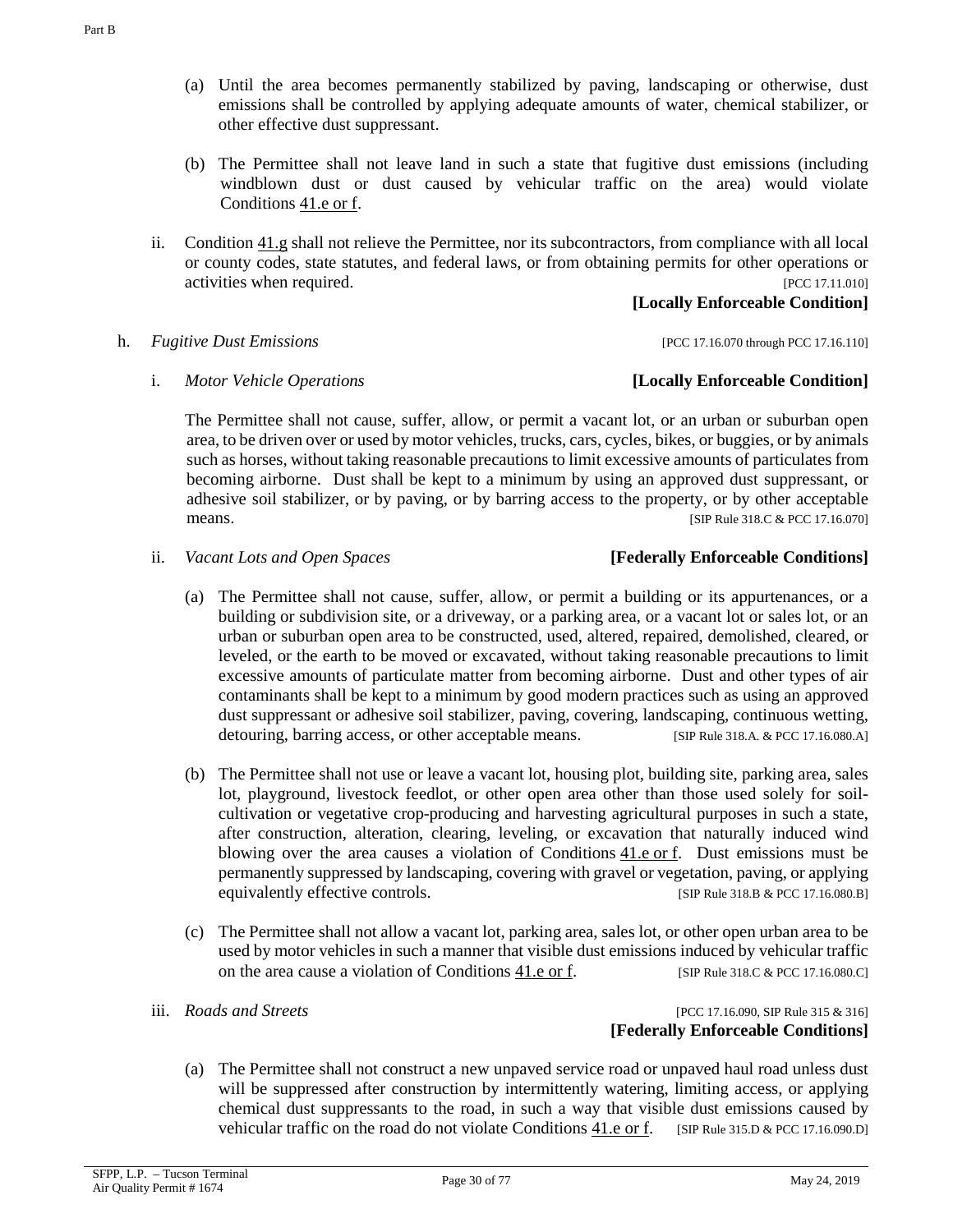(a) Until the area becomes permanently stabilized by paving, landscaping or otherwise, dust emissions shall be controlled by applying adequate amounts of water, chemical stabilizer, or other effective dust suppressant.

(b) The Permittee shall not leave land in such a state that fugitive dust emissions (including windblown dust or dust caused by vehicular traffic on the area) would violate Conditions 41.e or f.

ii. Condition 41.g shall not relieve the Permittee, nor its subcontractors, from compliance with all local or county codes, state statutes, and federal laws, or from obtaining permits for other operations or activities when required. [PCC 17.11.010]

**[Locally Enforceable Condition]**

h. *Fugitive Dust Emissions* [PCC 17.16.070 through PCC 17.16.110]

i. *Motor Vehicle Operations* **[Locally Enforceable Condition]**

The Permittee shall not cause, suffer, allow, or permit a vacant lot, or an urban or suburban open area, to be driven over or used by motor vehicles, trucks, cars, cycles, bikes, or buggies, or by animals such as horses, without taking reasonable precautions to limit excessive amounts of particulates from becoming airborne. Dust shall be kept to a minimum by using an approved dust suppressant, or adhesive soil stabilizer, or by paving, or by barring access to the property, or by other acceptable means. [SIP Rule 318.C & PCC 17.16.070]

ii. *Vacant Lots and Open Spaces* **[Federally Enforceable Conditions]**

(a) The Permittee shall not cause, suffer, allow, or permit a building or its appurtenances, or a building or subdivision site, or a driveway, or a parking area, or a vacant lot or sales lot, or an urban or suburban open area to be constructed, used, altered, repaired, demolished, cleared, or leveled, or the earth to be moved or excavated, without taking reasonable precautions to limit excessive amounts of particulate matter from becoming airborne. Dust and other types of air contaminants shall be kept to a minimum by good modern practices such as using an approved dust suppressant or adhesive soil stabilizer, paving, covering, landscaping, continuous wetting, detouring, barring access, or other acceptable means. [SIP Rule 318.A. & PCC 17.16.080.A]

(b) The Permittee shall not use or leave a vacant lot, housing plot, building site, parking area, sales lot, playground, livestock feedlot, or other open area other than those used solely for soil-cultivation or vegetative crop-producing and harvesting agricultural purposes in such a state, after construction, alteration, clearing, leveling, or excavation that naturally induced wind blowing over the area causes a violation of Conditions 41.e or f. Dust emissions must be permanently suppressed by landscaping, covering with gravel or vegetation, paving, or applying equivalently effective controls. [SIP Rule 318.B & PCC 17.16.080.B]

(c) The Permittee shall not allow a vacant lot, parking area, sales lot, or other open urban area to be used by motor vehicles in such a manner that visible dust emissions induced by vehicular traffic on the area cause a violation of Conditions 41.e or f. [SIP Rule 318.C & PCC 17.16.080.C]

iii. *Roads and Streets* [PCC 17.16.090, SIP Rule 315 & 316]

**[Federally Enforceable Conditions]**

(a) The Permittee shall not construct a new unpaved service road or unpaved haul road unless dust will be suppressed after construction by intermittently watering, limiting access, or applying chemical dust suppressants to the road, in such a way that visible dust emissions caused by vehicular traffic on the road do not violate Conditions 41.e or f. [SIP Rule 315.D & PCC 17.16.090.D]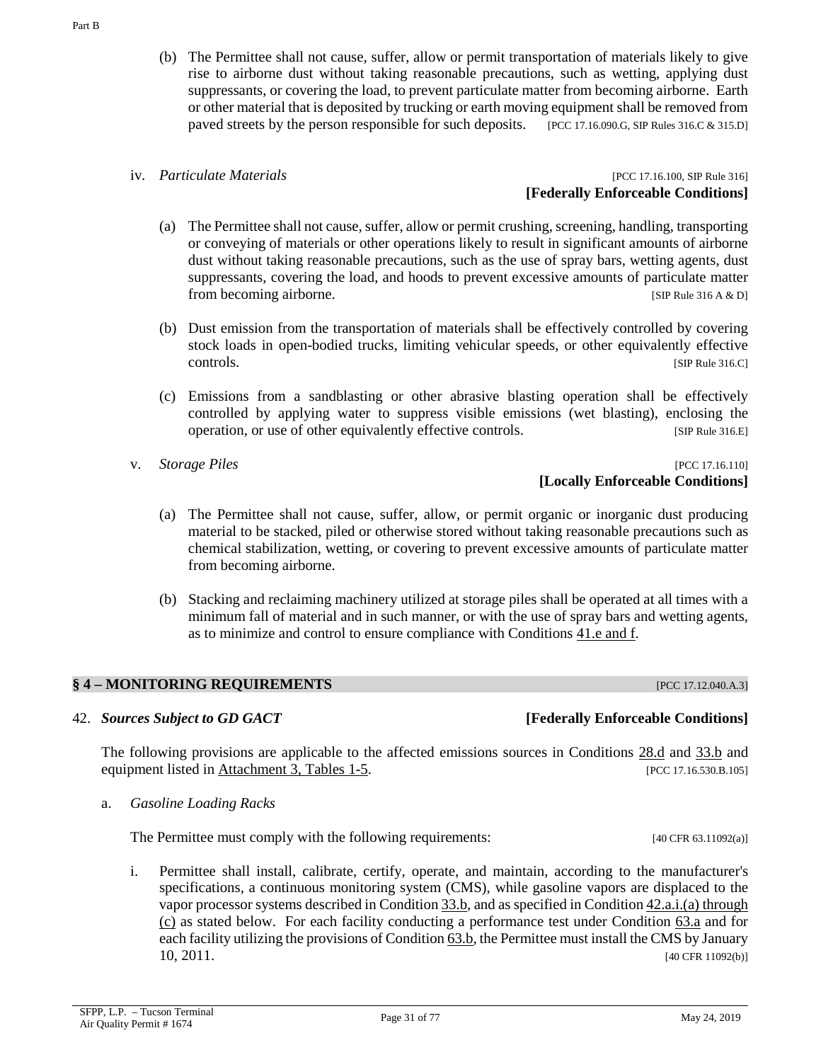(b) The Permittee shall not cause, suffer, allow or permit transportation of materials likely to give rise to airborne dust without taking reasonable precautions, such as wetting, applying dust suppressants, or covering the load, to prevent particulate matter from becoming airborne. Earth or other material that is deposited by trucking or earth moving equipment shall be removed from paved streets by the person responsible for such deposits. [PCC 17.16.090.G, SIP Rules 316.C & 315.D]

iv. *Particulate Materials* [PCC 17.16.100, SIP Rule 316]
**[Federally Enforceable Conditions]**

(a) The Permittee shall not cause, suffer, allow or permit crushing, screening, handling, transporting or conveying of materials or other operations likely to result in significant amounts of airborne dust without taking reasonable precautions, such as the use of spray bars, wetting agents, dust suppressants, covering the load, and hoods to prevent excessive amounts of particulate matter from becoming airborne. [SIP Rule 316 A & D]

(b) Dust emission from the transportation of materials shall be effectively controlled by covering stock loads in open-bodied trucks, limiting vehicular speeds, or other equivalently effective controls. [SIP Rule 316.C]

(c) Emissions from a sandblasting or other abrasive blasting operation shall be effectively controlled by applying water to suppress visible emissions (wet blasting), enclosing the operation, or use of other equivalently effective controls. [SIP Rule 316.E]

v. *Storage Piles* [PCC 17.16.110]
**[Locally Enforceable Conditions]**

(a) The Permittee shall not cause, suffer, allow, or permit organic or inorganic dust producing material to be stacked, piled or otherwise stored without taking reasonable precautions such as chemical stabilization, wetting, or covering to prevent excessive amounts of particulate matter from becoming airborne.

(b) Stacking and reclaiming machinery utilized at storage piles shall be operated at all times with a minimum fall of material and in such manner, or with the use of spray bars and wetting agents, as to minimize and control to ensure compliance with Conditions 41.e and f.

## § 4 – MONITORING REQUIREMENTS [PCC 17.12.040.A.3]

42. ***Sources Subject to GD GACT*** **[Federally Enforceable Conditions]**

The following provisions are applicable to the affected emissions sources in Conditions 28.d and 33.b and equipment listed in Attachment 3, Tables 1-5. [PCC 17.16.530.B.105]

a. *Gasoline Loading Racks*

The Permittee must comply with the following requirements: [40 CFR 63.11092(a)]

i. Permittee shall install, calibrate, certify, operate, and maintain, according to the manufacturer's specifications, a continuous monitoring system (CMS), while gasoline vapors are displaced to the vapor processor systems described in Condition 33.b, and as specified in Condition 42.a.i.(a) through (c) as stated below. For each facility conducting a performance test under Condition 63.a and for each facility utilizing the provisions of Condition 63.b, the Permittee must install the CMS by January 10, 2011. [40 CFR 11092(b)]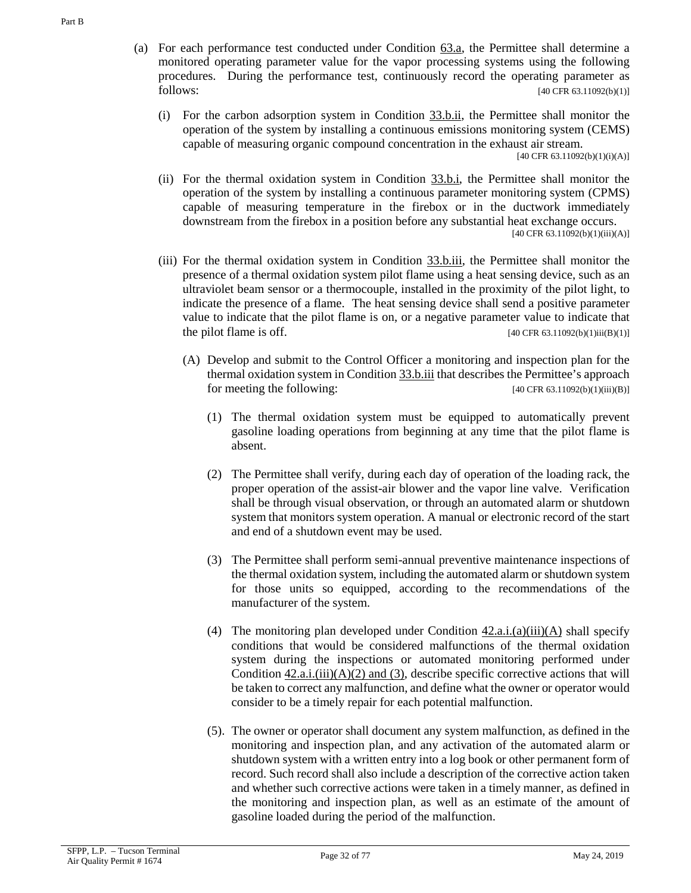(a) For each performance test conducted under Condition 63.a, the Permittee shall determine a monitored operating parameter value for the vapor processing systems using the following procedures. During the performance test, continuously record the operating parameter as follows: [40 CFR 63.11092(b)(1)]

(i) For the carbon adsorption system in Condition 33.b.ii, the Permittee shall monitor the operation of the system by installing a continuous emissions monitoring system (CEMS) capable of measuring organic compound concentration in the exhaust air stream. [40 CFR 63.11092(b)(1)(i)(A)]

(ii) For the thermal oxidation system in Condition 33.b.i, the Permittee shall monitor the operation of the system by installing a continuous parameter monitoring system (CPMS) capable of measuring temperature in the firebox or in the ductwork immediately downstream from the firebox in a position before any substantial heat exchange occurs. [40 CFR 63.11092(b)(1)(iii)(A)]

(iii) For the thermal oxidation system in Condition 33.b.iii, the Permittee shall monitor the presence of a thermal oxidation system pilot flame using a heat sensing device, such as an ultraviolet beam sensor or a thermocouple, installed in the proximity of the pilot light, to indicate the presence of a flame. The heat sensing device shall send a positive parameter value to indicate that the pilot flame is on, or a negative parameter value to indicate that the pilot flame is off. [40 CFR 63.11092(b)(1)iii(B)(1)]

(A) Develop and submit to the Control Officer a monitoring and inspection plan for the thermal oxidation system in Condition 33.b.iii that describes the Permittee's approach for meeting the following: [40 CFR 63.11092(b)(1)(iii)(B)]

(1) The thermal oxidation system must be equipped to automatically prevent gasoline loading operations from beginning at any time that the pilot flame is absent.

(2) The Permittee shall verify, during each day of operation of the loading rack, the proper operation of the assist-air blower and the vapor line valve. Verification shall be through visual observation, or through an automated alarm or shutdown system that monitors system operation. A manual or electronic record of the start and end of a shutdown event may be used.

(3) The Permittee shall perform semi-annual preventive maintenance inspections of the thermal oxidation system, including the automated alarm or shutdown system for those units so equipped, according to the recommendations of the manufacturer of the system.

(4) The monitoring plan developed under Condition 42.a.i.(a)(iii)(A) shall specify conditions that would be considered malfunctions of the thermal oxidation system during the inspections or automated monitoring performed under Condition 42.a.i.(iii)(A)(2) and (3), describe specific corrective actions that will be taken to correct any malfunction, and define what the owner or operator would consider to be a timely repair for each potential malfunction.

(5). The owner or operator shall document any system malfunction, as defined in the monitoring and inspection plan, and any activation of the automated alarm or shutdown system with a written entry into a log book or other permanent form of record. Such record shall also include a description of the corrective action taken and whether such corrective actions were taken in a timely manner, as defined in the monitoring and inspection plan, as well as an estimate of the amount of gasoline loaded during the period of the malfunction.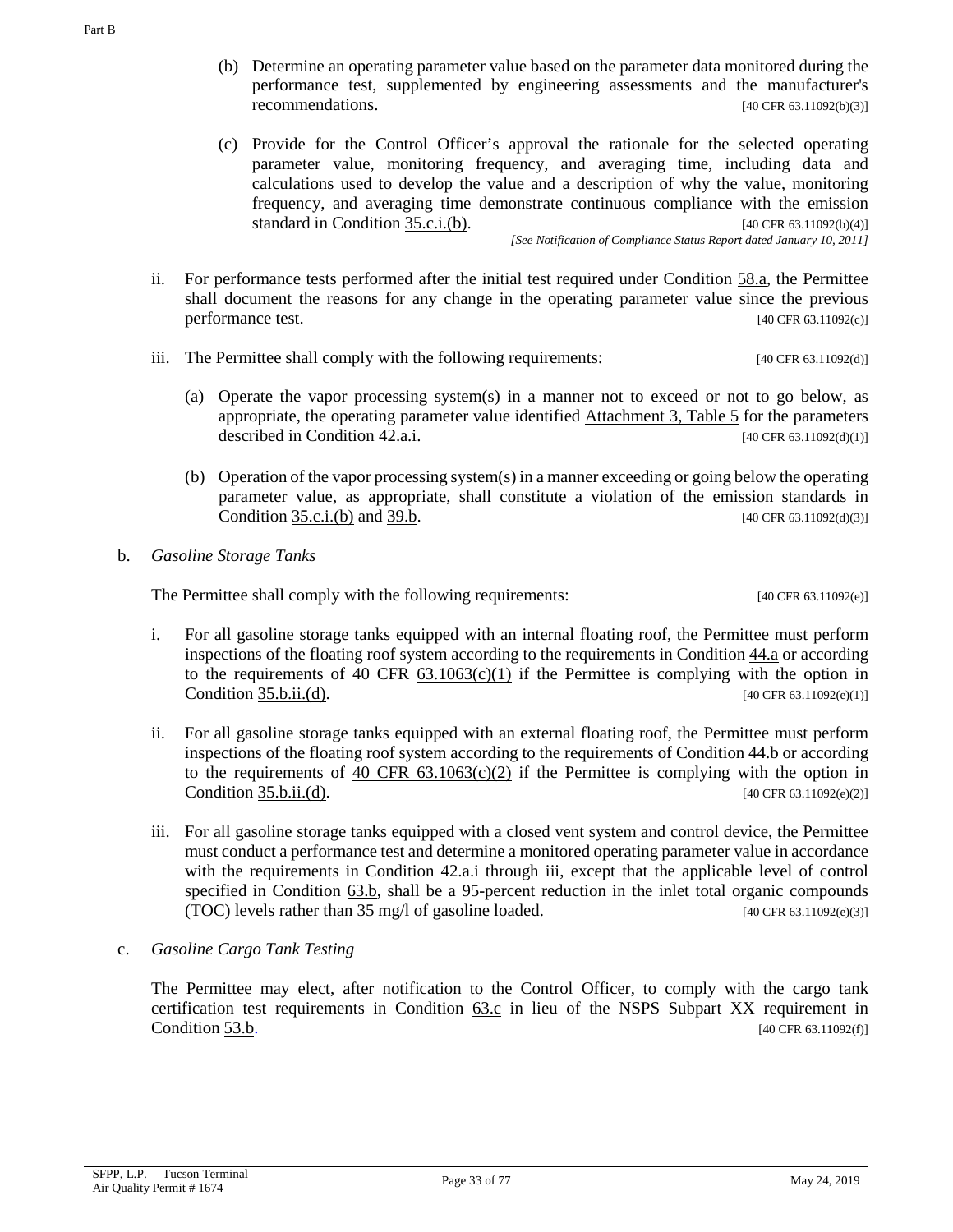(b) Determine an operating parameter value based on the parameter data monitored during the performance test, supplemented by engineering assessments and the manufacturer's recommendations. [40 CFR 63.11092(b)(3)]

(c) Provide for the Control Officer's approval the rationale for the selected operating parameter value, monitoring frequency, and averaging time, including data and calculations used to develop the value and a description of why the value, monitoring frequency, and averaging time demonstrate continuous compliance with the emission standard in Condition 35.c.i.(b). [40 CFR 63.11092(b)(4)]

*[See Notification of Compliance Status Report dated January 10, 2011]*

ii. For performance tests performed after the initial test required under Condition 58.a, the Permittee shall document the reasons for any change in the operating parameter value since the previous performance test. [40 CFR 63.11092(c)]

iii. The Permittee shall comply with the following requirements: [40 CFR 63.11092(d)]

(a) Operate the vapor processing system(s) in a manner not to exceed or not to go below, as appropriate, the operating parameter value identified Attachment 3, Table 5 for the parameters described in Condition 42.a.i. [40 CFR 63.11092(d)(1)]

(b) Operation of the vapor processing system(s) in a manner exceeding or going below the operating parameter value, as appropriate, shall constitute a violation of the emission standards in Condition 35.c.i.(b) and 39.b. [40 CFR 63.11092(d)(3)]

b. *Gasoline Storage Tanks*

The Permittee shall comply with the following requirements: [40 CFR 63.11092(e)]

i. For all gasoline storage tanks equipped with an internal floating roof, the Permittee must perform inspections of the floating roof system according to the requirements in Condition 44.a or according to the requirements of 40 CFR 63.1063(c)(1) if the Permittee is complying with the option in Condition 35.b.ii.(d). [40 CFR 63.11092(e)(1)]

ii. For all gasoline storage tanks equipped with an external floating roof, the Permittee must perform inspections of the floating roof system according to the requirements of Condition 44.b or according to the requirements of 40 CFR 63.1063(c)(2) if the Permittee is complying with the option in Condition 35.b.ii.(d). [40 CFR 63.11092(e)(2)]

iii. For all gasoline storage tanks equipped with a closed vent system and control device, the Permittee must conduct a performance test and determine a monitored operating parameter value in accordance with the requirements in Condition 42.a.i through iii, except that the applicable level of control specified in Condition 63.b, shall be a 95-percent reduction in the inlet total organic compounds (TOC) levels rather than 35 mg/l of gasoline loaded. [40 CFR 63.11092(e)(3)]

c. *Gasoline Cargo Tank Testing*

The Permittee may elect, after notification to the Control Officer, to comply with the cargo tank certification test requirements in Condition 63.c in lieu of the NSPS Subpart XX requirement in Condition 53.b. [40 CFR 63.11092(f)]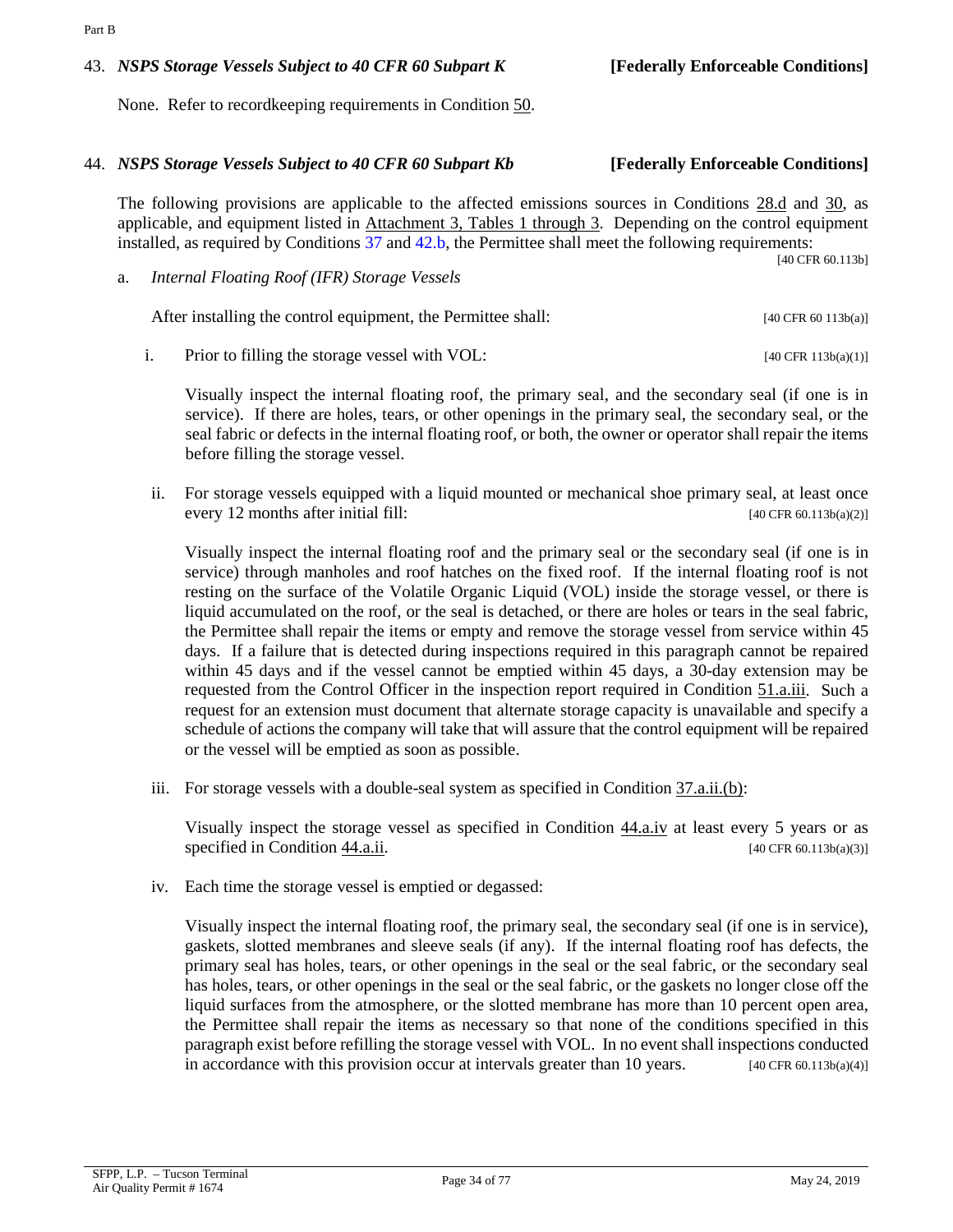43. ***NSPS Storage Vessels Subject to 40 CFR 60 Subpart K*** **[Federally Enforceable Conditions]**

None. Refer to recordkeeping requirements in Condition 50.

44. ***NSPS Storage Vessels Subject to 40 CFR 60 Subpart Kb*** **[Federally Enforceable Conditions]**

The following provisions are applicable to the affected emissions sources in Conditions 28.d and 30, as applicable, and equipment listed in Attachment 3, Tables 1 through 3. Depending on the control equipment installed, as required by Conditions 37 and 42.b, the Permittee shall meet the following requirements: [40 CFR 60.113b]

a. *Internal Floating Roof (IFR) Storage Vessels*

After installing the control equipment, the Permittee shall: [40 CFR 60 113b(a)]

i. Prior to filling the storage vessel with VOL: [40 CFR 113b(a)(1)]

Visually inspect the internal floating roof, the primary seal, and the secondary seal (if one is in service). If there are holes, tears, or other openings in the primary seal, the secondary seal, or the seal fabric or defects in the internal floating roof, or both, the owner or operator shall repair the items before filling the storage vessel.

ii. For storage vessels equipped with a liquid mounted or mechanical shoe primary seal, at least once every 12 months after initial fill: [40 CFR 60.113b(a)(2)]

Visually inspect the internal floating roof and the primary seal or the secondary seal (if one is in service) through manholes and roof hatches on the fixed roof. If the internal floating roof is not resting on the surface of the Volatile Organic Liquid (VOL) inside the storage vessel, or there is liquid accumulated on the roof, or the seal is detached, or there are holes or tears in the seal fabric, the Permittee shall repair the items or empty and remove the storage vessel from service within 45 days. If a failure that is detected during inspections required in this paragraph cannot be repaired within 45 days and if the vessel cannot be emptied within 45 days, a 30-day extension may be requested from the Control Officer in the inspection report required in Condition 51.a.iii. Such a request for an extension must document that alternate storage capacity is unavailable and specify a schedule of actions the company will take that will assure that the control equipment will be repaired or the vessel will be emptied as soon as possible.

iii. For storage vessels with a double-seal system as specified in Condition 37.a.ii.(b):

Visually inspect the storage vessel as specified in Condition 44.a.iv at least every 5 years or as specified in Condition 44.a.ii. [40 CFR 60.113b(a)(3)]

iv. Each time the storage vessel is emptied or degassed:

Visually inspect the internal floating roof, the primary seal, the secondary seal (if one is in service), gaskets, slotted membranes and sleeve seals (if any). If the internal floating roof has defects, the primary seal has holes, tears, or other openings in the seal or the seal fabric, or the secondary seal has holes, tears, or other openings in the seal or the seal fabric, or the gaskets no longer close off the liquid surfaces from the atmosphere, or the slotted membrane has more than 10 percent open area, the Permittee shall repair the items as necessary so that none of the conditions specified in this paragraph exist before refilling the storage vessel with VOL. In no event shall inspections conducted in accordance with this provision occur at intervals greater than 10 years. [40 CFR 60.113b(a)(4)]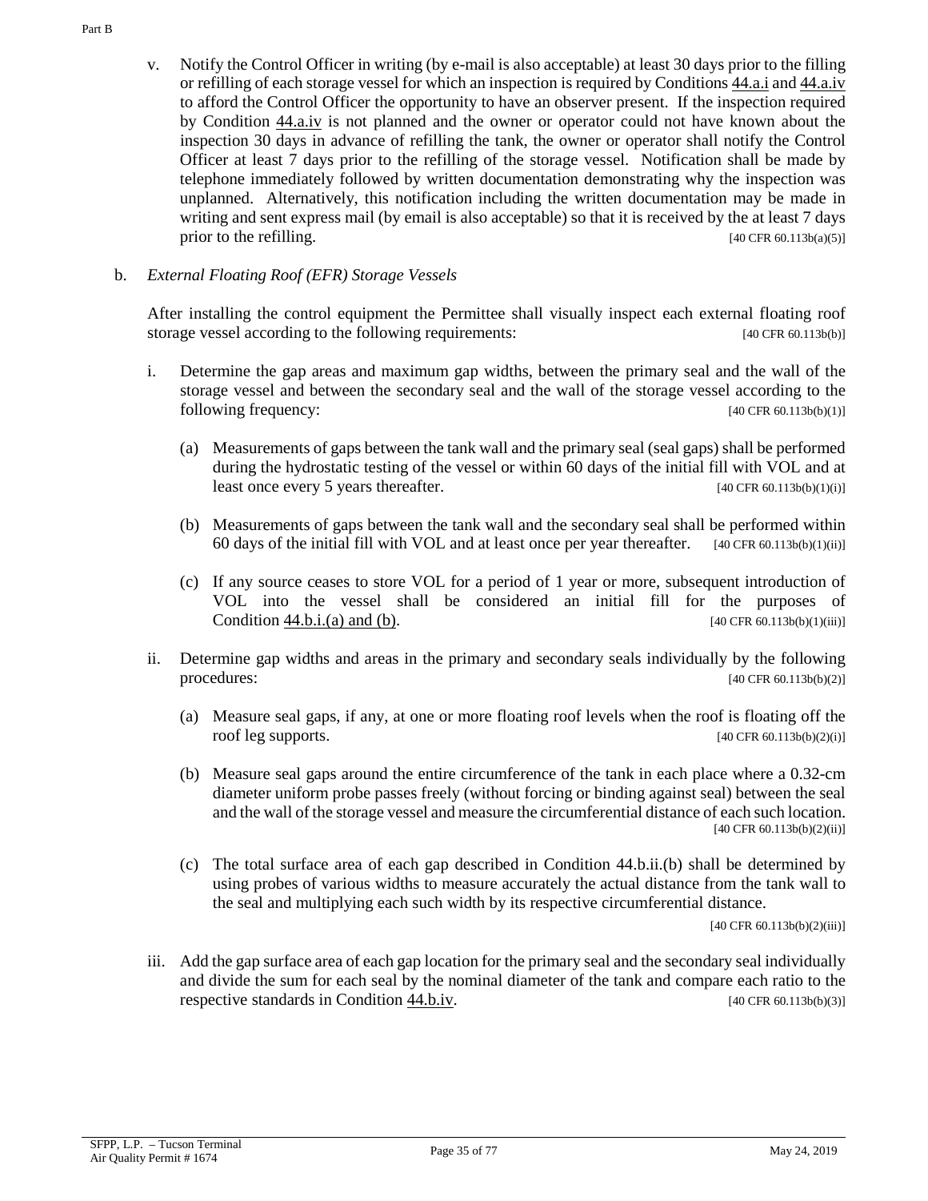v. Notify the Control Officer in writing (by e-mail is also acceptable) at least 30 days prior to the filling or refilling of each storage vessel for which an inspection is required by Conditions 44.a.i and 44.a.iv to afford the Control Officer the opportunity to have an observer present. If the inspection required by Condition 44.a.iv is not planned and the owner or operator could not have known about the inspection 30 days in advance of refilling the tank, the owner or operator shall notify the Control Officer at least 7 days prior to the refilling of the storage vessel. Notification shall be made by telephone immediately followed by written documentation demonstrating why the inspection was unplanned. Alternatively, this notification including the written documentation may be made in writing and sent express mail (by email is also acceptable) so that it is received by the at least 7 days prior to the refilling. [40 CFR 60.113b(a)(5)]

b. *External Floating Roof (EFR) Storage Vessels*

After installing the control equipment the Permittee shall visually inspect each external floating roof storage vessel according to the following requirements: [40 CFR 60.113b(b)]

i. Determine the gap areas and maximum gap widths, between the primary seal and the wall of the storage vessel and between the secondary seal and the wall of the storage vessel according to the following frequency: [40 CFR 60.113b(b)(1)]

(a) Measurements of gaps between the tank wall and the primary seal (seal gaps) shall be performed during the hydrostatic testing of the vessel or within 60 days of the initial fill with VOL and at least once every 5 years thereafter. [40 CFR 60.113b(b)(1)(i)]

(b) Measurements of gaps between the tank wall and the secondary seal shall be performed within 60 days of the initial fill with VOL and at least once per year thereafter. [40 CFR 60.113b(b)(1)(ii)]

(c) If any source ceases to store VOL for a period of 1 year or more, subsequent introduction of VOL into the vessel shall be considered an initial fill for the purposes of Condition 44.b.i.(a) and (b). [40 CFR 60.113b(b)(1)(iii)]

ii. Determine gap widths and areas in the primary and secondary seals individually by the following procedures: [40 CFR 60.113b(b)(2)]

(a) Measure seal gaps, if any, at one or more floating roof levels when the roof is floating off the roof leg supports. [40 CFR 60.113b(b)(2)(i)]

(b) Measure seal gaps around the entire circumference of the tank in each place where a 0.32-cm diameter uniform probe passes freely (without forcing or binding against seal) between the seal and the wall of the storage vessel and measure the circumferential distance of each such location. [40 CFR 60.113b(b)(2)(ii)]

(c) The total surface area of each gap described in Condition 44.b.ii.(b) shall be determined by using probes of various widths to measure accurately the actual distance from the tank wall to the seal and multiplying each such width by its respective circumferential distance. [40 CFR 60.113b(b)(2)(iii)]

iii. Add the gap surface area of each gap location for the primary seal and the secondary seal individually and divide the sum for each seal by the nominal diameter of the tank and compare each ratio to the respective standards in Condition 44.b.iv. [40 CFR 60.113b(b)(3)]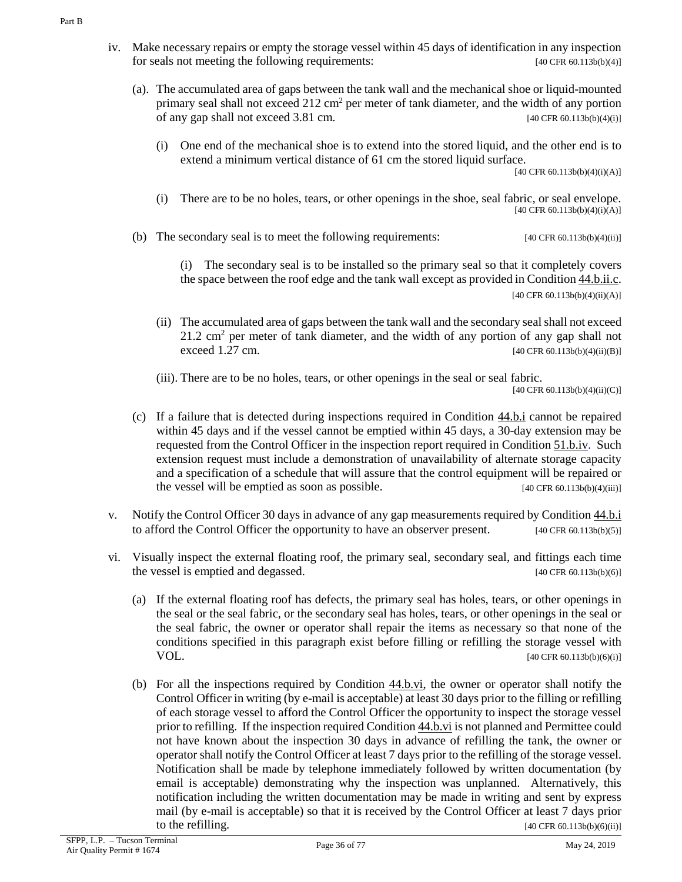iv. Make necessary repairs or empty the storage vessel within 45 days of identification in any inspection for seals not meeting the following requirements: [40 CFR 60.113b(b)(4)]

(a). The accumulated area of gaps between the tank wall and the mechanical shoe or liquid-mounted primary seal shall not exceed 212 $cm^2$ per meter of tank diameter, and the width of any portion of any gap shall not exceed 3.81 cm. [40 CFR 60.113b(b)(4)(i)]

(i) One end of the mechanical shoe is to extend into the stored liquid, and the other end is to extend a minimum vertical distance of 61 cm the stored liquid surface. [40 CFR 60.113b(b)(4)(i)(A)]

(i) There are to be no holes, tears, or other openings in the shoe, seal fabric, or seal envelope. [40 CFR 60.113b(b)(4)(i)(A)]

(b) The secondary seal is to meet the following requirements: [40 CFR 60.113b(b)(4)(ii)]

(i) The secondary seal is to be installed so the primary seal so that it completely covers the space between the roof edge and the tank wall except as provided in Condition 44.b.ii.c. [40 CFR 60.113b(b)(4)(ii)(A)]

(ii) The accumulated area of gaps between the tank wall and the secondary seal shall not exceed 21.2 $cm^2$ per meter of tank diameter, and the width of any portion of any gap shall not exceed 1.27 cm. [40 CFR 60.113b(b)(4)(ii)(B)]

(iii). There are to be no holes, tears, or other openings in the seal or seal fabric. [40 CFR 60.113b(b)(4)(ii)(C)]

(c) If a failure that is detected during inspections required in Condition 44.b.i cannot be repaired within 45 days and if the vessel cannot be emptied within 45 days, a 30-day extension may be requested from the Control Officer in the inspection report required in Condition 51.b.iv. Such extension request must include a demonstration of unavailability of alternate storage capacity and a specification of a schedule that will assure that the control equipment will be repaired or the vessel will be emptied as soon as possible. [40 CFR 60.113b(b)(4)(iii)]

v. Notify the Control Officer 30 days in advance of any gap measurements required by Condition 44.b.i to afford the Control Officer the opportunity to have an observer present. [40 CFR 60.113b(b)(5)]

vi. Visually inspect the external floating roof, the primary seal, secondary seal, and fittings each time the vessel is emptied and degassed. [40 CFR 60.113b(b)(6)]

(a) If the external floating roof has defects, the primary seal has holes, tears, or other openings in the seal or the seal fabric, or the secondary seal has holes, tears, or other openings in the seal or the seal fabric, the owner or operator shall repair the items as necessary so that none of the conditions specified in this paragraph exist before filling or refilling the storage vessel with VOL. [40 CFR 60.113b(b)(6)(i)]

(b) For all the inspections required by Condition 44.b.vi, the owner or operator shall notify the Control Officer in writing (by e-mail is acceptable) at least 30 days prior to the filling or refilling of each storage vessel to afford the Control Officer the opportunity to inspect the storage vessel prior to refilling. If the inspection required Condition 44.b.vi is not planned and Permittee could not have known about the inspection 30 days in advance of refilling the tank, the owner or operator shall notify the Control Officer at least 7 days prior to the refilling of the storage vessel. Notification shall be made by telephone immediately followed by written documentation (by email is acceptable) demonstrating why the inspection was unplanned. Alternatively, this notification including the written documentation may be made in writing and sent by express mail (by e-mail is acceptable) so that it is received by the Control Officer at least 7 days prior to the refilling. [40 CFR 60.113b(b)(6)(ii)]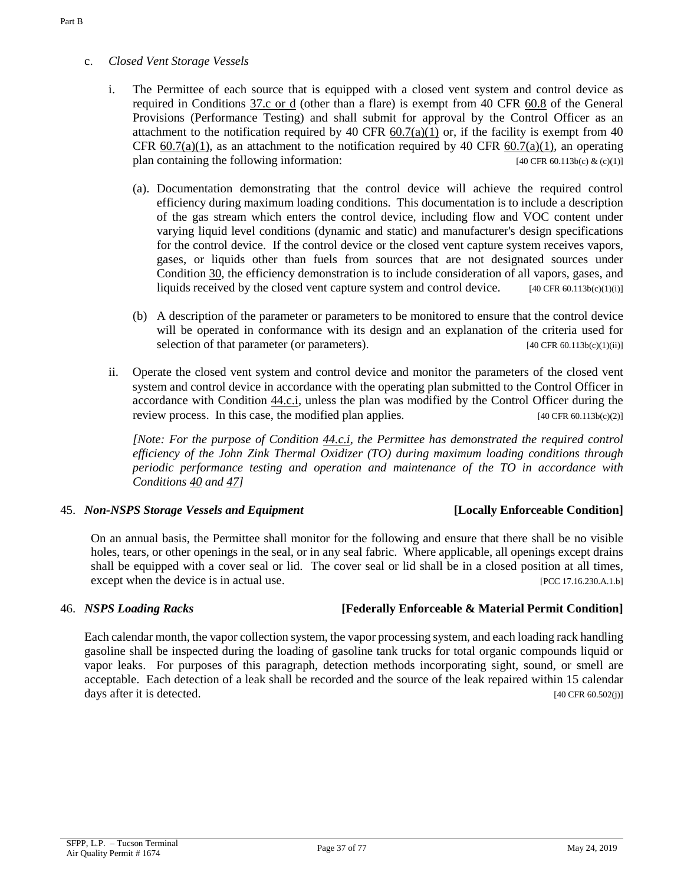c. *Closed Vent Storage Vessels*

i. The Permittee of each source that is equipped with a closed vent system and control device as required in Conditions 37.c or d (other than a flare) is exempt from 40 CFR 60.8 of the General Provisions (Performance Testing) and shall submit for approval by the Control Officer as an attachment to the notification required by 40 CFR 60.7(a)(1) or, if the facility is exempt from 40 CFR 60.7(a)(1), as an attachment to the notification required by 40 CFR 60.7(a)(1), an operating plan containing the following information: [40 CFR 60.113b(c) & (c)(1)]

(a). Documentation demonstrating that the control device will achieve the required control efficiency during maximum loading conditions. This documentation is to include a description of the gas stream which enters the control device, including flow and VOC content under varying liquid level conditions (dynamic and static) and manufacturer's design specifications for the control device. If the control device or the closed vent capture system receives vapors, gases, or liquids other than fuels from sources that are not designated sources under Condition 30, the efficiency demonstration is to include consideration of all vapors, gases, and liquids received by the closed vent capture system and control device. [40 CFR 60.113b(c)(1)(i)]

(b) A description of the parameter or parameters to be monitored to ensure that the control device will be operated in conformance with its design and an explanation of the criteria used for selection of that parameter (or parameters). [40 CFR 60.113b(c)(1)(ii)]

ii. Operate the closed vent system and control device and monitor the parameters of the closed vent system and control device in accordance with the operating plan submitted to the Control Officer in accordance with Condition 44.c.i, unless the plan was modified by the Control Officer during the review process. In this case, the modified plan applies. [40 CFR 60.113b(c)(2)]

*[Note: For the purpose of Condition 44.c.i, the Permittee has demonstrated the required control efficiency of the John Zink Thermal Oxidizer (TO) during maximum loading conditions through periodic performance testing and operation and maintenance of the TO in accordance with Conditions 40 and 47]*

45. ***Non-NSPS Storage Vessels and Equipment*** **[Locally Enforceable Condition]**

On an annual basis, the Permittee shall monitor for the following and ensure that there shall be no visible holes, tears, or other openings in the seal, or in any seal fabric. Where applicable, all openings except drains shall be equipped with a cover seal or lid. The cover seal or lid shall be in a closed position at all times, except when the device is in actual use. [PCC 17.16.230.A.1.b]

46. ***NSPS Loading Racks*** **[Federally Enforceable & Material Permit Condition]**

Each calendar month, the vapor collection system, the vapor processing system, and each loading rack handling gasoline shall be inspected during the loading of gasoline tank trucks for total organic compounds liquid or vapor leaks. For purposes of this paragraph, detection methods incorporating sight, sound, or smell are acceptable. Each detection of a leak shall be recorded and the source of the leak repaired within 15 calendar days after it is detected. [40 CFR 60.502(j)]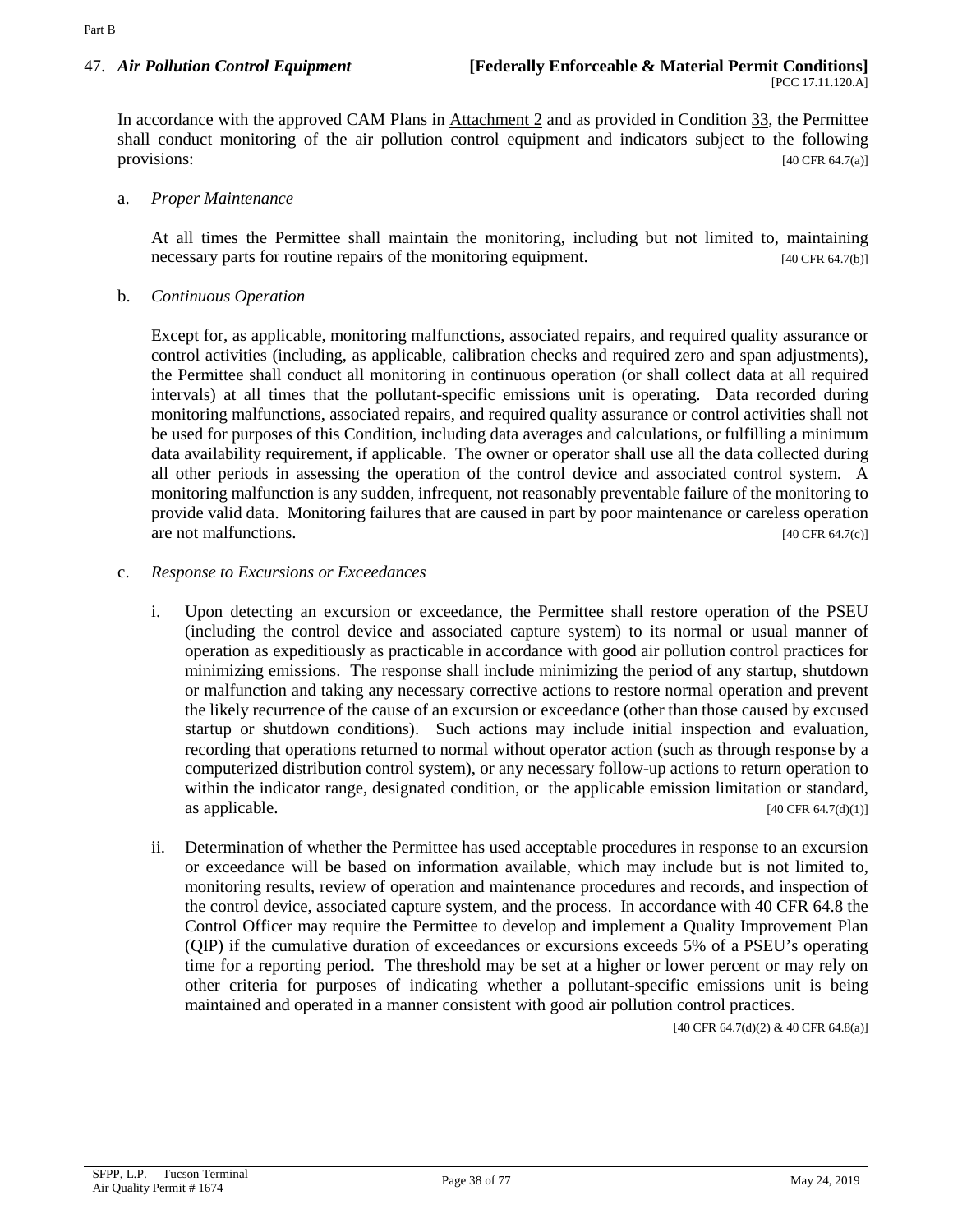47. ***Air Pollution Control Equipment*** **[Federally Enforceable & Material Permit Conditions]**
[PCC 17.11.120.A]

In accordance with the approved CAM Plans in Attachment 2 and as provided in Condition 33, the Permittee shall conduct monitoring of the air pollution control equipment and indicators subject to the following provisions: [40 CFR 64.7(a)]

a. *Proper Maintenance*

At all times the Permittee shall maintain the monitoring, including but not limited to, maintaining necessary parts for routine repairs of the monitoring equipment. [40 CFR 64.7(b)]

b. *Continuous Operation*

Except for, as applicable, monitoring malfunctions, associated repairs, and required quality assurance or control activities (including, as applicable, calibration checks and required zero and span adjustments), the Permittee shall conduct all monitoring in continuous operation (or shall collect data at all required intervals) at all times that the pollutant-specific emissions unit is operating. Data recorded during monitoring malfunctions, associated repairs, and required quality assurance or control activities shall not be used for purposes of this Condition, including data averages and calculations, or fulfilling a minimum data availability requirement, if applicable. The owner or operator shall use all the data collected during all other periods in assessing the operation of the control device and associated control system. A monitoring malfunction is any sudden, infrequent, not reasonably preventable failure of the monitoring to provide valid data. Monitoring failures that are caused in part by poor maintenance or careless operation are not malfunctions. [40 CFR 64.7(c)]

c. *Response to Excursions or Exceedances*

i. Upon detecting an excursion or exceedance, the Permittee shall restore operation of the PSEU (including the control device and associated capture system) to its normal or usual manner of operation as expeditiously as practicable in accordance with good air pollution control practices for minimizing emissions. The response shall include minimizing the period of any startup, shutdown or malfunction and taking any necessary corrective actions to restore normal operation and prevent the likely recurrence of the cause of an excursion or exceedance (other than those caused by excused startup or shutdown conditions). Such actions may include initial inspection and evaluation, recording that operations returned to normal without operator action (such as through response by a computerized distribution control system), or any necessary follow-up actions to return operation to within the indicator range, designated condition, or the applicable emission limitation or standard, as applicable. [40 CFR 64.7(d)(1)]

ii. Determination of whether the Permittee has used acceptable procedures in response to an excursion or exceedance will be based on information available, which may include but is not limited to, monitoring results, review of operation and maintenance procedures and records, and inspection of the control device, associated capture system, and the process. In accordance with 40 CFR 64.8 the Control Officer may require the Permittee to develop and implement a Quality Improvement Plan (QIP) if the cumulative duration of exceedances or excursions exceeds 5% of a PSEU's operating time for a reporting period. The threshold may be set at a higher or lower percent or may rely on other criteria for purposes of indicating whether a pollutant-specific emissions unit is being maintained and operated in a manner consistent with good air pollution control practices.

[40 CFR 64.7(d)(2) & 40 CFR 64.8(a)]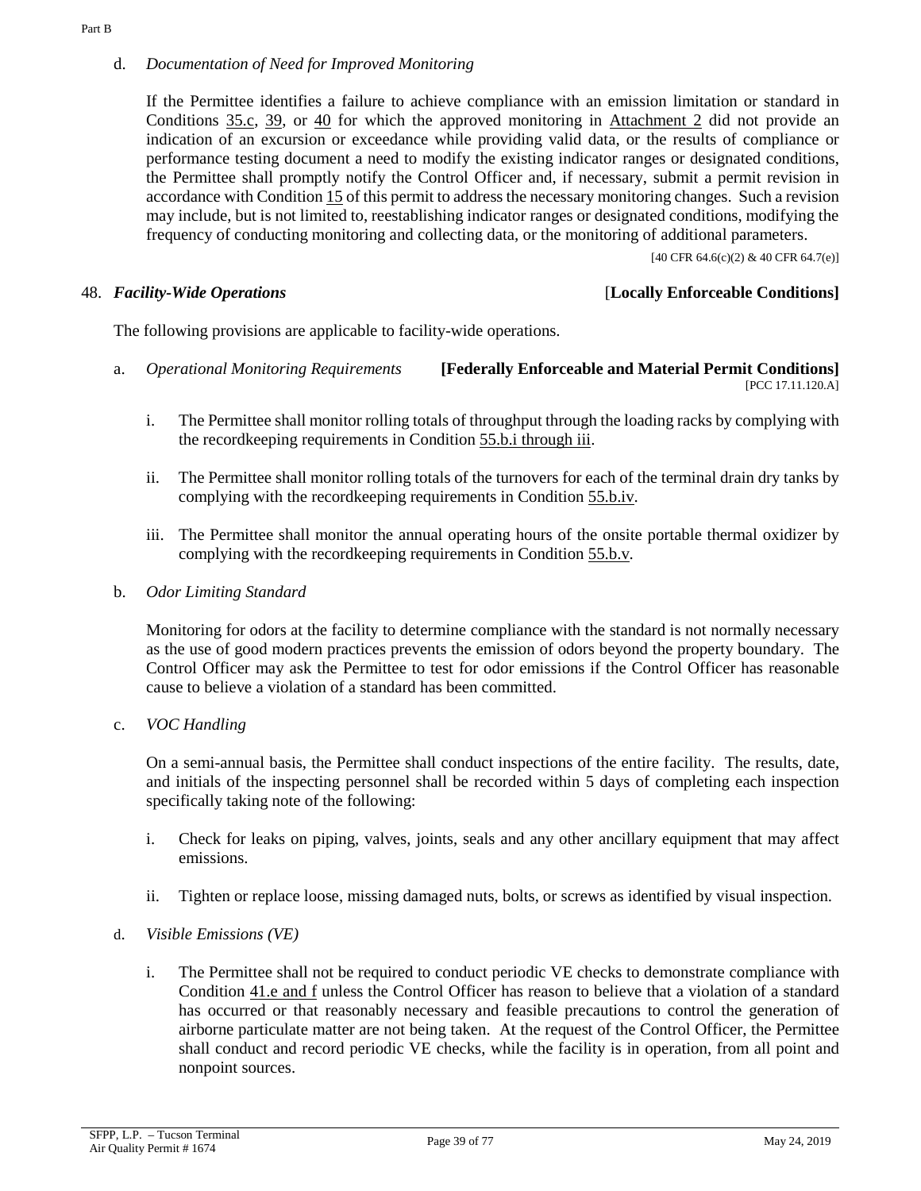d. *Documentation of Need for Improved Monitoring*

If the Permittee identifies a failure to achieve compliance with an emission limitation or standard in Conditions 35.c, 39, or 40 for which the approved monitoring in Attachment 2 did not provide an indication of an excursion or exceedance while providing valid data, or the results of compliance or performance testing document a need to modify the existing indicator ranges or designated conditions, the Permittee shall promptly notify the Control Officer and, if necessary, submit a permit revision in accordance with Condition 15 of this permit to address the necessary monitoring changes. Such a revision may include, but is not limited to, reestablishing indicator ranges or designated conditions, modifying the frequency of conducting monitoring and collecting data, or the monitoring of additional parameters.

[40 CFR 64.6(c)(2) & 40 CFR 64.7(e)]

48. ***Facility-Wide Operations*** [**Locally Enforceable Conditions]**

The following provisions are applicable to facility-wide operations.

a. *Operational Monitoring Requirements* **[Federally Enforceable and Material Permit Conditions]**
[PCC 17.11.120.A]

i. The Permittee shall monitor rolling totals of throughput through the loading racks by complying with the recordkeeping requirements in Condition 55.b.i through iii.

ii. The Permittee shall monitor rolling totals of the turnovers for each of the terminal drain dry tanks by complying with the recordkeeping requirements in Condition 55.b.iv.

iii. The Permittee shall monitor the annual operating hours of the onsite portable thermal oxidizer by complying with the recordkeeping requirements in Condition 55.b.v.

b. *Odor Limiting Standard*

Monitoring for odors at the facility to determine compliance with the standard is not normally necessary as the use of good modern practices prevents the emission of odors beyond the property boundary. The Control Officer may ask the Permittee to test for odor emissions if the Control Officer has reasonable cause to believe a violation of a standard has been committed.

c. *VOC Handling*

On a semi-annual basis, the Permittee shall conduct inspections of the entire facility. The results, date, and initials of the inspecting personnel shall be recorded within 5 days of completing each inspection specifically taking note of the following:

i. Check for leaks on piping, valves, joints, seals and any other ancillary equipment that may affect emissions.

ii. Tighten or replace loose, missing damaged nuts, bolts, or screws as identified by visual inspection.

d. *Visible Emissions (VE)*

i. The Permittee shall not be required to conduct periodic VE checks to demonstrate compliance with Condition 41.e and f unless the Control Officer has reason to believe that a violation of a standard has occurred or that reasonably necessary and feasible precautions to control the generation of airborne particulate matter are not being taken. At the request of the Control Officer, the Permittee shall conduct and record periodic VE checks, while the facility is in operation, from all point and nonpoint sources.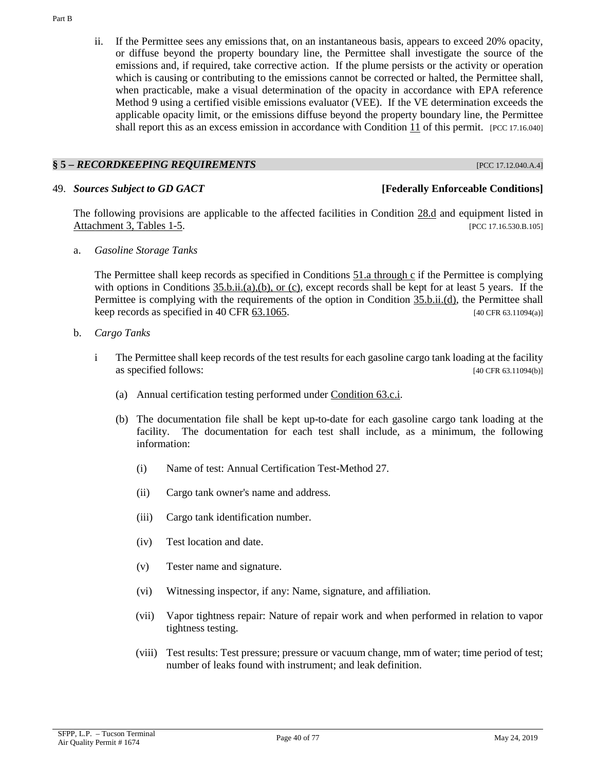ii. If the Permittee sees any emissions that, on an instantaneous basis, appears to exceed 20% opacity, or diffuse beyond the property boundary line, the Permittee shall investigate the source of the emissions and, if required, take corrective action. If the plume persists or the activity or operation which is causing or contributing to the emissions cannot be corrected or halted, the Permittee shall, when practicable, make a visual determination of the opacity in accordance with EPA reference Method 9 using a certified visible emissions evaluator (VEE). If the VE determination exceeds the applicable opacity limit, or the emissions diffuse beyond the property boundary line, the Permittee shall report this as an excess emission in accordance with Condition 11 of this permit. [PCC 17.16.040]

## § 5 – *RECORDKEEPING REQUIREMENTS* [PCC 17.12.040.A.4]

49. ***Sources Subject to GD GACT*** **[Federally Enforceable Conditions]**

The following provisions are applicable to the affected facilities in Condition 28.d and equipment listed in Attachment 3, Tables 1-5. [PCC 17.16.530.B.105]

a. *Gasoline Storage Tanks*

The Permittee shall keep records as specified in Conditions 51.a through c if the Permittee is complying with options in Conditions 35.b.ii.(a),(b), or (c), except records shall be kept for at least 5 years. If the Permittee is complying with the requirements of the option in Condition 35.b.ii.(d), the Permittee shall keep records as specified in 40 CFR 63.1065. [40 CFR 63.11094(a)]

b. *Cargo Tanks*

i The Permittee shall keep records of the test results for each gasoline cargo tank loading at the facility as specified follows: [40 CFR 63.11094(b)]

(a) Annual certification testing performed under Condition 63.c.i.

(b) The documentation file shall be kept up-to-date for each gasoline cargo tank loading at the facility. The documentation for each test shall include, as a minimum, the following information:

(i) Name of test: Annual Certification Test-Method 27.

(ii) Cargo tank owner's name and address.

(iii) Cargo tank identification number.

(iv) Test location and date.

(v) Tester name and signature.

(vi) Witnessing inspector, if any: Name, signature, and affiliation.

(vii) Vapor tightness repair: Nature of repair work and when performed in relation to vapor tightness testing.

(viii) Test results: Test pressure; pressure or vacuum change, mm of water; time period of test; number of leaks found with instrument; and leak definition.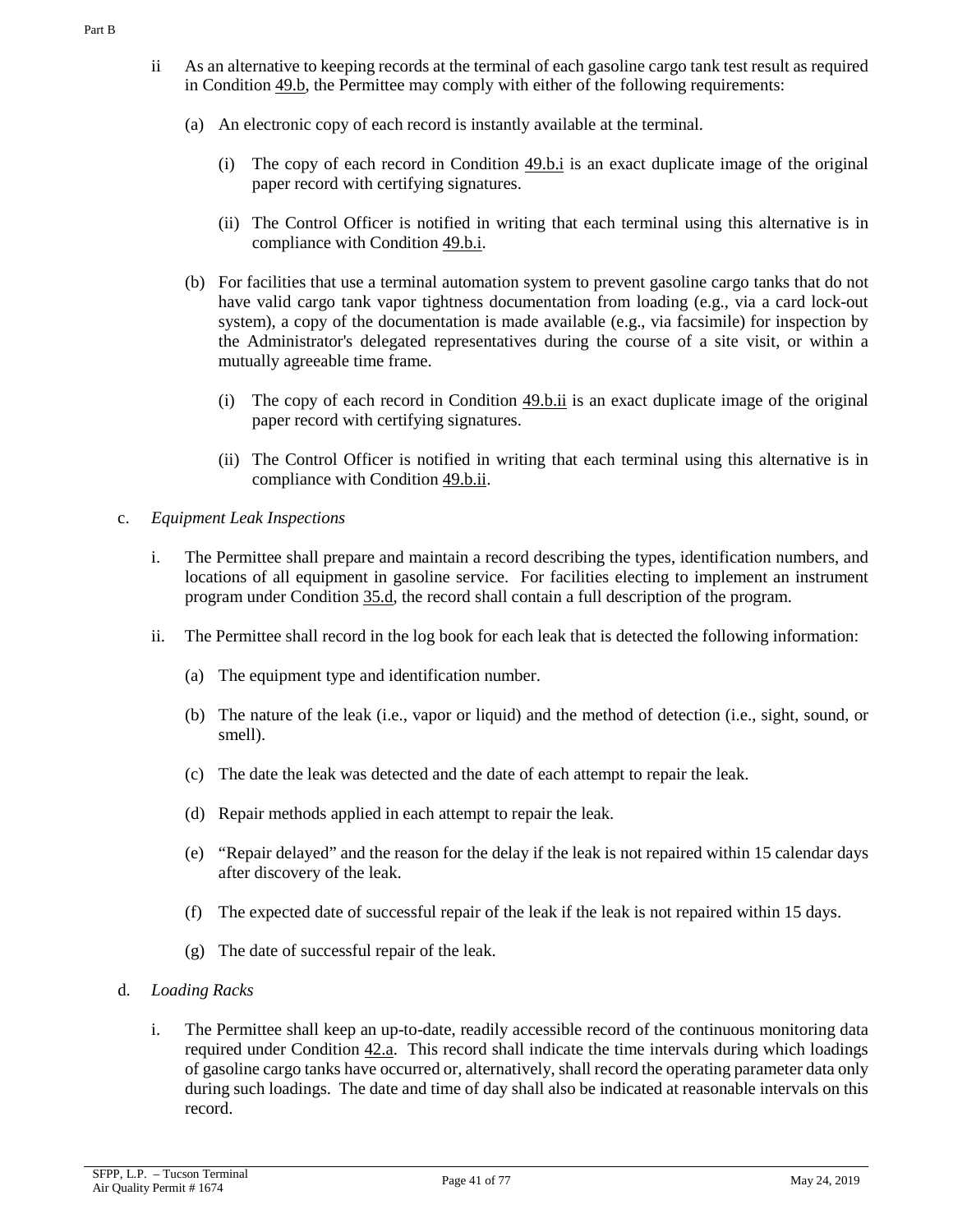ii As an alternative to keeping records at the terminal of each gasoline cargo tank test result as required in Condition 49.b, the Permittee may comply with either of the following requirements:

(a) An electronic copy of each record is instantly available at the terminal.

(i) The copy of each record in Condition 49.b.i is an exact duplicate image of the original paper record with certifying signatures.

(ii) The Control Officer is notified in writing that each terminal using this alternative is in compliance with Condition 49.b.i.

(b) For facilities that use a terminal automation system to prevent gasoline cargo tanks that do not have valid cargo tank vapor tightness documentation from loading (e.g., via a card lock-out system), a copy of the documentation is made available (e.g., via facsimile) for inspection by the Administrator's delegated representatives during the course of a site visit, or within a mutually agreeable time frame.

(i) The copy of each record in Condition 49.b.ii is an exact duplicate image of the original paper record with certifying signatures.

(ii) The Control Officer is notified in writing that each terminal using this alternative is in compliance with Condition 49.b.ii.

c. *Equipment Leak Inspections*

i. The Permittee shall prepare and maintain a record describing the types, identification numbers, and locations of all equipment in gasoline service. For facilities electing to implement an instrument program under Condition 35.d, the record shall contain a full description of the program.

ii. The Permittee shall record in the log book for each leak that is detected the following information:

(a) The equipment type and identification number.

(b) The nature of the leak (i.e., vapor or liquid) and the method of detection (i.e., sight, sound, or smell).

(c) The date the leak was detected and the date of each attempt to repair the leak.

(d) Repair methods applied in each attempt to repair the leak.

(e) "Repair delayed" and the reason for the delay if the leak is not repaired within 15 calendar days after discovery of the leak.

(f) The expected date of successful repair of the leak if the leak is not repaired within 15 days.

(g) The date of successful repair of the leak.

d. *Loading Racks*

i. The Permittee shall keep an up-to-date, readily accessible record of the continuous monitoring data required under Condition 42.a. This record shall indicate the time intervals during which loadings of gasoline cargo tanks have occurred or, alternatively, shall record the operating parameter data only during such loadings. The date and time of day shall also be indicated at reasonable intervals on this record.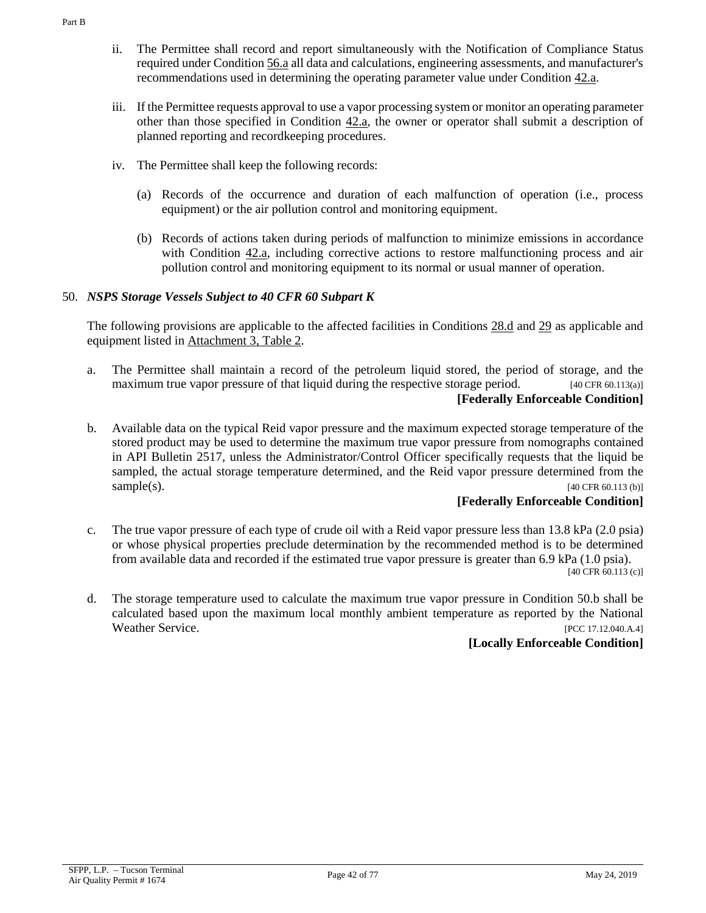ii. The Permittee shall record and report simultaneously with the Notification of Compliance Status required under Condition 56.a all data and calculations, engineering assessments, and manufacturer's recommendations used in determining the operating parameter value under Condition 42.a.

iii. If the Permittee requests approval to use a vapor processing system or monitor an operating parameter other than those specified in Condition 42.a, the owner or operator shall submit a description of planned reporting and recordkeeping procedures.

iv. The Permittee shall keep the following records:

(a) Records of the occurrence and duration of each malfunction of operation (i.e., process equipment) or the air pollution control and monitoring equipment.

(b) Records of actions taken during periods of malfunction to minimize emissions in accordance with Condition 42.a, including corrective actions to restore malfunctioning process and air pollution control and monitoring equipment to its normal or usual manner of operation.

50. ***NSPS Storage Vessels Subject to 40 CFR 60 Subpart K***

The following provisions are applicable to the affected facilities in Conditions 28.d and 29 as applicable and equipment listed in Attachment 3, Table 2.

a. The Permittee shall maintain a record of the petroleum liquid stored, the period of storage, and the maximum true vapor pressure of that liquid during the respective storage period. [40 CFR 60.113(a)]

**[Federally Enforceable Condition]**

b. Available data on the typical Reid vapor pressure and the maximum expected storage temperature of the stored product may be used to determine the maximum true vapor pressure from nomographs contained in API Bulletin 2517, unless the Administrator/Control Officer specifically requests that the liquid be sampled, the actual storage temperature determined, and the Reid vapor pressure determined from the sample(s). [40 CFR 60.113 (b)]

**[Federally Enforceable Condition]**

c. The true vapor pressure of each type of crude oil with a Reid vapor pressure less than 13.8 kPa (2.0 psia) or whose physical properties preclude determination by the recommended method is to be determined from available data and recorded if the estimated true vapor pressure is greater than 6.9 kPa (1.0 psia). [40 CFR 60.113 (c)]

d. The storage temperature used to calculate the maximum true vapor pressure in Condition 50.b shall be calculated based upon the maximum local monthly ambient temperature as reported by the National Weather Service. [PCC 17.12.040.A.4]

**[Locally Enforceable Condition]**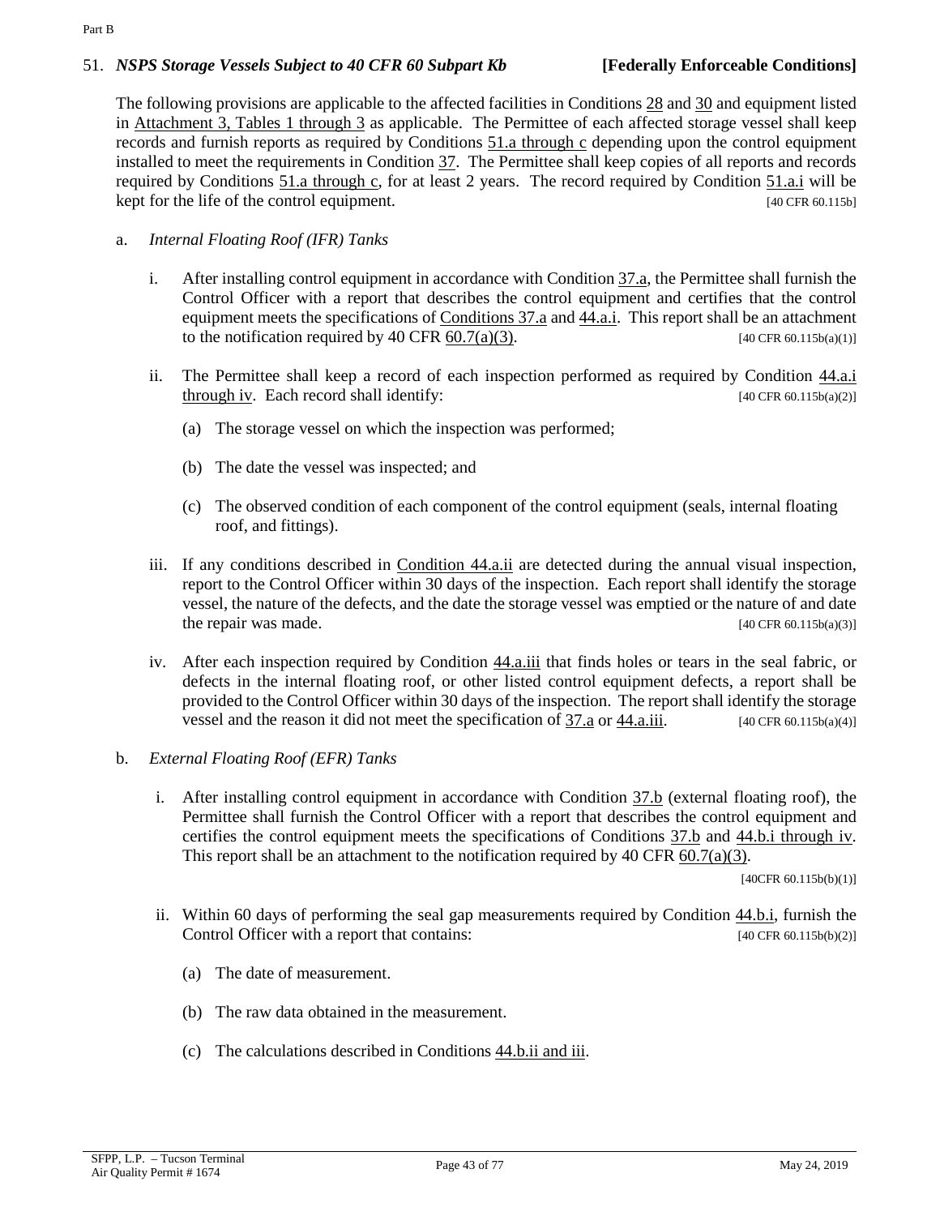51. ***NSPS Storage Vessels Subject to 40 CFR 60 Subpart Kb*** **[Federally Enforceable Conditions]**

The following provisions are applicable to the affected facilities in Conditions 28 and 30 and equipment listed in Attachment 3, Tables 1 through 3 as applicable. The Permittee of each affected storage vessel shall keep records and furnish reports as required by Conditions 51.a through c depending upon the control equipment installed to meet the requirements in Condition 37. The Permittee shall keep copies of all reports and records required by Conditions 51.a through c, for at least 2 years. The record required by Condition 51.a.i will be kept for the life of the control equipment. [40 CFR 60.115b]

a. *Internal Floating Roof (IFR) Tanks*

   i. After installing control equipment in accordance with Condition 37.a, the Permittee shall furnish the Control Officer with a report that describes the control equipment and certifies that the control equipment meets the specifications of Conditions 37.a and 44.a.i. This report shall be an attachment to the notification required by 40 CFR 60.7(a)(3). [40 CFR 60.115b(a)(1)]

   ii. The Permittee shall keep a record of each inspection performed as required by Condition 44.a.i through iv. Each record shall identify: [40 CFR 60.115b(a)(2)]

      (a) The storage vessel on which the inspection was performed;

      (b) The date the vessel was inspected; and

      (c) The observed condition of each component of the control equipment (seals, internal floating roof, and fittings).

   iii. If any conditions described in Condition 44.a.ii are detected during the annual visual inspection, report to the Control Officer within 30 days of the inspection. Each report shall identify the storage vessel, the nature of the defects, and the date the storage vessel was emptied or the nature of and date the repair was made. [40 CFR 60.115b(a)(3)]

   iv. After each inspection required by Condition 44.a.iii that finds holes or tears in the seal fabric, or defects in the internal floating roof, or other listed control equipment defects, a report shall be provided to the Control Officer within 30 days of the inspection. The report shall identify the storage vessel and the reason it did not meet the specification of 37.a or 44.a.iii. [40 CFR 60.115b(a)(4)]

b. *External Floating Roof (EFR) Tanks*

   i. After installing control equipment in accordance with Condition 37.b (external floating roof), the Permittee shall furnish the Control Officer with a report that describes the control equipment and certifies the control equipment meets the specifications of Conditions 37.b and 44.b.i through iv. This report shall be an attachment to the notification required by 40 CFR 60.7(a)(3). [40CFR 60.115b(b)(1)]

   ii. Within 60 days of performing the seal gap measurements required by Condition 44.b.i, furnish the Control Officer with a report that contains: [40 CFR 60.115b(b)(2)]

      (a) The date of measurement.

      (b) The raw data obtained in the measurement.

      (c) The calculations described in Conditions 44.b.ii and iii.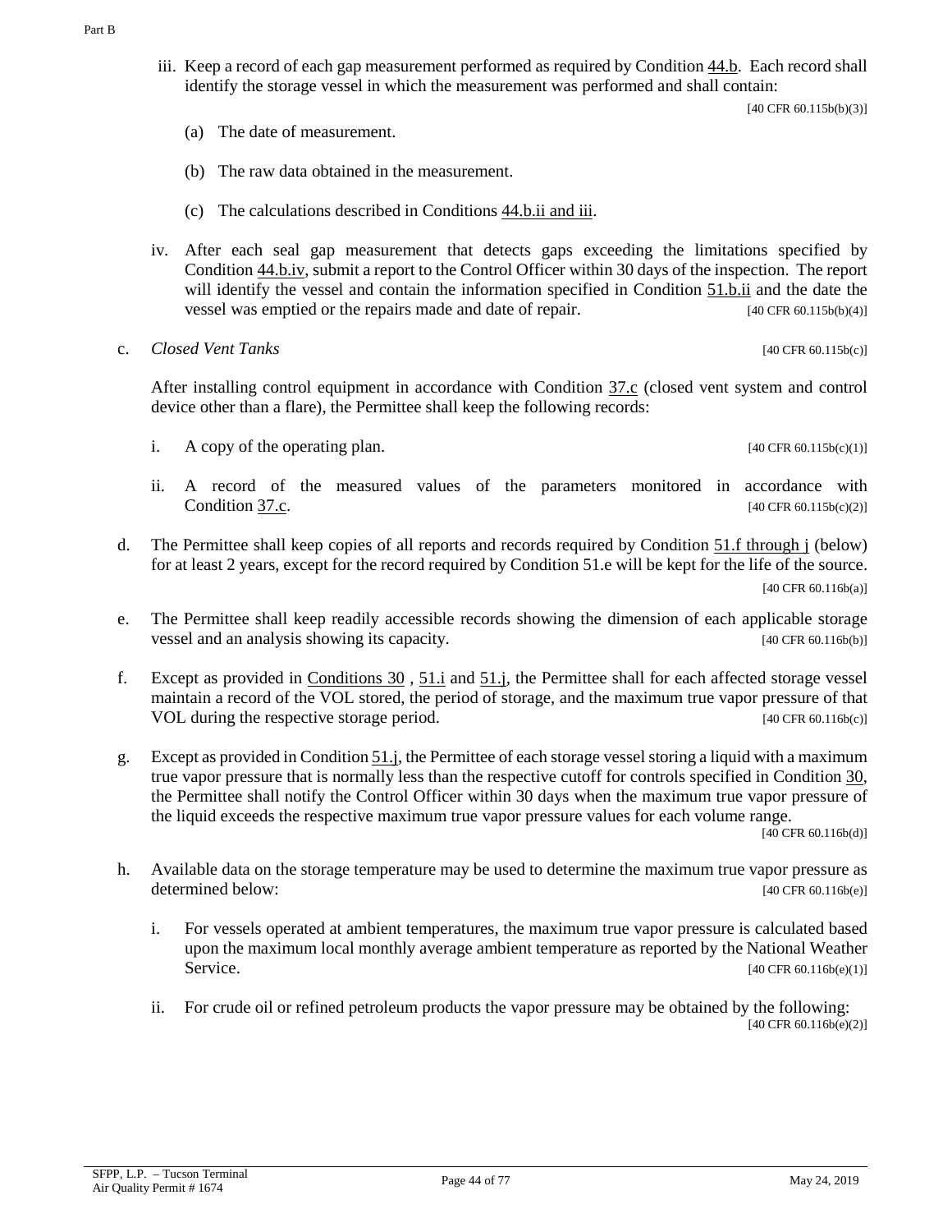iii. Keep a record of each gap measurement performed as required by Condition 44.b. Each record shall identify the storage vessel in which the measurement was performed and shall contain: [40 CFR 60.115b(b)(3)]

(a) The date of measurement.

(b) The raw data obtained in the measurement.

(c) The calculations described in Conditions 44.b.ii and iii.

iv. After each seal gap measurement that detects gaps exceeding the limitations specified by Condition 44.b.iv, submit a report to the Control Officer within 30 days of the inspection. The report will identify the vessel and contain the information specified in Condition 51.b.ii and the date the vessel was emptied or the repairs made and date of repair. [40 CFR 60.115b(b)(4)]

c. *Closed Vent Tanks* [40 CFR 60.115b(c)]

After installing control equipment in accordance with Condition 37.c (closed vent system and control device other than a flare), the Permittee shall keep the following records:

i. A copy of the operating plan. [40 CFR 60.115b(c)(1)]

ii. A record of the measured values of the parameters monitored in accordance with Condition 37.c. [40 CFR 60.115b(c)(2)]

d. The Permittee shall keep copies of all reports and records required by Condition 51.f through j (below) for at least 2 years, except for the record required by Condition 51.e will be kept for the life of the source. [40 CFR 60.116b(a)]

e. The Permittee shall keep readily accessible records showing the dimension of each applicable storage vessel and an analysis showing its capacity. [40 CFR 60.116b(b)]

f. Except as provided in Conditions 30 , 51.i and 51.j, the Permittee shall for each affected storage vessel maintain a record of the VOL stored, the period of storage, and the maximum true vapor pressure of that VOL during the respective storage period. [40 CFR 60.116b(c)]

g. Except as provided in Condition 51.j, the Permittee of each storage vessel storing a liquid with a maximum true vapor pressure that is normally less than the respective cutoff for controls specified in Condition 30, the Permittee shall notify the Control Officer within 30 days when the maximum true vapor pressure of the liquid exceeds the respective maximum true vapor pressure values for each volume range. [40 CFR 60.116b(d)]

h. Available data on the storage temperature may be used to determine the maximum true vapor pressure as determined below: [40 CFR 60.116b(e)]

i. For vessels operated at ambient temperatures, the maximum true vapor pressure is calculated based upon the maximum local monthly average ambient temperature as reported by the National Weather Service. [40 CFR 60.116b(e)(1)]

ii. For crude oil or refined petroleum products the vapor pressure may be obtained by the following: [40 CFR 60.116b(e)(2)]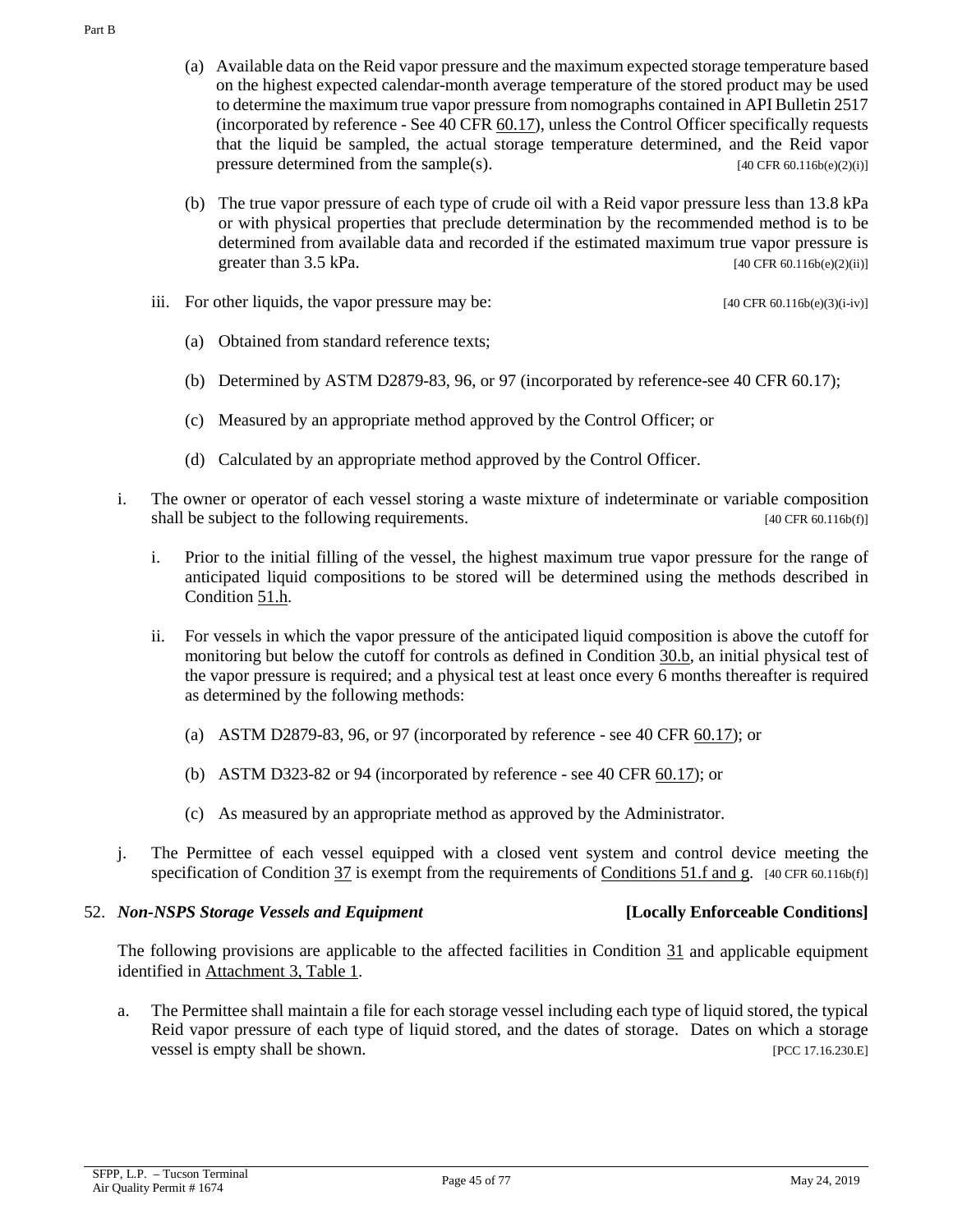(a) Available data on the Reid vapor pressure and the maximum expected storage temperature based on the highest expected calendar-month average temperature of the stored product may be used to determine the maximum true vapor pressure from nomographs contained in API Bulletin 2517 (incorporated by reference - See 40 CFR 60.17), unless the Control Officer specifically requests that the liquid be sampled, the actual storage temperature determined, and the Reid vapor pressure determined from the sample(s). [40 CFR 60.116b(e)(2)(i)]

(b) The true vapor pressure of each type of crude oil with a Reid vapor pressure less than 13.8 kPa or with physical properties that preclude determination by the recommended method is to be determined from available data and recorded if the estimated maximum true vapor pressure is greater than 3.5 kPa. [40 CFR 60.116b(e)(2)(ii)]

iii. For other liquids, the vapor pressure may be: [40 CFR 60.116b(e)(3)(i-iv)]

(a) Obtained from standard reference texts;

(b) Determined by ASTM D2879-83, 96, or 97 (incorporated by reference-see 40 CFR 60.17);

(c) Measured by an appropriate method approved by the Control Officer; or

(d) Calculated by an appropriate method approved by the Control Officer.

i. The owner or operator of each vessel storing a waste mixture of indeterminate or variable composition shall be subject to the following requirements. [40 CFR 60.116b(f)]

i. Prior to the initial filling of the vessel, the highest maximum true vapor pressure for the range of anticipated liquid compositions to be stored will be determined using the methods described in Condition 51.h.

ii. For vessels in which the vapor pressure of the anticipated liquid composition is above the cutoff for monitoring but below the cutoff for controls as defined in Condition 30.b, an initial physical test of the vapor pressure is required; and a physical test at least once every 6 months thereafter is required as determined by the following methods:

(a) ASTM D2879-83, 96, or 97 (incorporated by reference - see 40 CFR 60.17); or

(b) ASTM D323-82 or 94 (incorporated by reference - see 40 CFR 60.17); or

(c) As measured by an appropriate method as approved by the Administrator.

j. The Permittee of each vessel equipped with a closed vent system and control device meeting the specification of Condition 37 is exempt from the requirements of Conditions 51.f and g. [40 CFR 60.116b(f)]

52. ***Non-NSPS Storage Vessels and Equipment*** **[Locally Enforceable Conditions]**

The following provisions are applicable to the affected facilities in Condition 31 and applicable equipment identified in Attachment 3, Table 1.

a. The Permittee shall maintain a file for each storage vessel including each type of liquid stored, the typical Reid vapor pressure of each type of liquid stored, and the dates of storage. Dates on which a storage vessel is empty shall be shown. [PCC 17.16.230.E]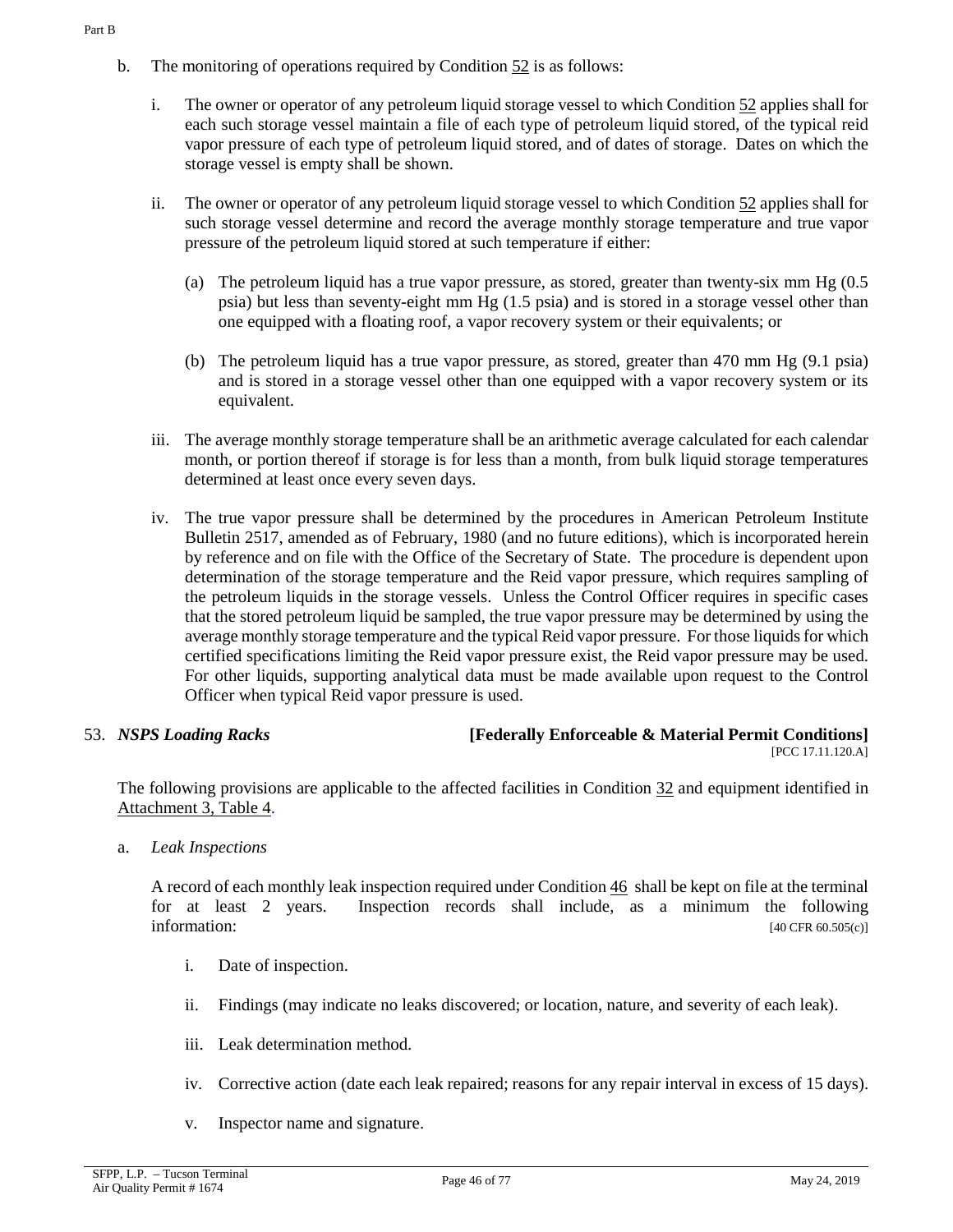b. The monitoring of operations required by Condition 52 is as follows:

   i. The owner or operator of any petroleum liquid storage vessel to which Condition 52 applies shall for each such storage vessel maintain a file of each type of petroleum liquid stored, of the typical reid vapor pressure of each type of petroleum liquid stored, and of dates of storage. Dates on which the storage vessel is empty shall be shown.

   ii. The owner or operator of any petroleum liquid storage vessel to which Condition 52 applies shall for such storage vessel determine and record the average monthly storage temperature and true vapor pressure of the petroleum liquid stored at such temperature if either:

      (a) The petroleum liquid has a true vapor pressure, as stored, greater than twenty-six mm Hg (0.5 psia) but less than seventy-eight mm Hg (1.5 psia) and is stored in a storage vessel other than one equipped with a floating roof, a vapor recovery system or their equivalents; or

      (b) The petroleum liquid has a true vapor pressure, as stored, greater than 470 mm Hg (9.1 psia) and is stored in a storage vessel other than one equipped with a vapor recovery system or its equivalent.

   iii. The average monthly storage temperature shall be an arithmetic average calculated for each calendar month, or portion thereof if storage is for less than a month, from bulk liquid storage temperatures determined at least once every seven days.

   iv. The true vapor pressure shall be determined by the procedures in American Petroleum Institute Bulletin 2517, amended as of February, 1980 (and no future editions), which is incorporated herein by reference and on file with the Office of the Secretary of State. The procedure is dependent upon determination of the storage temperature and the Reid vapor pressure, which requires sampling of the petroleum liquids in the storage vessels. Unless the Control Officer requires in specific cases that the stored petroleum liquid be sampled, the true vapor pressure may be determined by using the average monthly storage temperature and the typical Reid vapor pressure. For those liquids for which certified specifications limiting the Reid vapor pressure exist, the Reid vapor pressure may be used. For other liquids, supporting analytical data must be made available upon request to the Control Officer when typical Reid vapor pressure is used.

53. ***NSPS Loading Racks*** **[Federally Enforceable & Material Permit Conditions]**
[PCC 17.11.120.A]

The following provisions are applicable to the affected facilities in Condition 32 and equipment identified in Attachment 3, Table 4.

a. *Leak Inspections*

   A record of each monthly leak inspection required under Condition 46 shall be kept on file at the terminal for at least 2 years. Inspection records shall include, as a minimum the following information: [40 CFR 60.505(c)]

   i. Date of inspection.

   ii. Findings (may indicate no leaks discovered; or location, nature, and severity of each leak).

   iii. Leak determination method.

   iv. Corrective action (date each leak repaired; reasons for any repair interval in excess of 15 days).

   v. Inspector name and signature.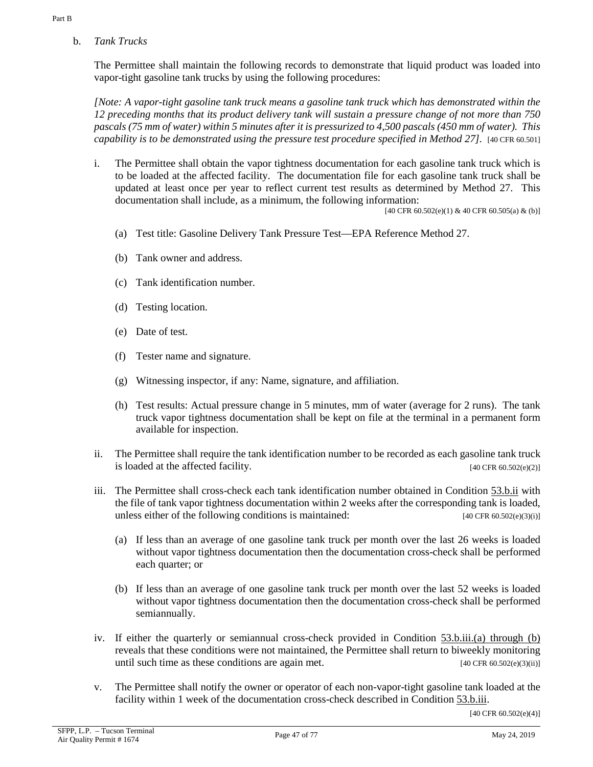b. *Tank Trucks*

The Permittee shall maintain the following records to demonstrate that liquid product was loaded into vapor-tight gasoline tank trucks by using the following procedures:

*[Note: A vapor-tight gasoline tank truck means a gasoline tank truck which has demonstrated within the 12 preceding months that its product delivery tank will sustain a pressure change of not more than 750 pascals (75 mm of water) within 5 minutes after it is pressurized to 4,500 pascals (450 mm of water). This capability is to be demonstrated using the pressure test procedure specified in Method 27].* [40 CFR 60.501]

i. The Permittee shall obtain the vapor tightness documentation for each gasoline tank truck which is to be loaded at the affected facility. The documentation file for each gasoline tank truck shall be updated at least once per year to reflect current test results as determined by Method 27. This documentation shall include, as a minimum, the following information: [40 CFR 60.502(e)(1) & 40 CFR 60.505(a) & (b)]

   (a) Test title: Gasoline Delivery Tank Pressure Test—EPA Reference Method 27.

   (b) Tank owner and address.

   (c) Tank identification number.

   (d) Testing location.

   (e) Date of test.

   (f) Tester name and signature.

   (g) Witnessing inspector, if any: Name, signature, and affiliation.

   (h) Test results: Actual pressure change in 5 minutes, mm of water (average for 2 runs). The tank truck vapor tightness documentation shall be kept on file at the terminal in a permanent form available for inspection.

ii. The Permittee shall require the tank identification number to be recorded as each gasoline tank truck is loaded at the affected facility. [40 CFR 60.502(e)(2)]

iii. The Permittee shall cross-check each tank identification number obtained in Condition 53.b.ii with the file of tank vapor tightness documentation within 2 weeks after the corresponding tank is loaded, unless either of the following conditions is maintained: [40 CFR 60.502(e)(3)(i)]

   (a) If less than an average of one gasoline tank truck per month over the last 26 weeks is loaded without vapor tightness documentation then the documentation cross-check shall be performed each quarter; or

   (b) If less than an average of one gasoline tank truck per month over the last 52 weeks is loaded without vapor tightness documentation then the documentation cross-check shall be performed semiannually.

iv. If either the quarterly or semiannual cross-check provided in Condition 53.b.iii.(a) through (b) reveals that these conditions were not maintained, the Permittee shall return to biweekly monitoring until such time as these conditions are again met. [40 CFR 60.502(e)(3)(ii)]

v. The Permittee shall notify the owner or operator of each non-vapor-tight gasoline tank loaded at the facility within 1 week of the documentation cross-check described in Condition 53.b.iii. [40 CFR 60.502(e)(4)]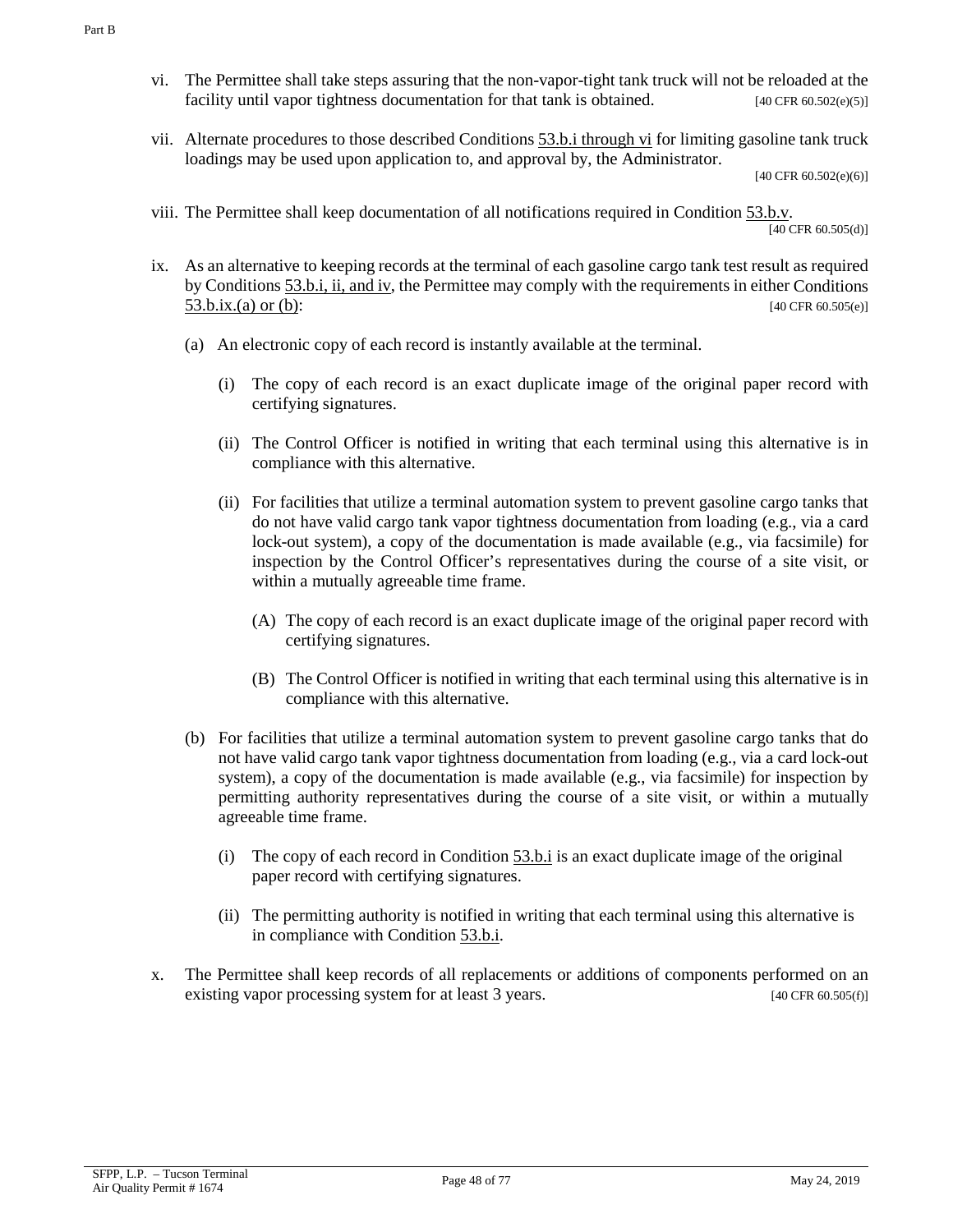vi. The Permittee shall take steps assuring that the non-vapor-tight tank truck will not be reloaded at the facility until vapor tightness documentation for that tank is obtained. [40 CFR 60.502(e)(5)]

vii. Alternate procedures to those described Conditions 53.b.i through vi for limiting gasoline tank truck loadings may be used upon application to, and approval by, the Administrator. [40 CFR 60.502(e)(6)]

viii. The Permittee shall keep documentation of all notifications required in Condition 53.b.v. [40 CFR 60.505(d)]

ix. As an alternative to keeping records at the terminal of each gasoline cargo tank test result as required by Conditions 53.b.i, ii, and iv, the Permittee may comply with the requirements in either Conditions 53.b.ix.(a) or (b): [40 CFR 60.505(e)]

   (a) An electronic copy of each record is instantly available at the terminal.

      (i) The copy of each record is an exact duplicate image of the original paper record with certifying signatures.

      (ii) The Control Officer is notified in writing that each terminal using this alternative is in compliance with this alternative.

      (ii) For facilities that utilize a terminal automation system to prevent gasoline cargo tanks that do not have valid cargo tank vapor tightness documentation from loading (e.g., via a card lock-out system), a copy of the documentation is made available (e.g., via facsimile) for inspection by the Control Officer's representatives during the course of a site visit, or within a mutually agreeable time frame.

         (A) The copy of each record is an exact duplicate image of the original paper record with certifying signatures.

         (B) The Control Officer is notified in writing that each terminal using this alternative is in compliance with this alternative.

   (b) For facilities that utilize a terminal automation system to prevent gasoline cargo tanks that do not have valid cargo tank vapor tightness documentation from loading (e.g., via a card lock-out system), a copy of the documentation is made available (e.g., via facsimile) for inspection by permitting authority representatives during the course of a site visit, or within a mutually agreeable time frame.

      (i) The copy of each record in Condition 53.b.i is an exact duplicate image of the original paper record with certifying signatures.

      (ii) The permitting authority is notified in writing that each terminal using this alternative is in compliance with Condition 53.b.i.

x. The Permittee shall keep records of all replacements or additions of components performed on an existing vapor processing system for at least 3 years. [40 CFR 60.505(f)]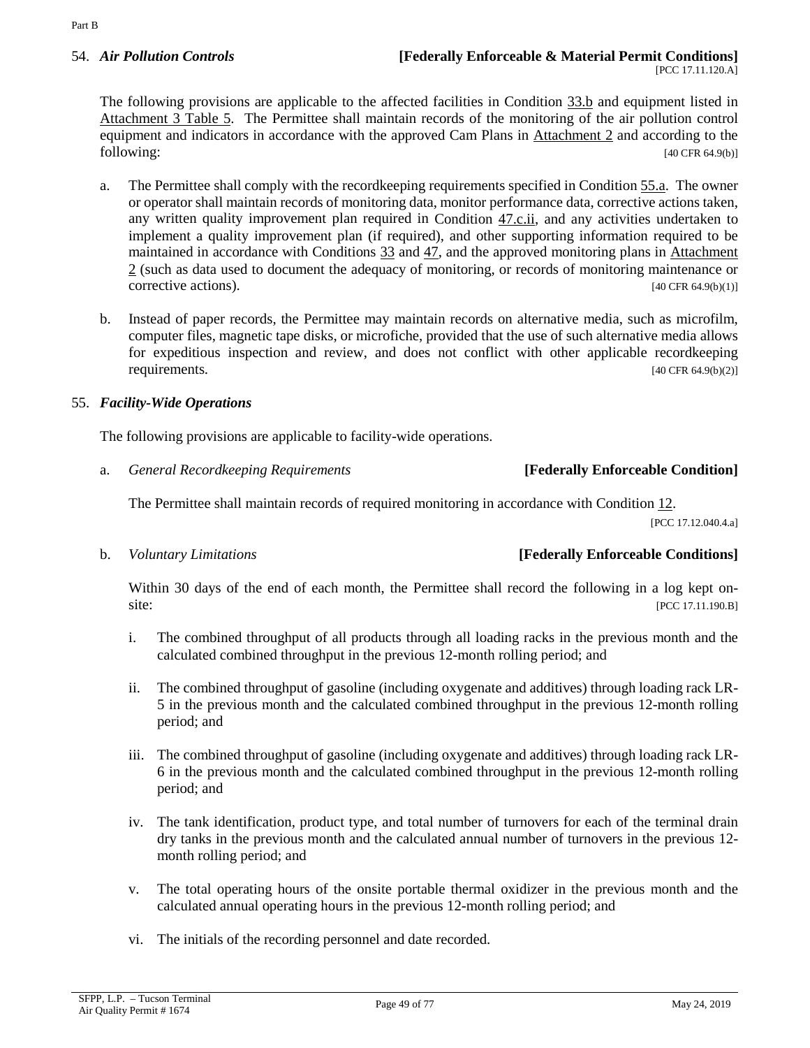54. ***Air Pollution Controls*** **[Federally Enforceable & Material Permit Conditions]**
[PCC 17.11.120.A]

The following provisions are applicable to the affected facilities in Condition 33.b and equipment listed in Attachment 3 Table 5. The Permittee shall maintain records of the monitoring of the air pollution control equipment and indicators in accordance with the approved Cam Plans in Attachment 2 and according to the following: [40 CFR 64.9(b)]

a. The Permittee shall comply with the recordkeeping requirements specified in Condition 55.a. The owner or operator shall maintain records of monitoring data, monitor performance data, corrective actions taken, any written quality improvement plan required in Condition 47.c.ii, and any activities undertaken to implement a quality improvement plan (if required), and other supporting information required to be maintained in accordance with Conditions 33 and 47, and the approved monitoring plans in Attachment 2 (such as data used to document the adequacy of monitoring, or records of monitoring maintenance or corrective actions). [40 CFR 64.9(b)(1)]

b. Instead of paper records, the Permittee may maintain records on alternative media, such as microfilm, computer files, magnetic tape disks, or microfiche, provided that the use of such alternative media allows for expeditious inspection and review, and does not conflict with other applicable recordkeeping requirements. [40 CFR 64.9(b)(2)]

55. ***Facility-Wide Operations***

The following provisions are applicable to facility-wide operations.

a. *General Recordkeeping Requirements* **[Federally Enforceable Condition]**

The Permittee shall maintain records of required monitoring in accordance with Condition 12.
[PCC 17.12.040.4.a]

b. *Voluntary Limitations* **[Federally Enforceable Conditions]**

Within 30 days of the end of each month, the Permittee shall record the following in a log kept on-site: [PCC 17.11.190.B]

i. The combined throughput of all products through all loading racks in the previous month and the calculated combined throughput in the previous 12-month rolling period; and

ii. The combined throughput of gasoline (including oxygenate and additives) through loading rack LR-5 in the previous month and the calculated combined throughput in the previous 12-month rolling period; and

iii. The combined throughput of gasoline (including oxygenate and additives) through loading rack LR-6 in the previous month and the calculated combined throughput in the previous 12-month rolling period; and

iv. The tank identification, product type, and total number of turnovers for each of the terminal drain dry tanks in the previous month and the calculated annual number of turnovers in the previous 12-month rolling period; and

v. The total operating hours of the onsite portable thermal oxidizer in the previous month and the calculated annual operating hours in the previous 12-month rolling period; and

vi. The initials of the recording personnel and date recorded.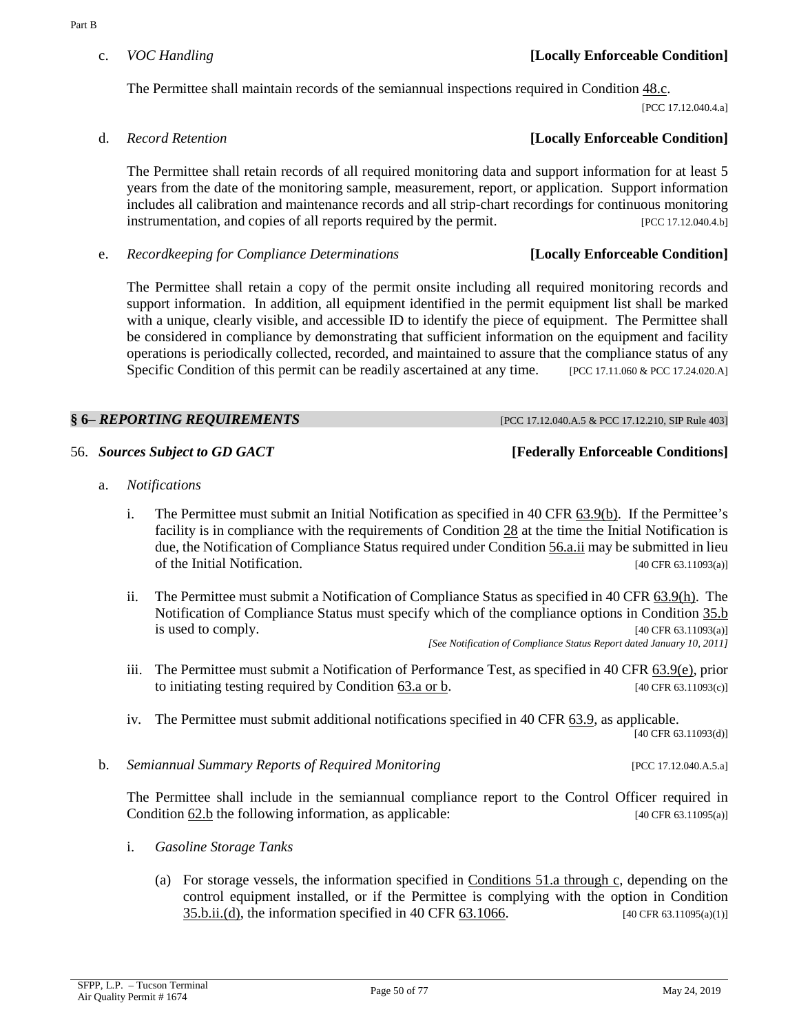c. *VOC Handling* **[Locally Enforceable Condition]**

The Permittee shall maintain records of the semiannual inspections required in Condition 48.c.

[PCC 17.12.040.4.a]

d. *Record Retention* **[Locally Enforceable Condition]**

The Permittee shall retain records of all required monitoring data and support information for at least 5 years from the date of the monitoring sample, measurement, report, or application. Support information includes all calibration and maintenance records and all strip-chart recordings for continuous monitoring instrumentation, and copies of all reports required by the permit. [PCC 17.12.040.4.b]

e. *Recordkeeping for Compliance Determinations* **[Locally Enforceable Condition]**

The Permittee shall retain a copy of the permit onsite including all required monitoring records and support information. In addition, all equipment identified in the permit equipment list shall be marked with a unique, clearly visible, and accessible ID to identify the piece of equipment. The Permittee shall be considered in compliance by demonstrating that sufficient information on the equipment and facility operations is periodically collected, recorded, and maintained to assure that the compliance status of any Specific Condition of this permit can be readily ascertained at any time. [PCC 17.11.060 & PCC 17.24.020.A]

## § 6– *REPORTING REQUIREMENTS* [PCC 17.12.040.A.5 & PCC 17.12.210, SIP Rule 403]

56. ***Sources Subject to GD GACT*** **[Federally Enforceable Conditions]**

a. *Notifications*

i. The Permittee must submit an Initial Notification as specified in 40 CFR 63.9(b). If the Permittee's facility is in compliance with the requirements of Condition 28 at the time the Initial Notification is due, the Notification of Compliance Status required under Condition 56.a.ii may be submitted in lieu of the Initial Notification. [40 CFR 63.11093(a)]

ii. The Permittee must submit a Notification of Compliance Status as specified in 40 CFR 63.9(h). The Notification of Compliance Status must specify which of the compliance options in Condition 35.b is used to comply. [40 CFR 63.11093(a)]
*[See Notification of Compliance Status Report dated January 10, 2011]*

iii. The Permittee must submit a Notification of Performance Test, as specified in 40 CFR 63.9(e), prior to initiating testing required by Condition 63.a or b. [40 CFR 63.11093(c)]

iv. The Permittee must submit additional notifications specified in 40 CFR 63.9, as applicable. [40 CFR 63.11093(d)]

b. *Semiannual Summary Reports of Required Monitoring* [PCC 17.12.040.A.5.a]

The Permittee shall include in the semiannual compliance report to the Control Officer required in Condition 62.b the following information, as applicable: [40 CFR 63.11095(a)]

i. *Gasoline Storage Tanks*

(a) For storage vessels, the information specified in Conditions 51.a through c, depending on the control equipment installed, or if the Permittee is complying with the option in Condition 35.b.ii.(d), the information specified in 40 CFR 63.1066. [40 CFR 63.11095(a)(1)]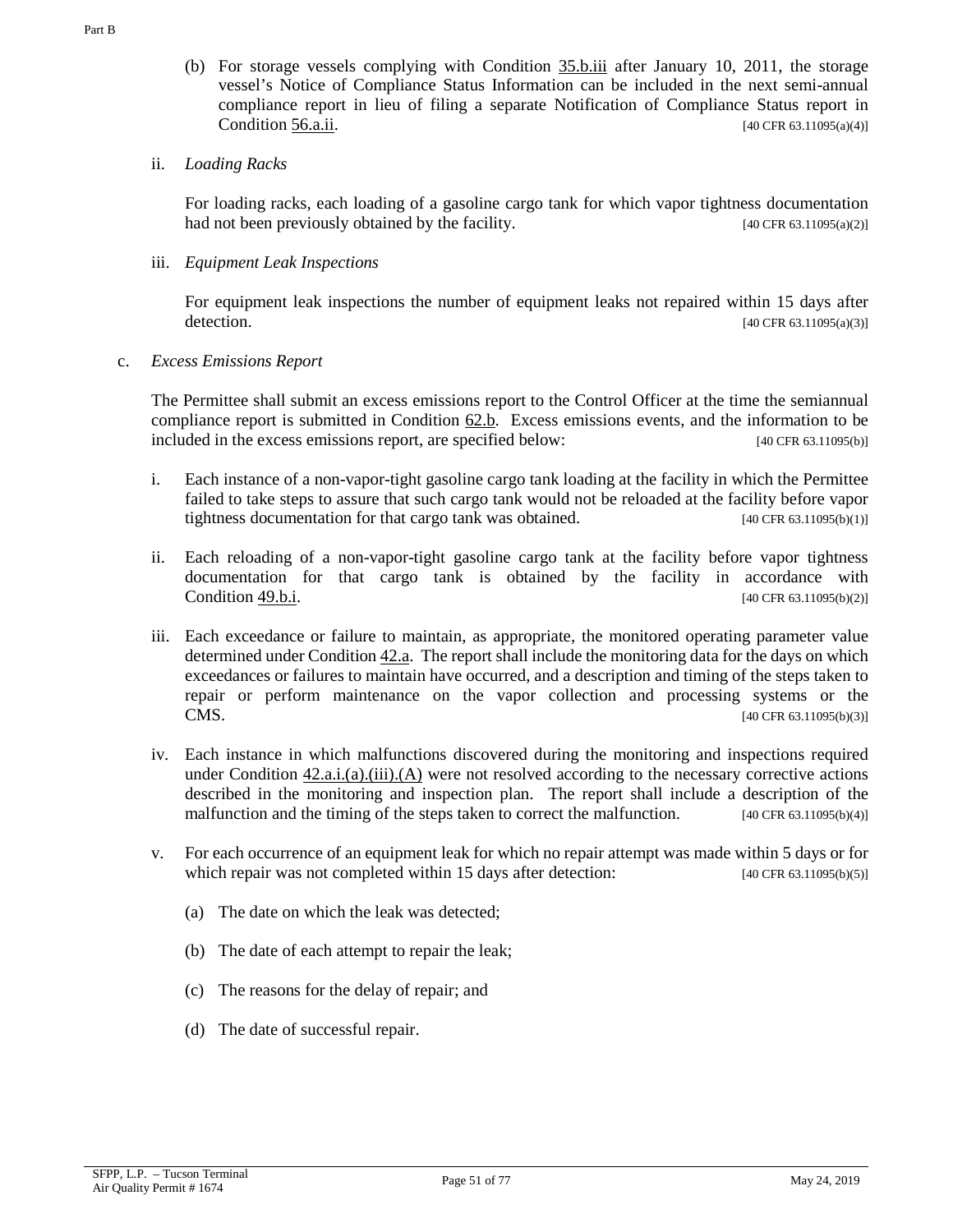(b) For storage vessels complying with Condition 35.b.iii after January 10, 2011, the storage vessel's Notice of Compliance Status Information can be included in the next semi-annual compliance report in lieu of filing a separate Notification of Compliance Status report in Condition 56.a.ii. [40 CFR 63.11095(a)(4)]

ii. *Loading Racks*

For loading racks, each loading of a gasoline cargo tank for which vapor tightness documentation had not been previously obtained by the facility. [40 CFR 63.11095(a)(2)]

iii. *Equipment Leak Inspections*

For equipment leak inspections the number of equipment leaks not repaired within 15 days after detection. [40 CFR 63.11095(a)(3)]

c. *Excess Emissions Report*

The Permittee shall submit an excess emissions report to the Control Officer at the time the semiannual compliance report is submitted in Condition 62.b. Excess emissions events, and the information to be included in the excess emissions report, are specified below: [40 CFR 63.11095(b)]

i. Each instance of a non-vapor-tight gasoline cargo tank loading at the facility in which the Permittee failed to take steps to assure that such cargo tank would not be reloaded at the facility before vapor tightness documentation for that cargo tank was obtained. [40 CFR 63.11095(b)(1)]

ii. Each reloading of a non-vapor-tight gasoline cargo tank at the facility before vapor tightness documentation for that cargo tank is obtained by the facility in accordance with Condition 49.b.i. [40 CFR 63.11095(b)(2)]

iii. Each exceedance or failure to maintain, as appropriate, the monitored operating parameter value determined under Condition 42.a. The report shall include the monitoring data for the days on which exceedances or failures to maintain have occurred, and a description and timing of the steps taken to repair or perform maintenance on the vapor collection and processing systems or the CMS. [40 CFR 63.11095(b)(3)]

iv. Each instance in which malfunctions discovered during the monitoring and inspections required under Condition 42.a.i.(a).(iii).(A) were not resolved according to the necessary corrective actions described in the monitoring and inspection plan. The report shall include a description of the malfunction and the timing of the steps taken to correct the malfunction. [40 CFR 63.11095(b)(4)]

v. For each occurrence of an equipment leak for which no repair attempt was made within 5 days or for which repair was not completed within 15 days after detection: [40 CFR 63.11095(b)(5)]

(a) The date on which the leak was detected;

(b) The date of each attempt to repair the leak;

(c) The reasons for the delay of repair; and

(d) The date of successful repair.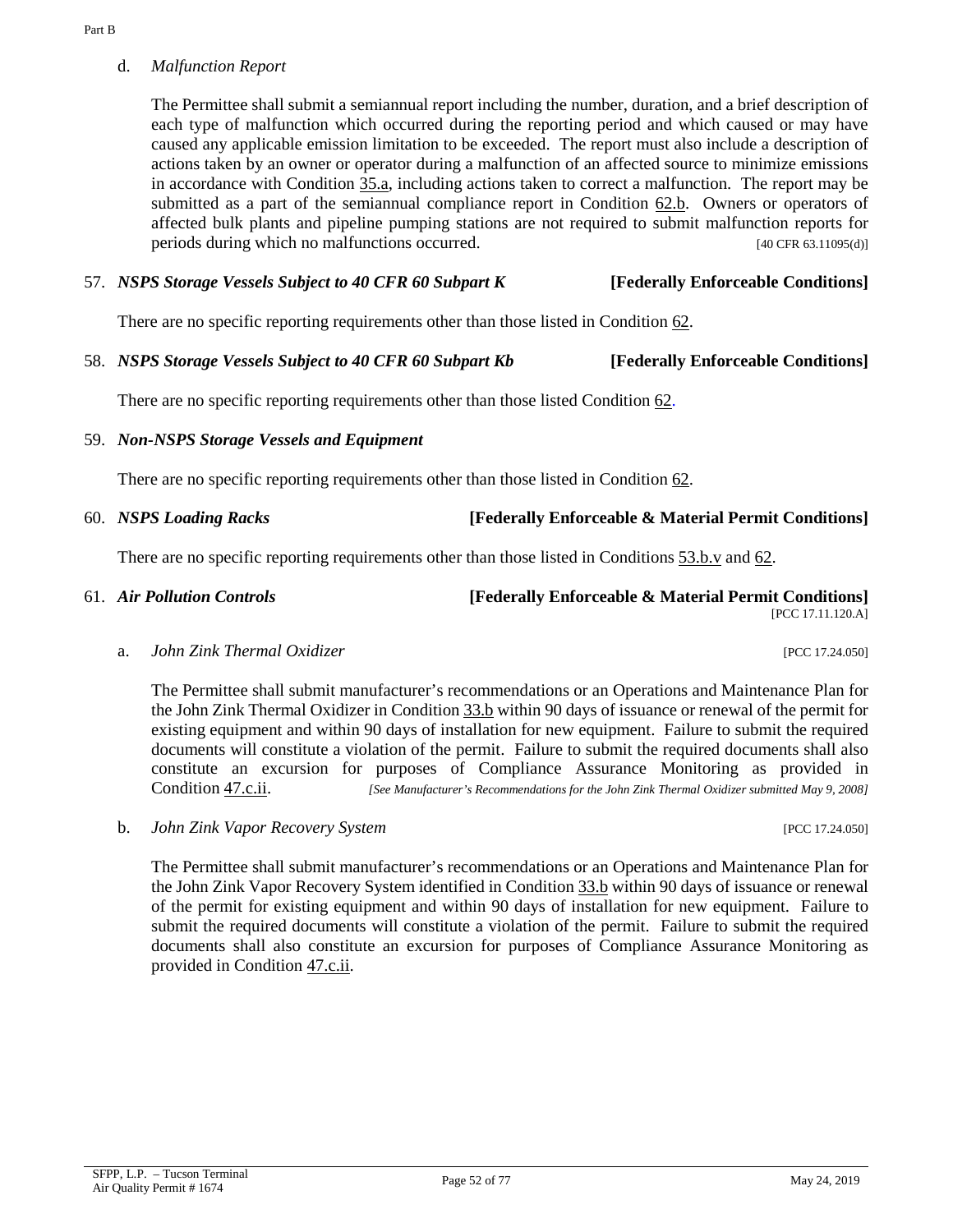d. *Malfunction Report*

The Permittee shall submit a semiannual report including the number, duration, and a brief description of each type of malfunction which occurred during the reporting period and which caused or may have caused any applicable emission limitation to be exceeded. The report must also include a description of actions taken by an owner or operator during a malfunction of an affected source to minimize emissions in accordance with Condition 35.a, including actions taken to correct a malfunction. The report may be submitted as a part of the semiannual compliance report in Condition 62.b. Owners or operators of affected bulk plants and pipeline pumping stations are not required to submit malfunction reports for periods during which no malfunctions occurred. [40 CFR 63.11095(d)]

57. ***NSPS Storage Vessels Subject to 40 CFR 60 Subpart K*** **[Federally Enforceable Conditions]**

There are no specific reporting requirements other than those listed in Condition 62.

58. ***NSPS Storage Vessels Subject to 40 CFR 60 Subpart Kb*** **[Federally Enforceable Conditions]**

There are no specific reporting requirements other than those listed Condition 62.

59. ***Non-NSPS Storage Vessels and Equipment***

There are no specific reporting requirements other than those listed in Condition 62.

60. ***NSPS Loading Racks*** **[Federally Enforceable & Material Permit Conditions]**

There are no specific reporting requirements other than those listed in Conditions 53.b.v and 62.

61. ***Air Pollution Controls*** **[Federally Enforceable & Material Permit Conditions]** [PCC 17.11.120.A]

a. *John Zink Thermal Oxidizer* [PCC 17.24.050]

The Permittee shall submit manufacturer's recommendations or an Operations and Maintenance Plan for the John Zink Thermal Oxidizer in Condition 33.b within 90 days of issuance or renewal of the permit for existing equipment and within 90 days of installation for new equipment. Failure to submit the required documents will constitute a violation of the permit. Failure to submit the required documents shall also constitute an excursion for purposes of Compliance Assurance Monitoring as provided in Condition 47.c.ii. *[See Manufacturer's Recommendations for the John Zink Thermal Oxidizer submitted May 9, 2008]*

b. *John Zink Vapor Recovery System* [PCC 17.24.050]

The Permittee shall submit manufacturer's recommendations or an Operations and Maintenance Plan for the John Zink Vapor Recovery System identified in Condition 33.b within 90 days of issuance or renewal of the permit for existing equipment and within 90 days of installation for new equipment. Failure to submit the required documents will constitute a violation of the permit. Failure to submit the required documents shall also constitute an excursion for purposes of Compliance Assurance Monitoring as provided in Condition 47.c.ii.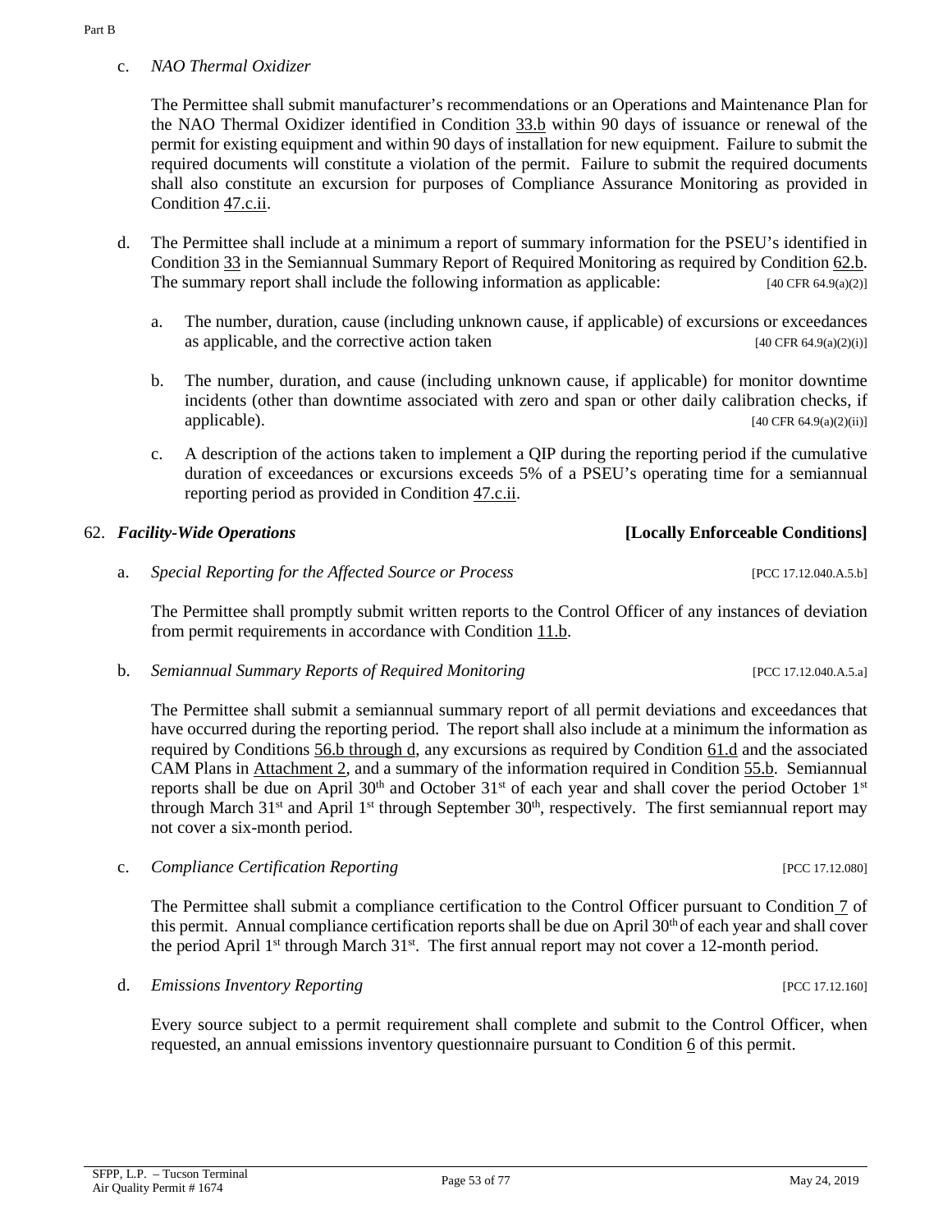c. *NAO Thermal Oxidizer*

The Permittee shall submit manufacturer's recommendations or an Operations and Maintenance Plan for the NAO Thermal Oxidizer identified in Condition 33.b within 90 days of issuance or renewal of the permit for existing equipment and within 90 days of installation for new equipment. Failure to submit the required documents will constitute a violation of the permit. Failure to submit the required documents shall also constitute an excursion for purposes of Compliance Assurance Monitoring as provided in Condition 47.c.ii.

d. The Permittee shall include at a minimum a report of summary information for the PSEU's identified in Condition 33 in the Semiannual Summary Report of Required Monitoring as required by Condition 62.b. The summary report shall include the following information as applicable: [40 CFR 64.9(a)(2)]

   a. The number, duration, cause (including unknown cause, if applicable) of excursions or exceedances as applicable, and the corrective action taken [40 CFR 64.9(a)(2)(i)]

   b. The number, duration, and cause (including unknown cause, if applicable) for monitor downtime incidents (other than downtime associated with zero and span or other daily calibration checks, if applicable). [40 CFR 64.9(a)(2)(ii)]

   c. A description of the actions taken to implement a QIP during the reporting period if the cumulative duration of exceedances or excursions exceeds 5% of a PSEU's operating time for a semiannual reporting period as provided in Condition 47.c.ii.

62. ***Facility-Wide Operations*** **[Locally Enforceable Conditions]**

a. *Special Reporting for the Affected Source or Process* [PCC 17.12.040.A.5.b]

The Permittee shall promptly submit written reports to the Control Officer of any instances of deviation from permit requirements in accordance with Condition 11.b.

b. *Semiannual Summary Reports of Required Monitoring* [PCC 17.12.040.A.5.a]

The Permittee shall submit a semiannual summary report of all permit deviations and exceedances that have occurred during the reporting period. The report shall also include at a minimum the information as required by Conditions 56.b through d, any excursions as required by Condition 61.d and the associated CAM Plans in Attachment 2, and a summary of the information required in Condition 55.b. Semiannual reports shall be due on April 30th and October 31st of each year and shall cover the period October 1st through March 31st and April 1st through September 30th, respectively. The first semiannual report may not cover a six-month period.

c. *Compliance Certification Reporting* [PCC 17.12.080]

The Permittee shall submit a compliance certification to the Control Officer pursuant to Condition 7 of this permit. Annual compliance certification reports shall be due on April 30th of each year and shall cover the period April 1st through March 31st. The first annual report may not cover a 12-month period.

d. *Emissions Inventory Reporting* [PCC 17.12.160]

Every source subject to a permit requirement shall complete and submit to the Control Officer, when requested, an annual emissions inventory questionnaire pursuant to Condition 6 of this permit.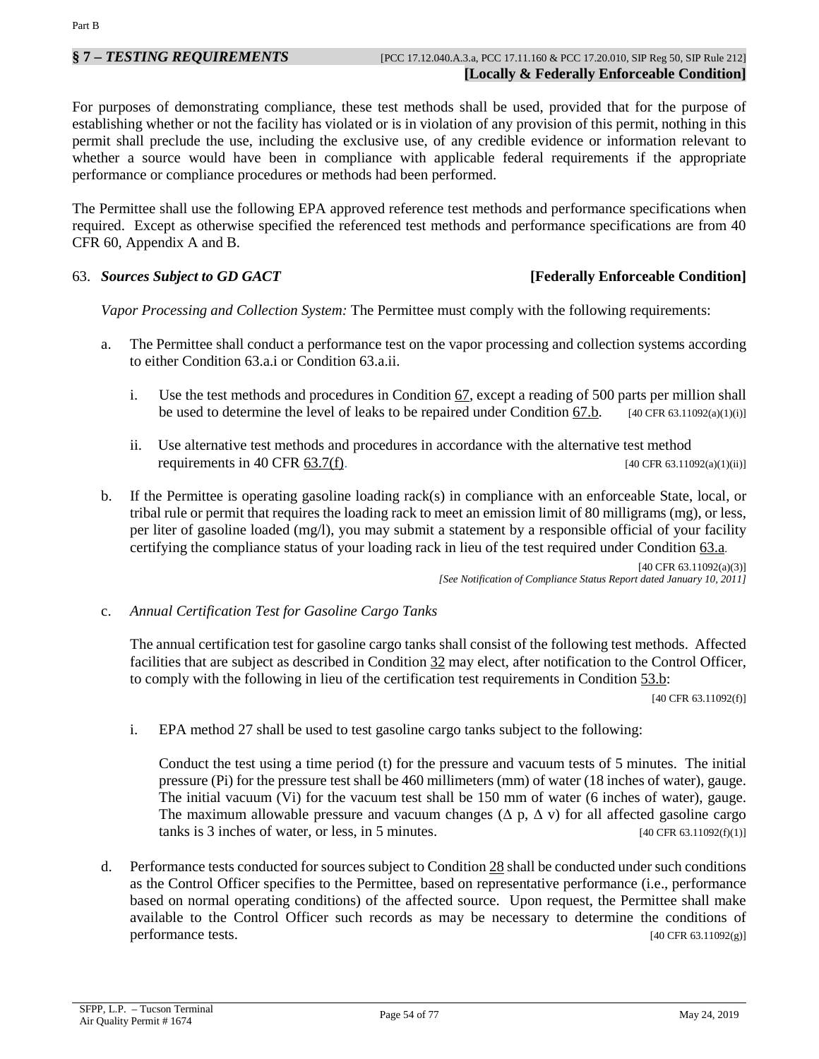## § 7 – *TESTING REQUIREMENTS* [PCC 17.12.040.A.3.a, PCC 17.11.160 & PCC 17.20.010, SIP Reg 50, SIP Rule 212]

**[Locally & Federally Enforceable Condition]**

For purposes of demonstrating compliance, these test methods shall be used, provided that for the purpose of establishing whether or not the facility has violated or is in violation of any provision of this permit, nothing in this permit shall preclude the use, including the exclusive use, of any credible evidence or information relevant to whether a source would have been in compliance with applicable federal requirements if the appropriate performance or compliance procedures or methods had been performed.

The Permittee shall use the following EPA approved reference test methods and performance specifications when required. Except as otherwise specified the referenced test methods and performance specifications are from 40 CFR 60, Appendix A and B.

63. ***Sources Subject to GD GACT*** **[Federally Enforceable Condition]**

*Vapor Processing and Collection System:* The Permittee must comply with the following requirements:

a. The Permittee shall conduct a performance test on the vapor processing and collection systems according to either Condition 63.a.i or Condition 63.a.ii.

   i. Use the test methods and procedures in Condition 67, except a reading of 500 parts per million shall be used to determine the level of leaks to be repaired under Condition 67.b. [40 CFR 63.11092(a)(1)(i)]

   ii. Use alternative test methods and procedures in accordance with the alternative test method requirements in 40 CFR 63.7(f). [40 CFR 63.11092(a)(1)(ii)]

b. If the Permittee is operating gasoline loading rack(s) in compliance with an enforceable State, local, or tribal rule or permit that requires the loading rack to meet an emission limit of 80 milligrams (mg), or less, per liter of gasoline loaded (mg/l), you may submit a statement by a responsible official of your facility certifying the compliance status of your loading rack in lieu of the test required under Condition 63.a.

[40 CFR 63.11092(a)(3)]
*[See Notification of Compliance Status Report dated January 10, 2011]*

c. *Annual Certification Test for Gasoline Cargo Tanks*

   The annual certification test for gasoline cargo tanks shall consist of the following test methods. Affected facilities that are subject as described in Condition 32 may elect, after notification to the Control Officer, to comply with the following in lieu of the certification test requirements in Condition 53.b:

   [40 CFR 63.11092(f)]

   i. EPA method 27 shall be used to test gasoline cargo tanks subject to the following:

   Conduct the test using a time period (t) for the pressure and vacuum tests of 5 minutes. The initial pressure ($P_i$) for the pressure test shall be 460 millimeters (mm) of water (18 inches of water), gauge. The initial vacuum ($V_i$) for the vacuum test shall be 150 mm of water (6 inches of water), gauge. The maximum allowable pressure and vacuum changes ($\Delta$ p, $\Delta$ v) for all affected gasoline cargo tanks is 3 inches of water, or less, in 5 minutes. [40 CFR 63.11092(f)(1)]

d. Performance tests conducted for sources subject to Condition 28 shall be conducted under such conditions as the Control Officer specifies to the Permittee, based on representative performance (i.e., performance based on normal operating conditions) of the affected source. Upon request, the Permittee shall make available to the Control Officer such records as may be necessary to determine the conditions of performance tests. [40 CFR 63.11092(g)]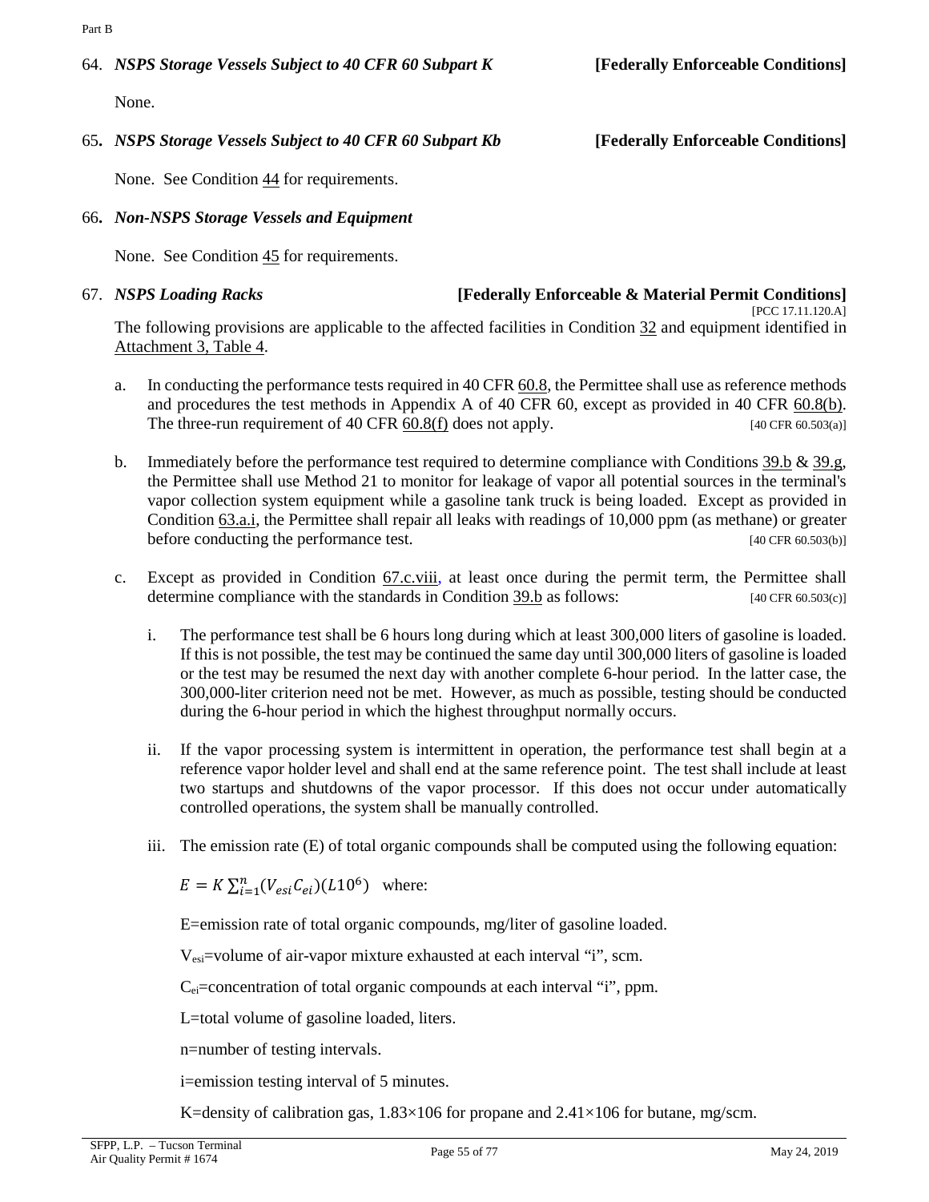64. ***NSPS Storage Vessels Subject to 40 CFR 60 Subpart K*** **[Federally Enforceable Conditions]**

None.

65**.** ***NSPS Storage Vessels Subject to 40 CFR 60 Subpart Kb*** **[Federally Enforceable Conditions]**

None. See Condition 44 for requirements.

66**.** ***Non-NSPS Storage Vessels and Equipment***

None. See Condition 45 for requirements.

67. ***NSPS Loading Racks*** **[Federally Enforceable & Material Permit Conditions]**

[PCC 17.11.120.A]

The following provisions are applicable to the affected facilities in Condition 32 and equipment identified in Attachment 3, Table 4.

a. In conducting the performance tests required in 40 CFR 60.8, the Permittee shall use as reference methods and procedures the test methods in Appendix A of 40 CFR 60, except as provided in 40 CFR 60.8(b). The three-run requirement of 40 CFR 60.8(f) does not apply. [40 CFR 60.503(a)]

b. Immediately before the performance test required to determine compliance with Conditions 39.b & 39.g, the Permittee shall use Method 21 to monitor for leakage of vapor all potential sources in the terminal's vapor collection system equipment while a gasoline tank truck is being loaded. Except as provided in Condition 63.a.i, the Permittee shall repair all leaks with readings of 10,000 ppm (as methane) or greater before conducting the performance test. [40 CFR 60.503(b)]

c. Except as provided in Condition 67.c.viii, at least once during the permit term, the Permittee shall determine compliance with the standards in Condition 39.b as follows: [40 CFR 60.503(c)]

   i. The performance test shall be 6 hours long during which at least 300,000 liters of gasoline is loaded. If this is not possible, the test may be continued the same day until 300,000 liters of gasoline is loaded or the test may be resumed the next day with another complete 6-hour period. In the latter case, the 300,000-liter criterion need not be met. However, as much as possible, testing should be conducted during the 6-hour period in which the highest throughput normally occurs.

   ii. If the vapor processing system is intermittent in operation, the performance test shall begin at a reference vapor holder level and shall end at the same reference point. The test shall include at least two startups and shutdowns of the vapor processor. If this does not occur under automatically controlled operations, the system shall be manually controlled.

   iii. The emission rate (E) of total organic compounds shall be computed using the following equation:

   $E = K \sum_{i=1}^{n}(V_{esi}C_{ei})(L10^{6})$ where:

   E=emission rate of total organic compounds, mg/liter of gasoline loaded.

   $V_{esi}$=volume of air-vapor mixture exhausted at each interval "i", scm.

   $C_{ei}$=concentration of total organic compounds at each interval "i", ppm.

   L=total volume of gasoline loaded, liters.

   n=number of testing intervals.

   i=emission testing interval of 5 minutes.

   K=density of calibration gas, 1.83×106 for propane and 2.41×106 for butane, mg/scm.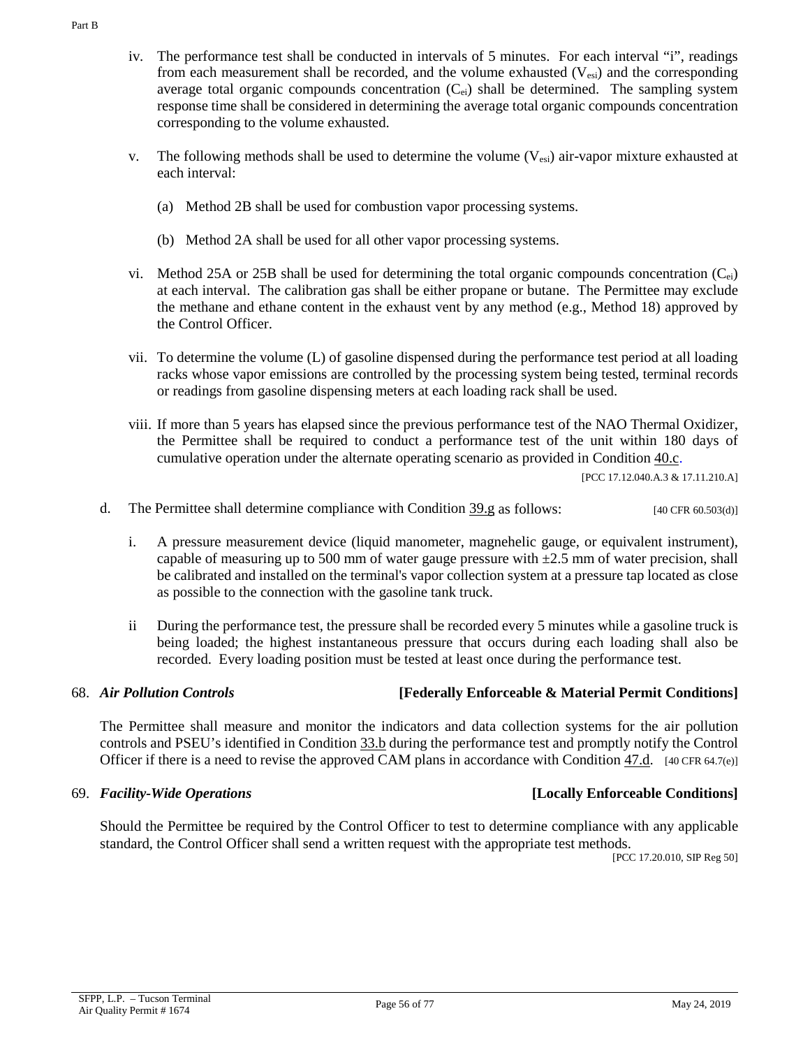iv. The performance test shall be conducted in intervals of 5 minutes. For each interval "i", readings from each measurement shall be recorded, and the volume exhausted ($V_{esi}$) and the corresponding average total organic compounds concentration ($C_{ei}$) shall be determined. The sampling system response time shall be considered in determining the average total organic compounds concentration corresponding to the volume exhausted.

v. The following methods shall be used to determine the volume ($V_{esi}$) air-vapor mixture exhausted at each interval:

  (a) Method 2B shall be used for combustion vapor processing systems.

  (b) Method 2A shall be used for all other vapor processing systems.

vi. Method 25A or 25B shall be used for determining the total organic compounds concentration ($C_{ei}$) at each interval. The calibration gas shall be either propane or butane. The Permittee may exclude the methane and ethane content in the exhaust vent by any method (e.g., Method 18) approved by the Control Officer.

vii. To determine the volume (L) of gasoline dispensed during the performance test period at all loading racks whose vapor emissions are controlled by the processing system being tested, terminal records or readings from gasoline dispensing meters at each loading rack shall be used.

viii. If more than 5 years has elapsed since the previous performance test of the NAO Thermal Oxidizer, the Permittee shall be required to conduct a performance test of the unit within 180 days of cumulative operation under the alternate operating scenario as provided in Condition 40.c.

[PCC 17.12.040.A.3 & 17.11.210.A]

d. The Permittee shall determine compliance with Condition 39.g as follows: [40 CFR 60.503(d)]

  i. A pressure measurement device (liquid manometer, magnehelic gauge, or equivalent instrument), capable of measuring up to 500 mm of water gauge pressure with ±2.5 mm of water precision, shall be calibrated and installed on the terminal's vapor collection system at a pressure tap located as close as possible to the connection with the gasoline tank truck.

  ii During the performance test, the pressure shall be recorded every 5 minutes while a gasoline truck is being loaded; the highest instantaneous pressure that occurs during each loading shall also be recorded. Every loading position must be tested at least once during the performance test.

68. ***Air Pollution Controls*** **[Federally Enforceable & Material Permit Conditions]**

The Permittee shall measure and monitor the indicators and data collection systems for the air pollution controls and PSEU's identified in Condition 33.b during the performance test and promptly notify the Control Officer if there is a need to revise the approved CAM plans in accordance with Condition 47.d. [40 CFR 64.7(e)]

69. ***Facility-Wide Operations*** **[Locally Enforceable Conditions]**

Should the Permittee be required by the Control Officer to test to determine compliance with any applicable standard, the Control Officer shall send a written request with the appropriate test methods.

[PCC 17.20.010, SIP Reg 50]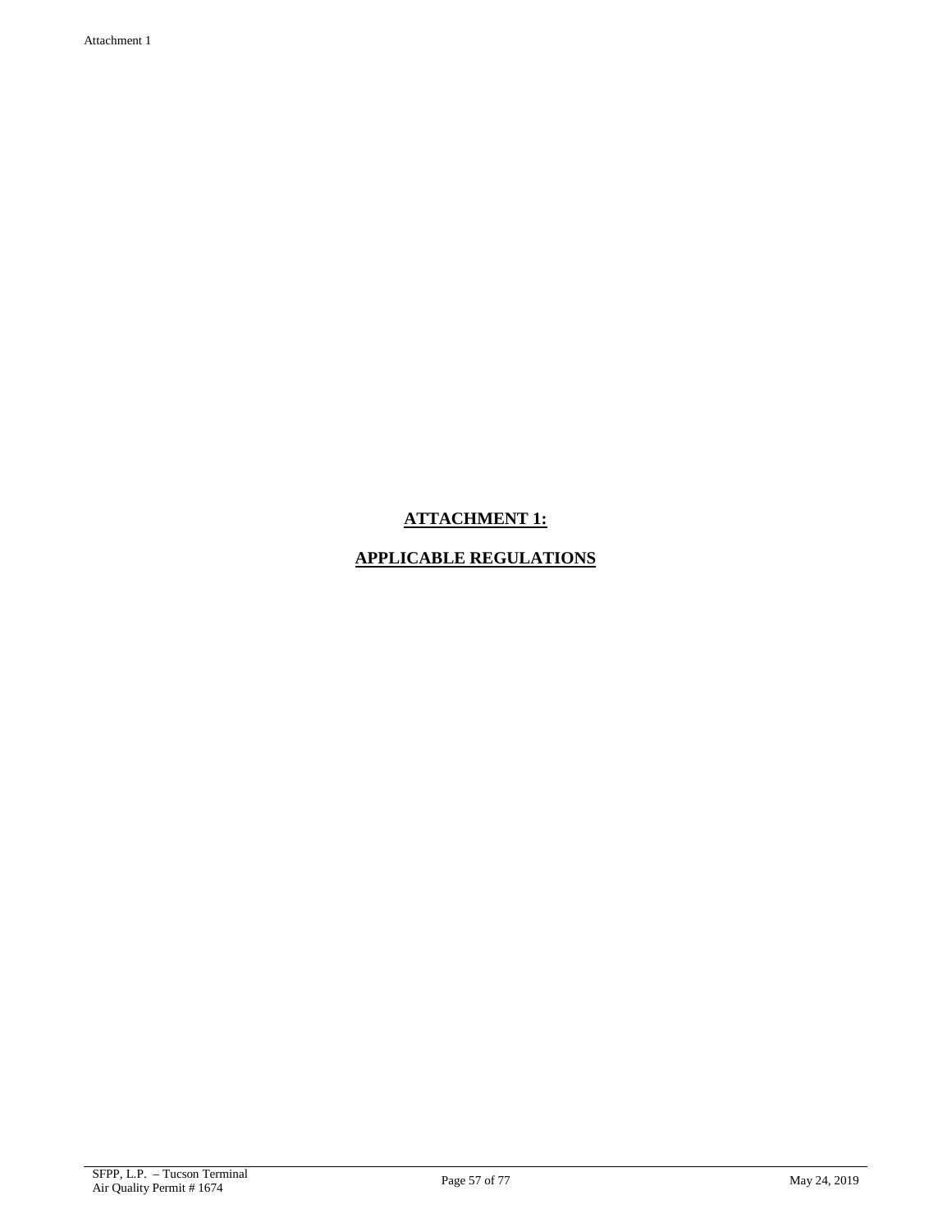# ATTACHMENT 1:

# APPLICABLE REGULATIONS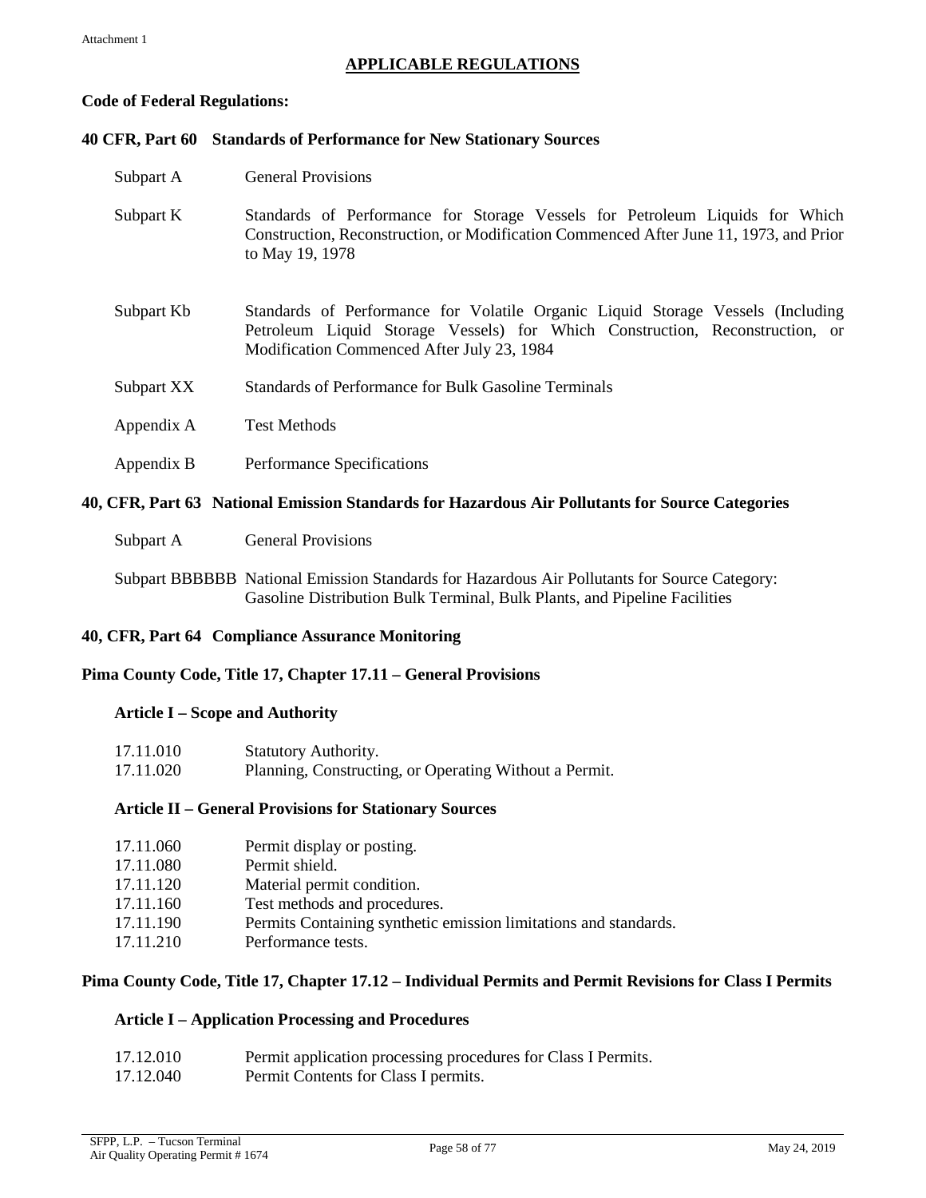Attachment 1

## APPLICABLE REGULATIONS

**Code of Federal Regulations:**

**40 CFR, Part 60 Standards of Performance for New Stationary Sources**

| | |
|---|---|
| Subpart A | General Provisions |
| Subpart K | Standards of Performance for Storage Vessels for Petroleum Liquids for Which Construction, Reconstruction, or Modification Commenced After June 11, 1973, and Prior to May 19, 1978 |
| Subpart Kb | Standards of Performance for Volatile Organic Liquid Storage Vessels (Including Petroleum Liquid Storage Vessels) for Which Construction, Reconstruction, or Modification Commenced After July 23, 1984 |
| Subpart XX | Standards of Performance for Bulk Gasoline Terminals |
| Appendix A | Test Methods |
| Appendix B | Performance Specifications |

**40, CFR, Part 63 National Emission Standards for Hazardous Air Pollutants for Source Categories**

| | |
|---|---|
| Subpart A | General Provisions |
| Subpart BBBBBB | National Emission Standards for Hazardous Air Pollutants for Source Category: Gasoline Distribution Bulk Terminal, Bulk Plants, and Pipeline Facilities |

**40, CFR, Part 64 Compliance Assurance Monitoring**

**Pima County Code, Title 17, Chapter 17.11 – General Provisions**

**Article I – Scope and Authority**

| | |
|---|---|
| 17.11.010 | Statutory Authority. |
| 17.11.020 | Planning, Constructing, or Operating Without a Permit. |

**Article II – General Provisions for Stationary Sources**

| | |
|---|---|
| 17.11.060 | Permit display or posting. |
| 17.11.080 | Permit shield. |
| 17.11.120 | Material permit condition. |
| 17.11.160 | Test methods and procedures. |
| 17.11.190 | Permits Containing synthetic emission limitations and standards. |
| 17.11.210 | Performance tests. |

**Pima County Code, Title 17, Chapter 17.12 – Individual Permits and Permit Revisions for Class I Permits**

**Article I – Application Processing and Procedures**

| | |
|---|---|
| 17.12.010 | Permit application processing procedures for Class I Permits. |
| 17.12.040 | Permit Contents for Class I permits. |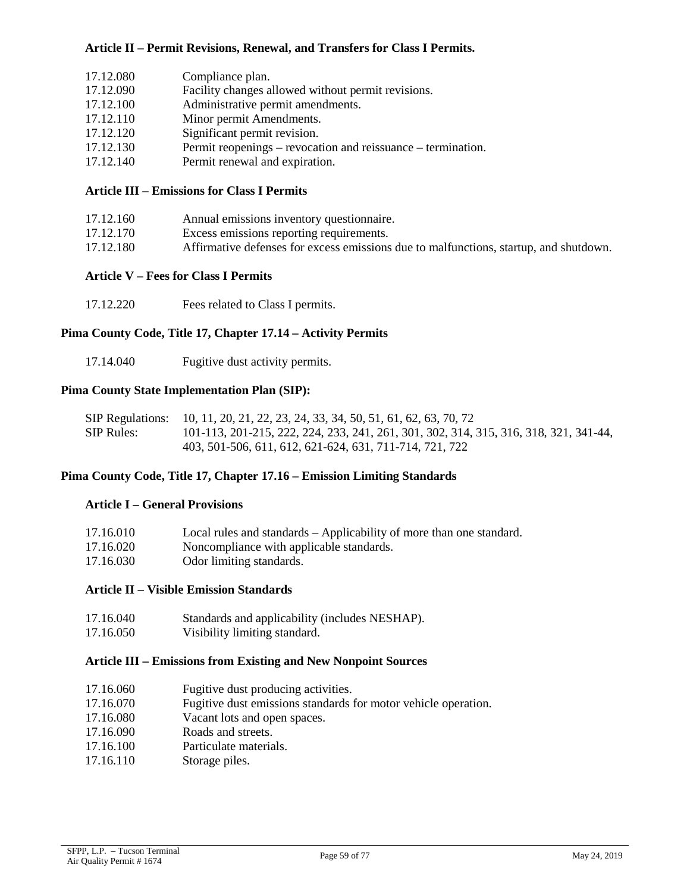### Article II – Permit Revisions, Renewal, and Transfers for Class I Permits.

| | |
|---|---|
| 17.12.080 | Compliance plan. |
| 17.12.090 | Facility changes allowed without permit revisions. |
| 17.12.100 | Administrative permit amendments. |
| 17.12.110 | Minor permit Amendments. |
| 17.12.120 | Significant permit revision. |
| 17.12.130 | Permit reopenings – revocation and reissuance – termination. |
| 17.12.140 | Permit renewal and expiration. |

### Article III – Emissions for Class I Permits

| | |
|---|---|
| 17.12.160 | Annual emissions inventory questionnaire. |
| 17.12.170 | Excess emissions reporting requirements. |
| 17.12.180 | Affirmative defenses for excess emissions due to malfunctions, startup, and shutdown. |

### Article V – Fees for Class I Permits

| | |
|---|---|
| 17.12.220 | Fees related to Class I permits. |

## Pima County Code, Title 17, Chapter 17.14 – Activity Permits

| | |
|---|---|
| 17.14.040 | Fugitive dust activity permits. |

## Pima County State Implementation Plan (SIP):

| | |
|---|---|
| SIP Regulations: | 10, 11, 20, 21, 22, 23, 24, 33, 34, 50, 51, 61, 62, 63, 70, 72 |
| SIP Rules: | 101-113, 201-215, 222, 224, 233, 241, 261, 301, 302, 314, 315, 316, 318, 321, 341-44, 403, 501-506, 611, 612, 621-624, 631, 711-714, 721, 722 |

## Pima County Code, Title 17, Chapter 17.16 – Emission Limiting Standards

### Article I – General Provisions

| | |
|---|---|
| 17.16.010 | Local rules and standards – Applicability of more than one standard. |
| 17.16.020 | Noncompliance with applicable standards. |
| 17.16.030 | Odor limiting standards. |

### Article II – Visible Emission Standards

| | |
|---|---|
| 17.16.040 | Standards and applicability (includes NESHAP). |
| 17.16.050 | Visibility limiting standard. |

### Article III – Emissions from Existing and New Nonpoint Sources

| | |
|---|---|
| 17.16.060 | Fugitive dust producing activities. |
| 17.16.070 | Fugitive dust emissions standards for motor vehicle operation. |
| 17.16.080 | Vacant lots and open spaces. |
| 17.16.090 | Roads and streets. |
| 17.16.100 | Particulate materials. |
| 17.16.110 | Storage piles. |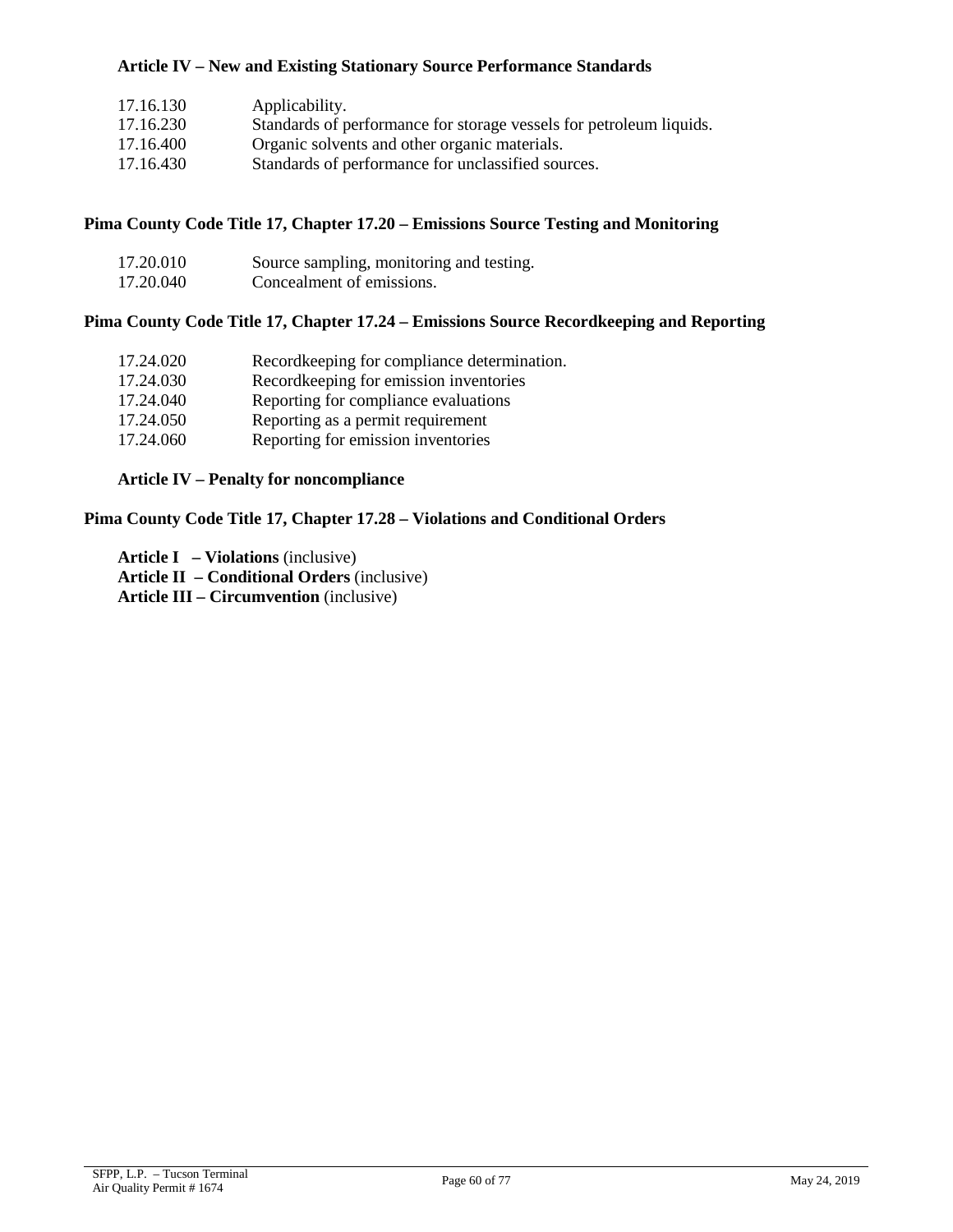**Article IV – New and Existing Stationary Source Performance Standards**

| | |
|---|---|
| 17.16.130 | Applicability. |
| 17.16.230 | Standards of performance for storage vessels for petroleum liquids. |
| 17.16.400 | Organic solvents and other organic materials. |
| 17.16.430 | Standards of performance for unclassified sources. |

**Pima County Code Title 17, Chapter 17.20 – Emissions Source Testing and Monitoring**

| | |
|---|---|
| 17.20.010 | Source sampling, monitoring and testing. |
| 17.20.040 | Concealment of emissions. |

**Pima County Code Title 17, Chapter 17.24 – Emissions Source Recordkeeping and Reporting**

| | |
|---|---|
| 17.24.020 | Recordkeeping for compliance determination. |
| 17.24.030 | Recordkeeping for emission inventories |
| 17.24.040 | Reporting for compliance evaluations |
| 17.24.050 | Reporting as a permit requirement |
| 17.24.060 | Reporting for emission inventories |

**Article IV – Penalty for noncompliance**

**Pima County Code Title 17, Chapter 17.28 – Violations and Conditional Orders**

**Article I – Violations** (inclusive)
**Article II – Conditional Orders** (inclusive)
**Article III – Circumvention** (inclusive)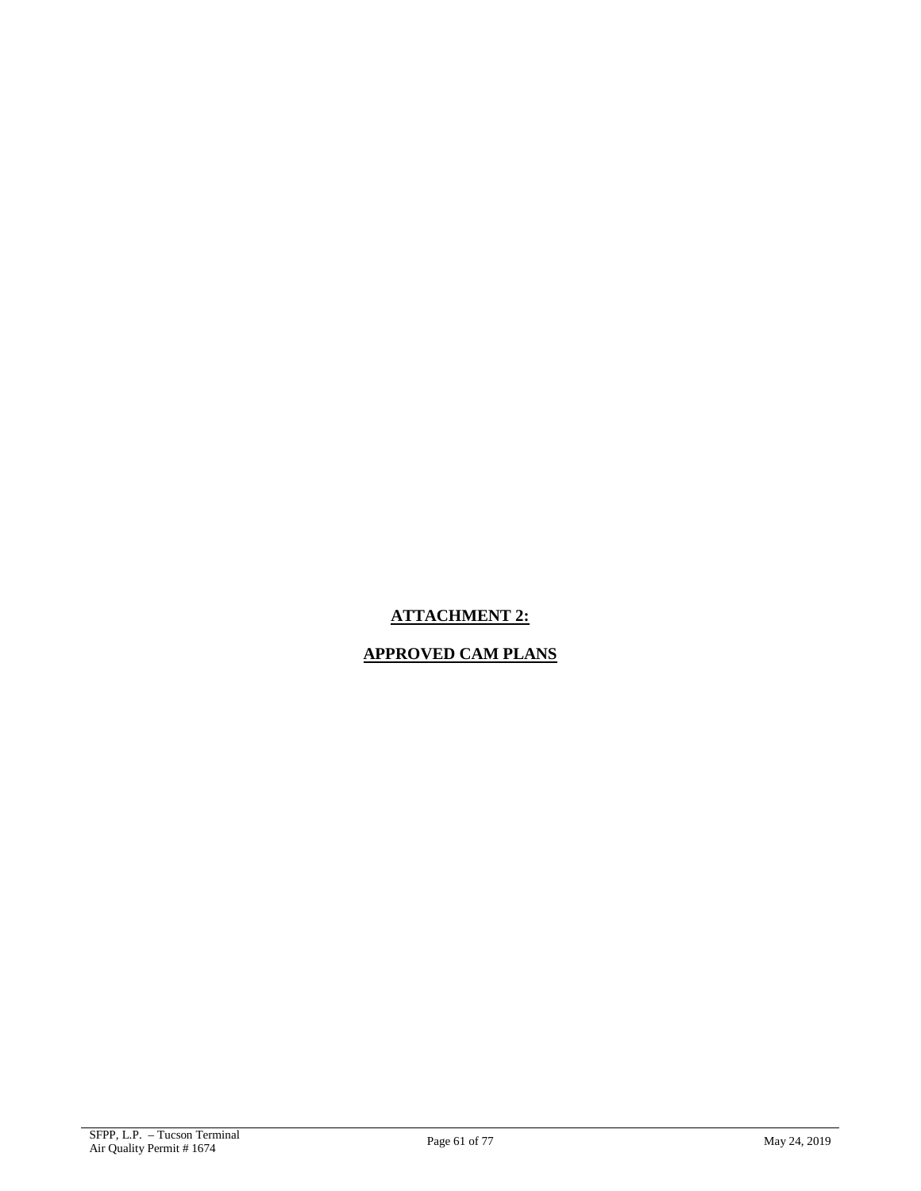# ATTACHMENT 2:

# APPROVED CAM PLANS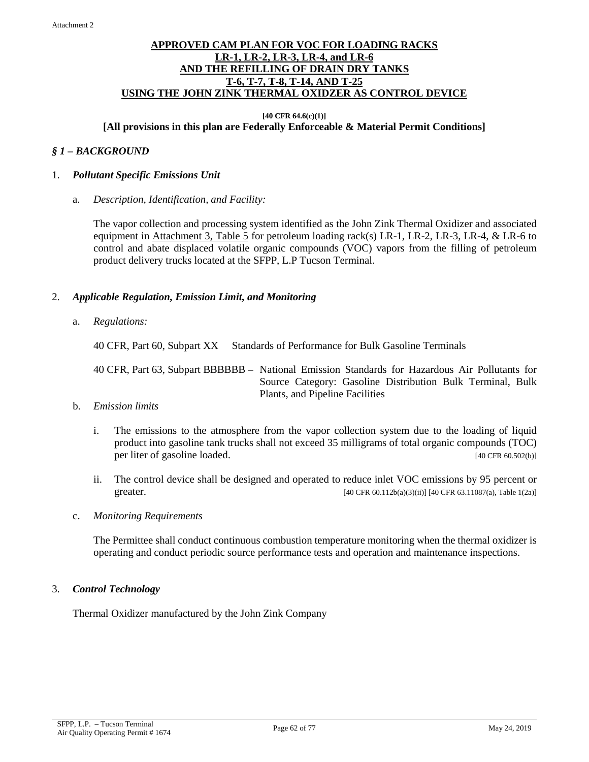Attachment 2

# APPROVED CAM PLAN FOR VOC FOR LOADING RACKS LR-1, LR-2, LR-3, LR-4, and LR-6 AND THE REFILLING OF DRAIN DRY TANKS T-6, T-7, T-8, T-14, AND T-25 USING THE JOHN ZINK THERMAL OXIDZER AS CONTROL DEVICE

**[40 CFR 64.6(c)(1)]**

**[All provisions in this plan are Federally Enforceable & Material Permit Conditions]**

## *§ 1 – BACKGROUND*

1. ***Pollutant Specific Emissions Unit***

   a. *Description, Identification, and Facility:*

      The vapor collection and processing system identified as the John Zink Thermal Oxidizer and associated equipment in Attachment 3, Table 5 for petroleum loading rack(s) LR-1, LR-2, LR-3, LR-4, & LR-6 to control and abate displaced volatile organic compounds (VOC) vapors from the filling of petroleum product delivery trucks located at the SFPP, L.P Tucson Terminal.

2. ***Applicable Regulation, Emission Limit, and Monitoring***

   a. *Regulations:*

      40 CFR, Part 60, Subpart XX — Standards of Performance for Bulk Gasoline Terminals

      40 CFR, Part 63, Subpart BBBBBB – National Emission Standards for Hazardous Air Pollutants for Source Category: Gasoline Distribution Bulk Terminal, Bulk Plants, and Pipeline Facilities

   b. *Emission limits*

      i. The emissions to the atmosphere from the vapor collection system due to the loading of liquid product into gasoline tank trucks shall not exceed 35 milligrams of total organic compounds (TOC) per liter of gasoline loaded. [40 CFR 60.502(b)]

      ii. The control device shall be designed and operated to reduce inlet VOC emissions by 95 percent or greater. [40 CFR 60.112b(a)(3)(ii)] [40 CFR 63.11087(a), Table 1(2a)]

   c. *Monitoring Requirements*

      The Permittee shall conduct continuous combustion temperature monitoring when the thermal oxidizer is operating and conduct periodic source performance tests and operation and maintenance inspections.

3. ***Control Technology***

   Thermal Oxidizer manufactured by the John Zink Company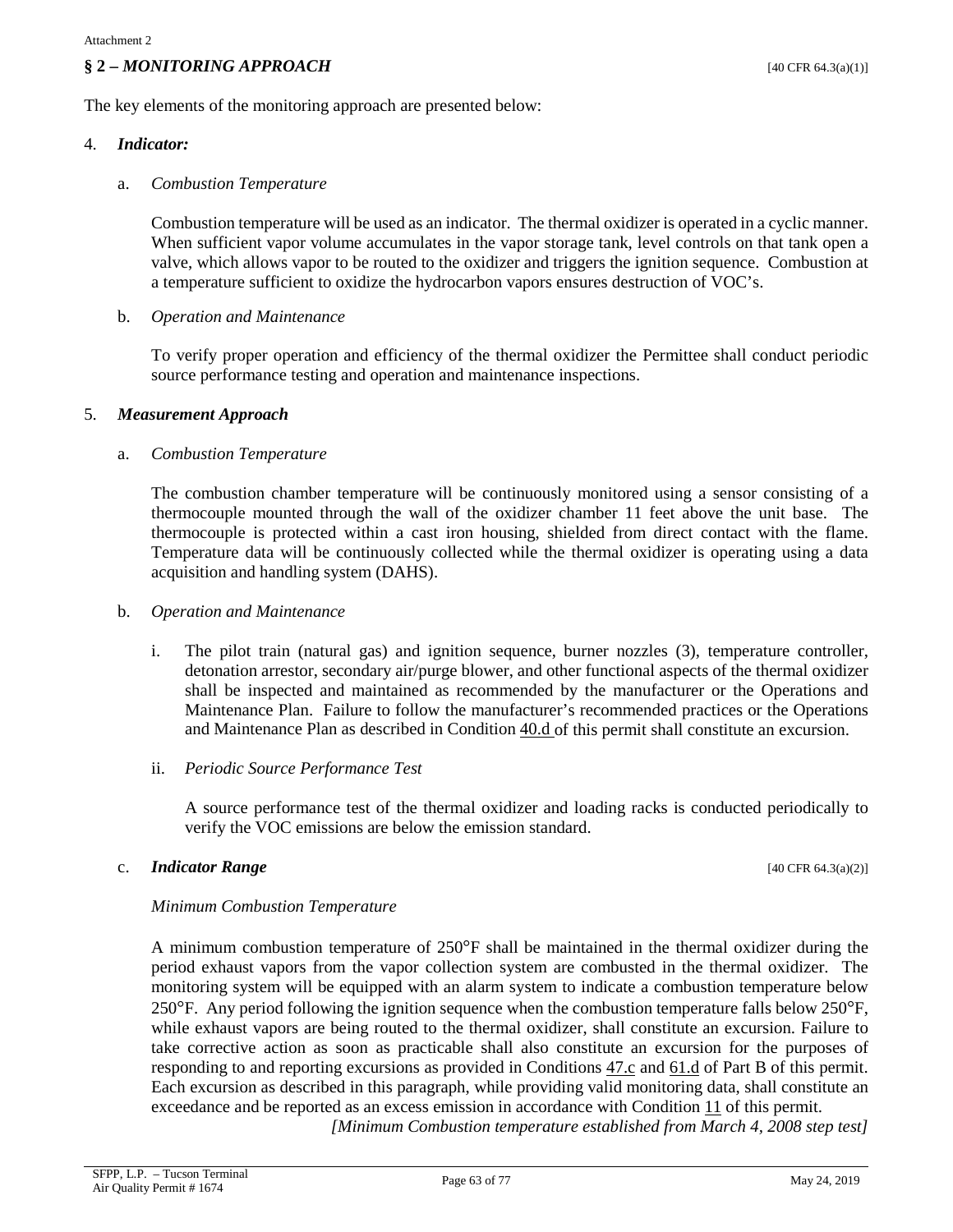Attachment 2

## § 2 – *MONITORING APPROACH* [40 CFR 64.3(a)(1)]

The key elements of the monitoring approach are presented below:

4. ***Indicator:***

   a. *Combustion Temperature*

      Combustion temperature will be used as an indicator. The thermal oxidizer is operated in a cyclic manner. When sufficient vapor volume accumulates in the vapor storage tank, level controls on that tank open a valve, which allows vapor to be routed to the oxidizer and triggers the ignition sequence. Combustion at a temperature sufficient to oxidize the hydrocarbon vapors ensures destruction of VOC's.

   b. *Operation and Maintenance*

      To verify proper operation and efficiency of the thermal oxidizer the Permittee shall conduct periodic source performance testing and operation and maintenance inspections.

5. ***Measurement Approach***

   a. *Combustion Temperature*

      The combustion chamber temperature will be continuously monitored using a sensor consisting of a thermocouple mounted through the wall of the oxidizer chamber 11 feet above the unit base. The thermocouple is protected within a cast iron housing, shielded from direct contact with the flame. Temperature data will be continuously collected while the thermal oxidizer is operating using a data acquisition and handling system (DAHS).

   b. *Operation and Maintenance*

      i. The pilot train (natural gas) and ignition sequence, burner nozzles (3), temperature controller, detonation arrestor, secondary air/purge blower, and other functional aspects of the thermal oxidizer shall be inspected and maintained as recommended by the manufacturer or the Operations and Maintenance Plan. Failure to follow the manufacturer's recommended practices or the Operations and Maintenance Plan as described in Condition 40.d of this permit shall constitute an excursion.

      ii. *Periodic Source Performance Test*

         A source performance test of the thermal oxidizer and loading racks is conducted periodically to verify the VOC emissions are below the emission standard.

   c. ***Indicator Range*** [40 CFR 64.3(a)(2)]

      *Minimum Combustion Temperature*

      A minimum combustion temperature of 250°F shall be maintained in the thermal oxidizer during the period exhaust vapors from the vapor collection system are combusted in the thermal oxidizer. The monitoring system will be equipped with an alarm system to indicate a combustion temperature below 250°F. Any period following the ignition sequence when the combustion temperature falls below 250°F, while exhaust vapors are being routed to the thermal oxidizer, shall constitute an excursion. Failure to take corrective action as soon as practicable shall also constitute an excursion for the purposes of responding to and reporting excursions as provided in Conditions 47.c and 61.d of Part B of this permit. Each excursion as described in this paragraph, while providing valid monitoring data, shall constitute an exceedance and be reported as an excess emission in accordance with Condition 11 of this permit.

      *[Minimum Combustion temperature established from March 4, 2008 step test]*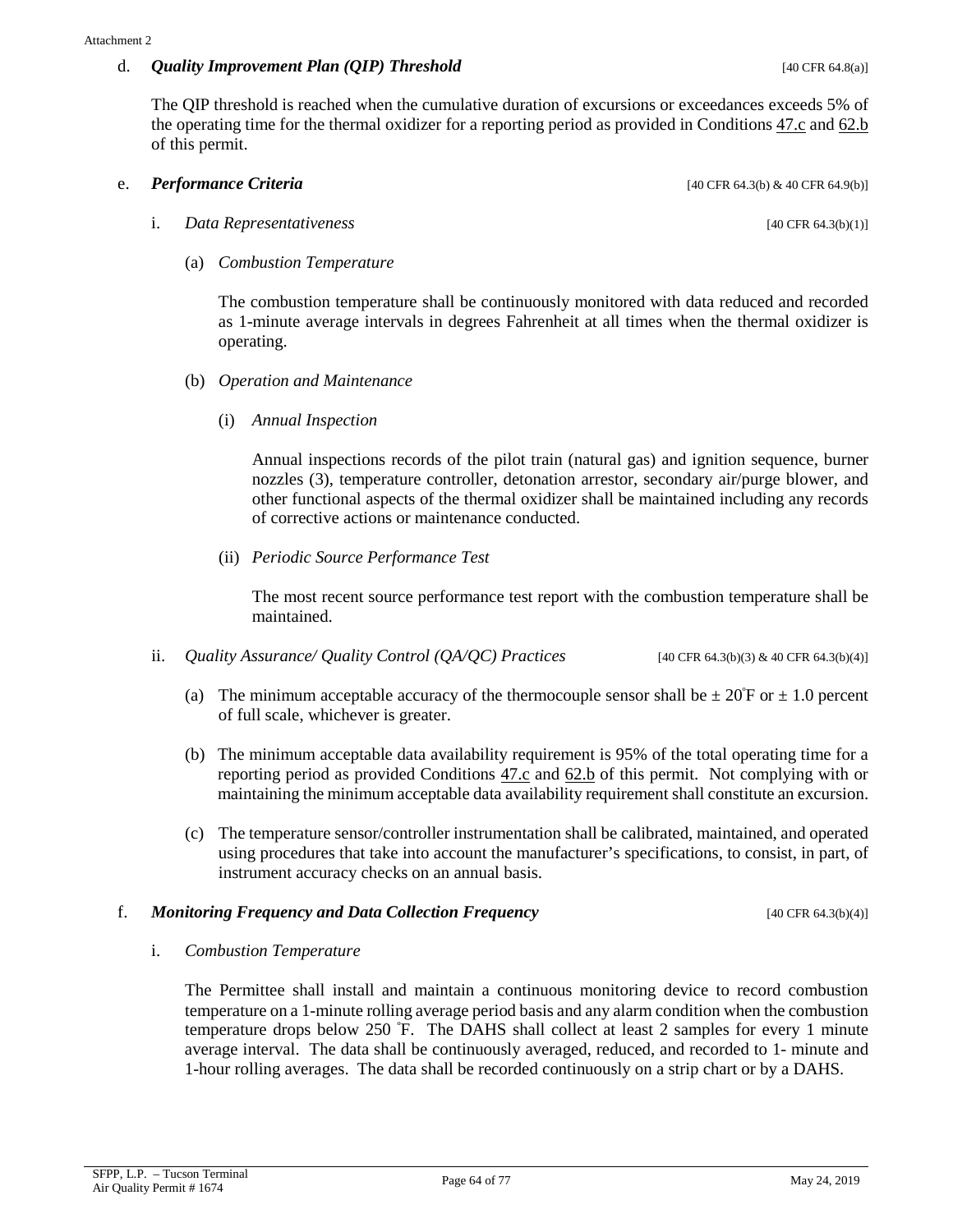d. ***Quality Improvement Plan (QIP) Threshold*** [40 CFR 64.8(a)]

The QIP threshold is reached when the cumulative duration of excursions or exceedances exceeds 5% of the operating time for the thermal oxidizer for a reporting period as provided in Conditions 47.c and 62.b of this permit.

e. ***Performance Criteria*** [40 CFR 64.3(b) & 40 CFR 64.9(b)]

i. *Data Representativeness* [40 CFR 64.3(b)(1)]

(a) *Combustion Temperature*

The combustion temperature shall be continuously monitored with data reduced and recorded as 1-minute average intervals in degrees Fahrenheit at all times when the thermal oxidizer is operating.

(b) *Operation and Maintenance*

(i) *Annual Inspection*

Annual inspections records of the pilot train (natural gas) and ignition sequence, burner nozzles (3), temperature controller, detonation arrestor, secondary air/purge blower, and other functional aspects of the thermal oxidizer shall be maintained including any records of corrective actions or maintenance conducted.

(ii) *Periodic Source Performance Test*

The most recent source performance test report with the combustion temperature shall be maintained.

ii. *Quality Assurance/ Quality Control (QA/QC) Practices* [40 CFR 64.3(b)(3) & 40 CFR 64.3(b)(4)]

(a) The minimum acceptable accuracy of the thermocouple sensor shall be ± 20°F or ± 1.0 percent of full scale, whichever is greater.

(b) The minimum acceptable data availability requirement is 95% of the total operating time for a reporting period as provided Conditions 47.c and 62.b of this permit. Not complying with or maintaining the minimum acceptable data availability requirement shall constitute an excursion.

(c) The temperature sensor/controller instrumentation shall be calibrated, maintained, and operated using procedures that take into account the manufacturer's specifications, to consist, in part, of instrument accuracy checks on an annual basis.

f. ***Monitoring Frequency and Data Collection Frequency*** [40 CFR 64.3(b)(4)]

i. *Combustion Temperature*

The Permittee shall install and maintain a continuous monitoring device to record combustion temperature on a 1-minute rolling average period basis and any alarm condition when the combustion temperature drops below 250 °F. The DAHS shall collect at least 2 samples for every 1 minute average interval. The data shall be continuously averaged, reduced, and recorded to 1- minute and 1-hour rolling averages. The data shall be recorded continuously on a strip chart or by a DAHS.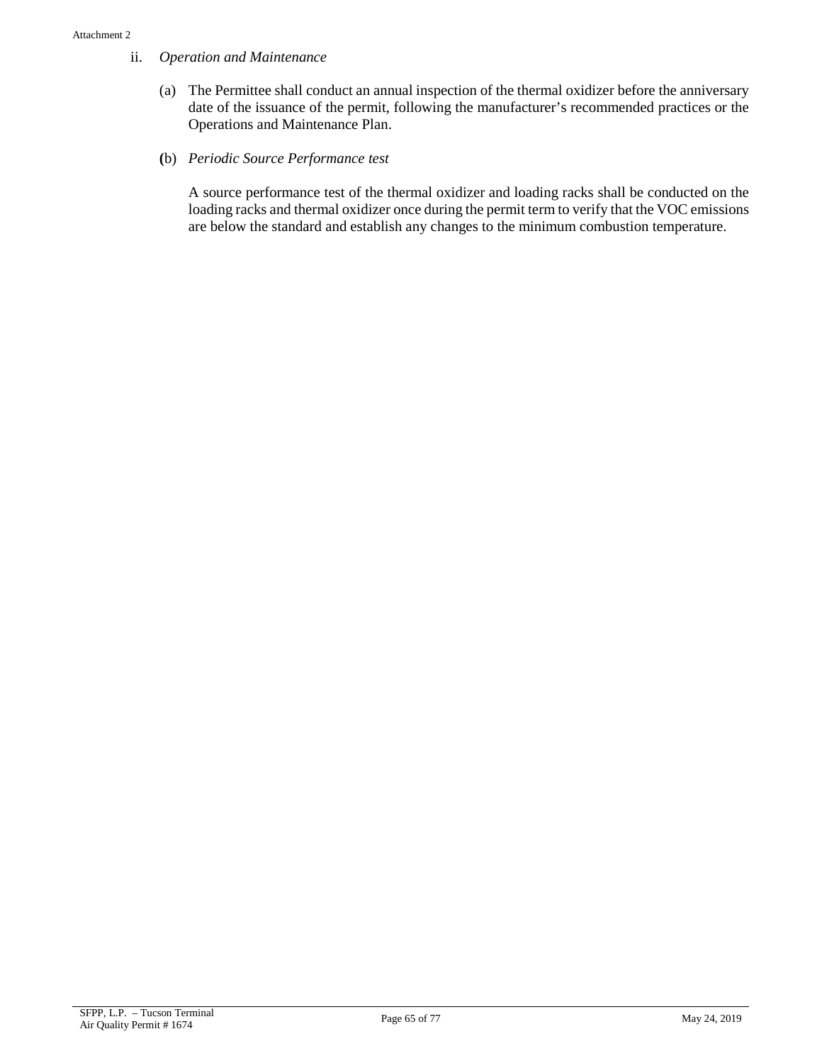ii. *Operation and Maintenance*

(a) The Permittee shall conduct an annual inspection of the thermal oxidizer before the anniversary date of the issuance of the permit, following the manufacturer's recommended practices or the Operations and Maintenance Plan.

**(**b) *Periodic Source Performance test*

A source performance test of the thermal oxidizer and loading racks shall be conducted on the loading racks and thermal oxidizer once during the permit term to verify that the VOC emissions are below the standard and establish any changes to the minimum combustion temperature.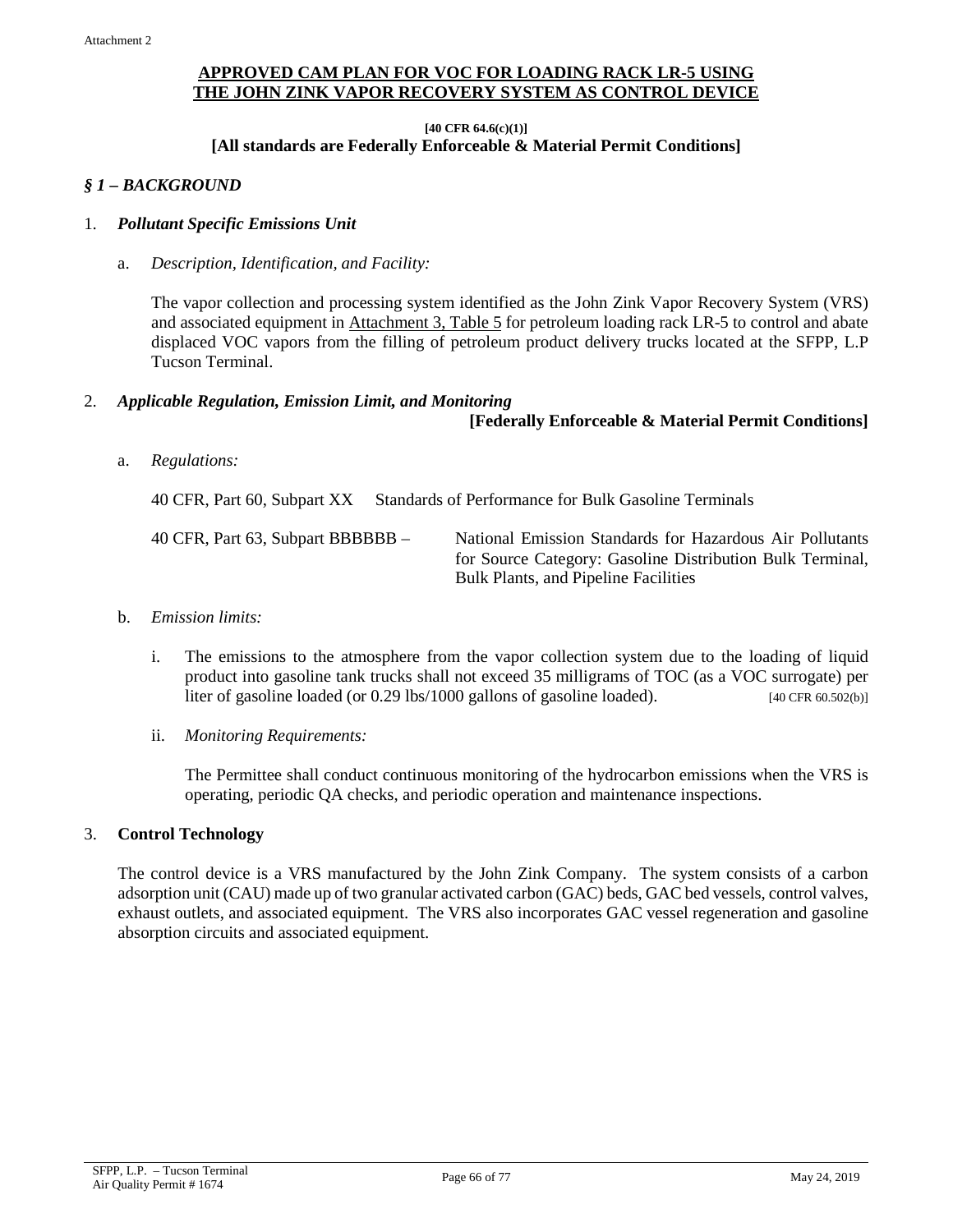Attachment 2

# APPROVED CAM PLAN FOR VOC FOR LOADING RACK LR-5 USING THE JOHN ZINK VAPOR RECOVERY SYSTEM AS CONTROL DEVICE

**[40 CFR 64.6(c)(1)]**
**[All standards are Federally Enforceable & Material Permit Conditions]**

## *§ 1 – BACKGROUND*

1. ***Pollutant Specific Emissions Unit***

   a. *Description, Identification, and Facility:*

   The vapor collection and processing system identified as the John Zink Vapor Recovery System (VRS) and associated equipment in Attachment 3, Table 5 for petroleum loading rack LR-5 to control and abate displaced VOC vapors from the filling of petroleum product delivery trucks located at the SFPP, L.P Tucson Terminal.

2. ***Applicable Regulation, Emission Limit, and Monitoring***
   **[Federally Enforceable & Material Permit Conditions]**

   a. *Regulations:*

   40 CFR, Part 60, Subpart XX Standards of Performance for Bulk Gasoline Terminals

   40 CFR, Part 63, Subpart BBBBBB – National Emission Standards for Hazardous Air Pollutants for Source Category: Gasoline Distribution Bulk Terminal, Bulk Plants, and Pipeline Facilities

   b. *Emission limits:*

   i. The emissions to the atmosphere from the vapor collection system due to the loading of liquid product into gasoline tank trucks shall not exceed 35 milligrams of TOC (as a VOC surrogate) per liter of gasoline loaded (or 0.29 lbs/1000 gallons of gasoline loaded). [40 CFR 60.502(b)]

   ii. *Monitoring Requirements:*

   The Permittee shall conduct continuous monitoring of the hydrocarbon emissions when the VRS is operating, periodic QA checks, and periodic operation and maintenance inspections.

3. **Control Technology**

   The control device is a VRS manufactured by the John Zink Company. The system consists of a carbon adsorption unit (CAU) made up of two granular activated carbon (GAC) beds, GAC bed vessels, control valves, exhaust outlets, and associated equipment. The VRS also incorporates GAC vessel regeneration and gasoline absorption circuits and associated equipment.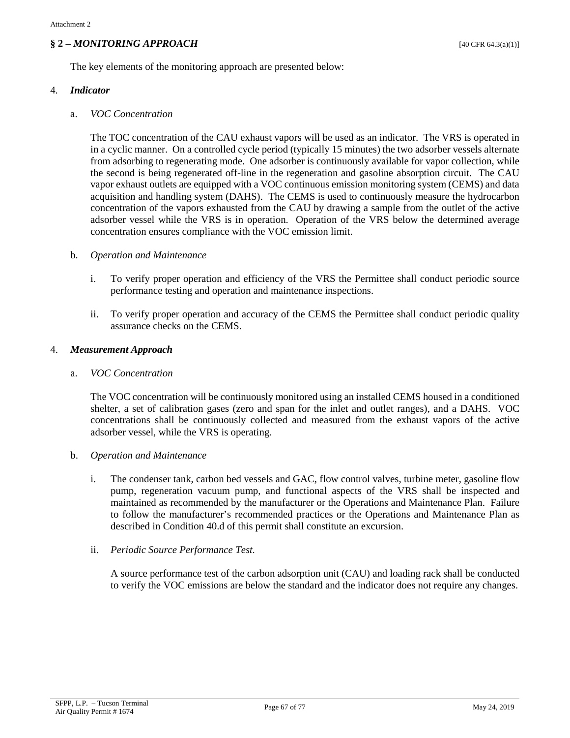## § 2 – *MONITORING APPROACH* [40 CFR 64.3(a)(1)]

The key elements of the monitoring approach are presented below:

4. ***Indicator***

a. *VOC Concentration*

The TOC concentration of the CAU exhaust vapors will be used as an indicator. The VRS is operated in in a cyclic manner. On a controlled cycle period (typically 15 minutes) the two adsorber vessels alternate from adsorbing to regenerating mode. One adsorber is continuously available for vapor collection, while the second is being regenerated off-line in the regeneration and gasoline absorption circuit. The CAU vapor exhaust outlets are equipped with a VOC continuous emission monitoring system (CEMS) and data acquisition and handling system (DAHS). The CEMS is used to continuously measure the hydrocarbon concentration of the vapors exhausted from the CAU by drawing a sample from the outlet of the active adsorber vessel while the VRS is in operation. Operation of the VRS below the determined average concentration ensures compliance with the VOC emission limit.

b. *Operation and Maintenance*

i. To verify proper operation and efficiency of the VRS the Permittee shall conduct periodic source performance testing and operation and maintenance inspections.

ii. To verify proper operation and accuracy of the CEMS the Permittee shall conduct periodic quality assurance checks on the CEMS.

4. ***Measurement Approach***

a. *VOC Concentration*

The VOC concentration will be continuously monitored using an installed CEMS housed in a conditioned shelter, a set of calibration gases (zero and span for the inlet and outlet ranges), and a DAHS. VOC concentrations shall be continuously collected and measured from the exhaust vapors of the active adsorber vessel, while the VRS is operating.

b. *Operation and Maintenance*

i. The condenser tank, carbon bed vessels and GAC, flow control valves, turbine meter, gasoline flow pump, regeneration vacuum pump, and functional aspects of the VRS shall be inspected and maintained as recommended by the manufacturer or the Operations and Maintenance Plan. Failure to follow the manufacturer's recommended practices or the Operations and Maintenance Plan as described in Condition 40.d of this permit shall constitute an excursion.

ii. *Periodic Source Performance Test.*

A source performance test of the carbon adsorption unit (CAU) and loading rack shall be conducted to verify the VOC emissions are below the standard and the indicator does not require any changes.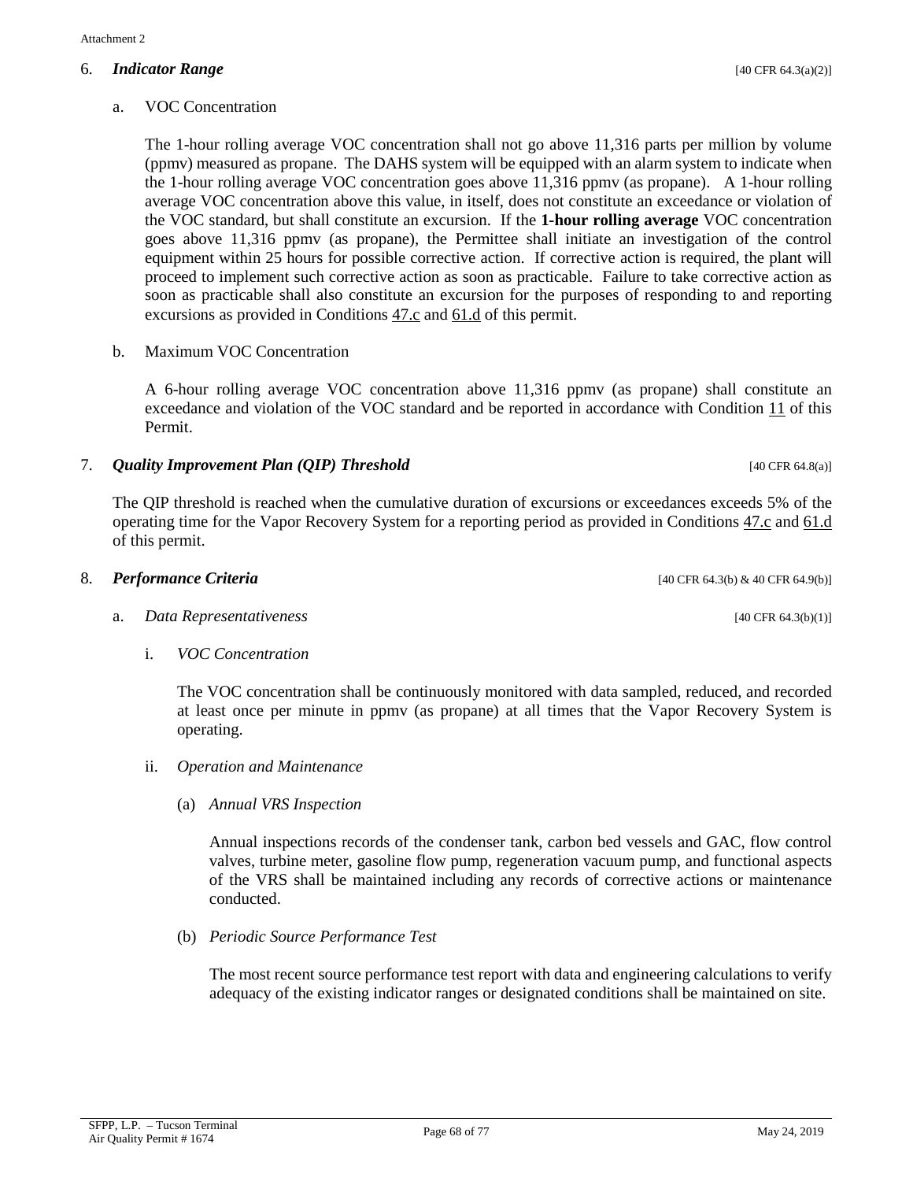6. ***Indicator Range*** [40 CFR 64.3(a)(2)]

   a. VOC Concentration

   The 1-hour rolling average VOC concentration shall not go above 11,316 parts per million by volume (ppmv) measured as propane. The DAHS system will be equipped with an alarm system to indicate when the 1-hour rolling average VOC concentration goes above 11,316 ppmv (as propane). A 1-hour rolling average VOC concentration above this value, in itself, does not constitute an exceedance or violation of the VOC standard, but shall constitute an excursion. If the **1-hour rolling average** VOC concentration goes above 11,316 ppmv (as propane), the Permittee shall initiate an investigation of the control equipment within 25 hours for possible corrective action. If corrective action is required, the plant will proceed to implement such corrective action as soon as practicable. Failure to take corrective action as soon as practicable shall also constitute an excursion for the purposes of responding to and reporting excursions as provided in Conditions 47.c and 61.d of this permit.

   b. Maximum VOC Concentration

   A 6-hour rolling average VOC concentration above 11,316 ppmv (as propane) shall constitute an exceedance and violation of the VOC standard and be reported in accordance with Condition 11 of this Permit.

7. ***Quality Improvement Plan (QIP) Threshold*** [40 CFR 64.8(a)]

   The QIP threshold is reached when the cumulative duration of excursions or exceedances exceeds 5% of the operating time for the Vapor Recovery System for a reporting period as provided in Conditions 47.c and 61.d of this permit.

8. ***Performance Criteria*** [40 CFR 64.3(b) & 40 CFR 64.9(b)]

   a. *Data Representativeness* [40 CFR 64.3(b)(1)]

      i. *VOC Concentration*

      The VOC concentration shall be continuously monitored with data sampled, reduced, and recorded at least once per minute in ppmv (as propane) at all times that the Vapor Recovery System is operating.

      ii. *Operation and Maintenance*

         (a) *Annual VRS Inspection*

         Annual inspections records of the condenser tank, carbon bed vessels and GAC, flow control valves, turbine meter, gasoline flow pump, regeneration vacuum pump, and functional aspects of the VRS shall be maintained including any records of corrective actions or maintenance conducted.

         (b) *Periodic Source Performance Test*

         The most recent source performance test report with data and engineering calculations to verify adequacy of the existing indicator ranges or designated conditions shall be maintained on site.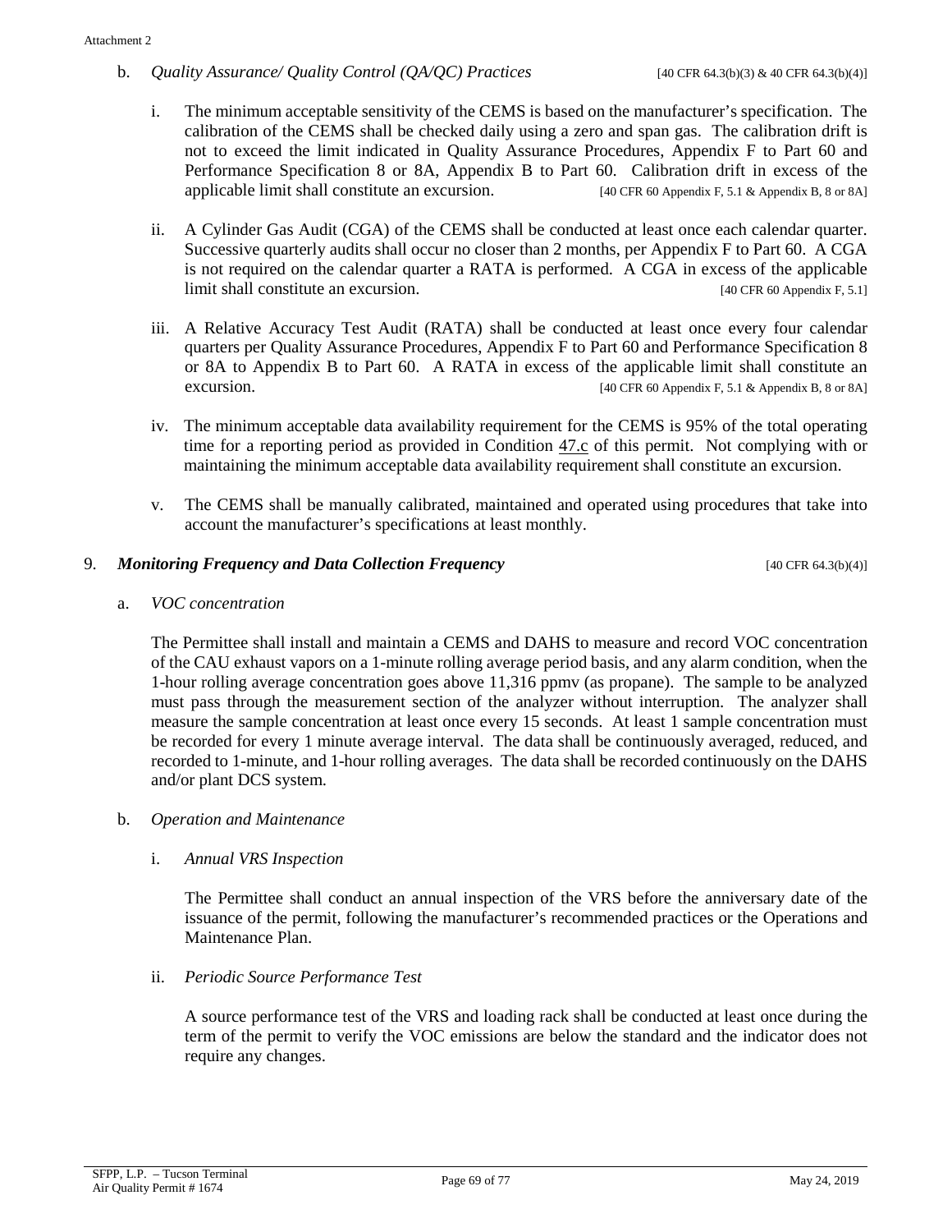b. *Quality Assurance/ Quality Control (QA/QC) Practices* [40 CFR 64.3(b)(3) & 40 CFR 64.3(b)(4)]

i. The minimum acceptable sensitivity of the CEMS is based on the manufacturer's specification. The calibration of the CEMS shall be checked daily using a zero and span gas. The calibration drift is not to exceed the limit indicated in Quality Assurance Procedures, Appendix F to Part 60 and Performance Specification 8 or 8A, Appendix B to Part 60. Calibration drift in excess of the applicable limit shall constitute an excursion. [40 CFR 60 Appendix F, 5.1 & Appendix B, 8 or 8A]

ii. A Cylinder Gas Audit (CGA) of the CEMS shall be conducted at least once each calendar quarter. Successive quarterly audits shall occur no closer than 2 months, per Appendix F to Part 60. A CGA is not required on the calendar quarter a RATA is performed. A CGA in excess of the applicable limit shall constitute an excursion. [40 CFR 60 Appendix F, 5.1]

iii. A Relative Accuracy Test Audit (RATA) shall be conducted at least once every four calendar quarters per Quality Assurance Procedures, Appendix F to Part 60 and Performance Specification 8 or 8A to Appendix B to Part 60. A RATA in excess of the applicable limit shall constitute an excursion. [40 CFR 60 Appendix F, 5.1 & Appendix B, 8 or 8A]

iv. The minimum acceptable data availability requirement for the CEMS is 95% of the total operating time for a reporting period as provided in Condition 47.c of this permit. Not complying with or maintaining the minimum acceptable data availability requirement shall constitute an excursion.

v. The CEMS shall be manually calibrated, maintained and operated using procedures that take into account the manufacturer's specifications at least monthly.

9. ***Monitoring Frequency and Data Collection Frequency*** [40 CFR 64.3(b)(4)]

a. *VOC concentration*

The Permittee shall install and maintain a CEMS and DAHS to measure and record VOC concentration of the CAU exhaust vapors on a 1-minute rolling average period basis, and any alarm condition, when the 1-hour rolling average concentration goes above 11,316 ppmv (as propane). The sample to be analyzed must pass through the measurement section of the analyzer without interruption. The analyzer shall measure the sample concentration at least once every 15 seconds. At least 1 sample concentration must be recorded for every 1 minute average interval. The data shall be continuously averaged, reduced, and recorded to 1-minute, and 1-hour rolling averages. The data shall be recorded continuously on the DAHS and/or plant DCS system.

b. *Operation and Maintenance*

i. *Annual VRS Inspection*

The Permittee shall conduct an annual inspection of the VRS before the anniversary date of the issuance of the permit, following the manufacturer's recommended practices or the Operations and Maintenance Plan.

ii. *Periodic Source Performance Test*

A source performance test of the VRS and loading rack shall be conducted at least once during the term of the permit to verify the VOC emissions are below the standard and the indicator does not require any changes.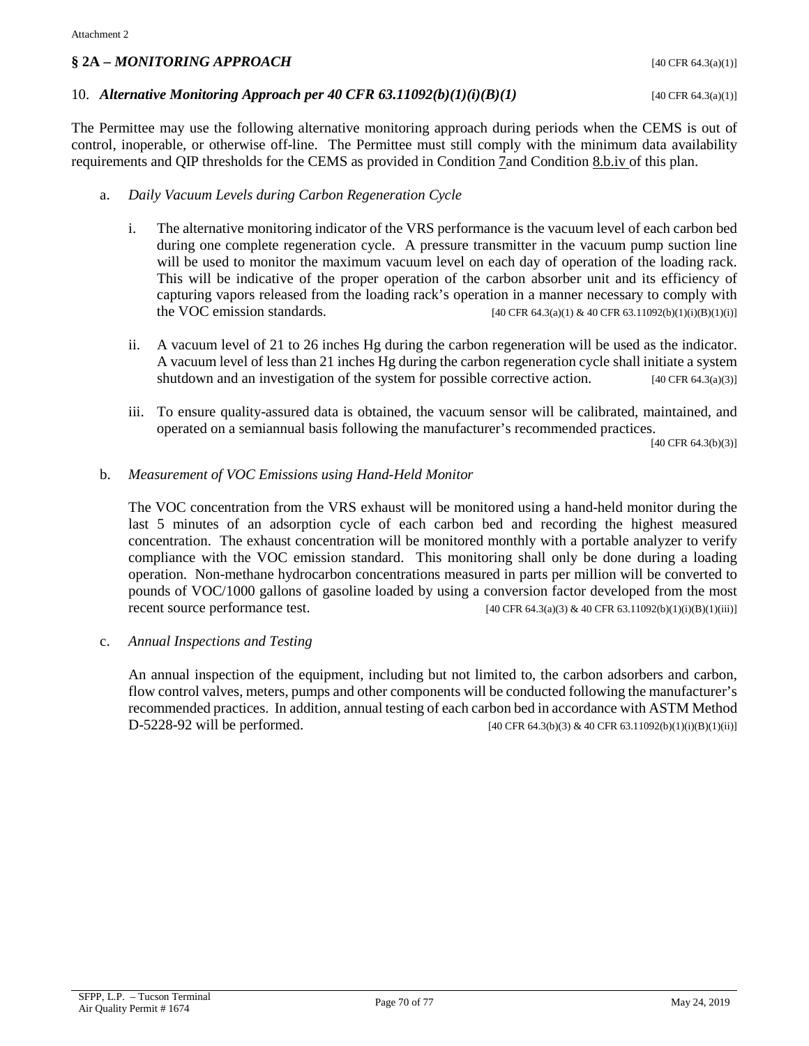## § 2A – *MONITORING APPROACH* [40 CFR 64.3(a)(1)]

### 10. *Alternative Monitoring Approach per 40 CFR 63.11092(b)(1)(i)(B)(1)* [40 CFR 64.3(a)(1)]

The Permittee may use the following alternative monitoring approach during periods when the CEMS is out of control, inoperable, or otherwise off-line. The Permittee must still comply with the minimum data availability requirements and QIP thresholds for the CEMS as provided in Condition 7and Condition 8.b.iv of this plan.

a. *Daily Vacuum Levels during Carbon Regeneration Cycle*

   i. The alternative monitoring indicator of the VRS performance is the vacuum level of each carbon bed during one complete regeneration cycle. A pressure transmitter in the vacuum pump suction line will be used to monitor the maximum vacuum level on each day of operation of the loading rack. This will be indicative of the proper operation of the carbon absorber unit and its efficiency of capturing vapors released from the loading rack's operation in a manner necessary to comply with the VOC emission standards. [40 CFR 64.3(a)(1) & 40 CFR 63.11092(b)(1)(i)(B)(1)(i)]

   ii. A vacuum level of 21 to 26 inches Hg during the carbon regeneration will be used as the indicator. A vacuum level of less than 21 inches Hg during the carbon regeneration cycle shall initiate a system shutdown and an investigation of the system for possible corrective action. [40 CFR 64.3(a)(3)]

   iii. To ensure quality-assured data is obtained, the vacuum sensor will be calibrated, maintained, and operated on a semiannual basis following the manufacturer's recommended practices. [40 CFR 64.3(b)(3)]

b. *Measurement of VOC Emissions using Hand-Held Monitor*

   The VOC concentration from the VRS exhaust will be monitored using a hand-held monitor during the last 5 minutes of an adsorption cycle of each carbon bed and recording the highest measured concentration. The exhaust concentration will be monitored monthly with a portable analyzer to verify compliance with the VOC emission standard. This monitoring shall only be done during a loading operation. Non-methane hydrocarbon concentrations measured in parts per million will be converted to pounds of VOC/1000 gallons of gasoline loaded by using a conversion factor developed from the most recent source performance test. [40 CFR 64.3(a)(3) & 40 CFR 63.11092(b)(1)(i)(B)(1)(iii)]

c. *Annual Inspections and Testing*

   An annual inspection of the equipment, including but not limited to, the carbon adsorbers and carbon, flow control valves, meters, pumps and other components will be conducted following the manufacturer's recommended practices. In addition, annual testing of each carbon bed in accordance with ASTM Method D-5228-92 will be performed. [40 CFR 64.3(b)(3) & 40 CFR 63.11092(b)(1)(i)(B)(1)(ii)]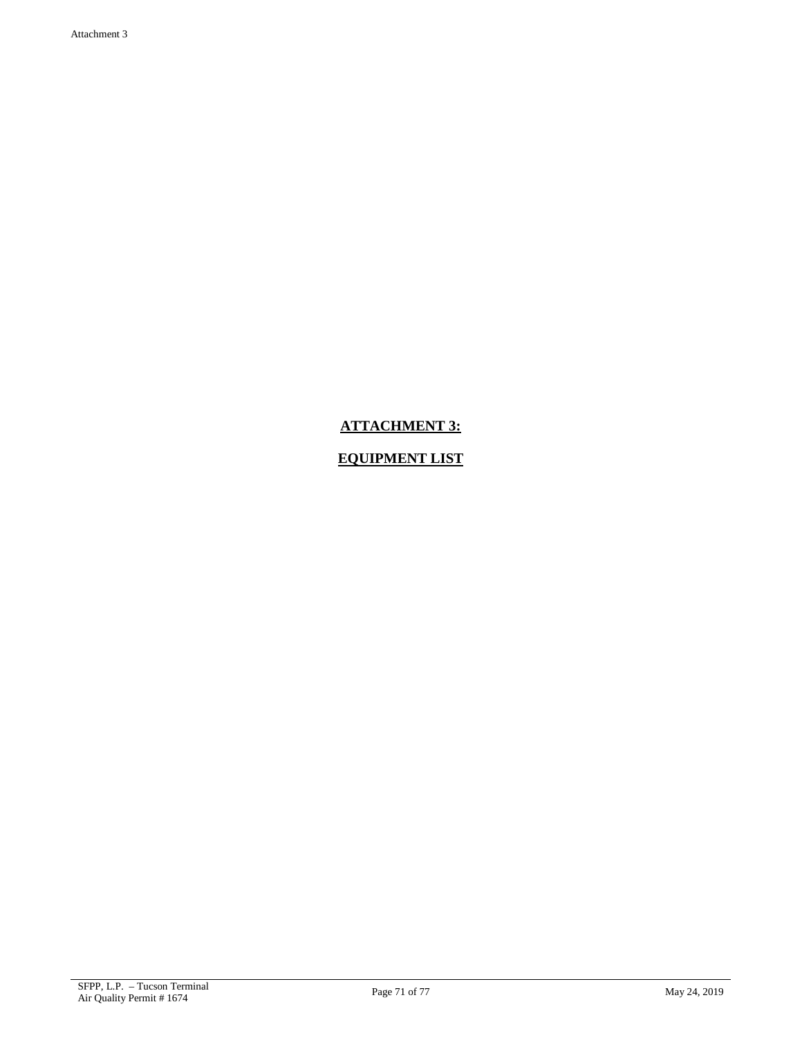# ATTACHMENT 3:

# EQUIPMENT LIST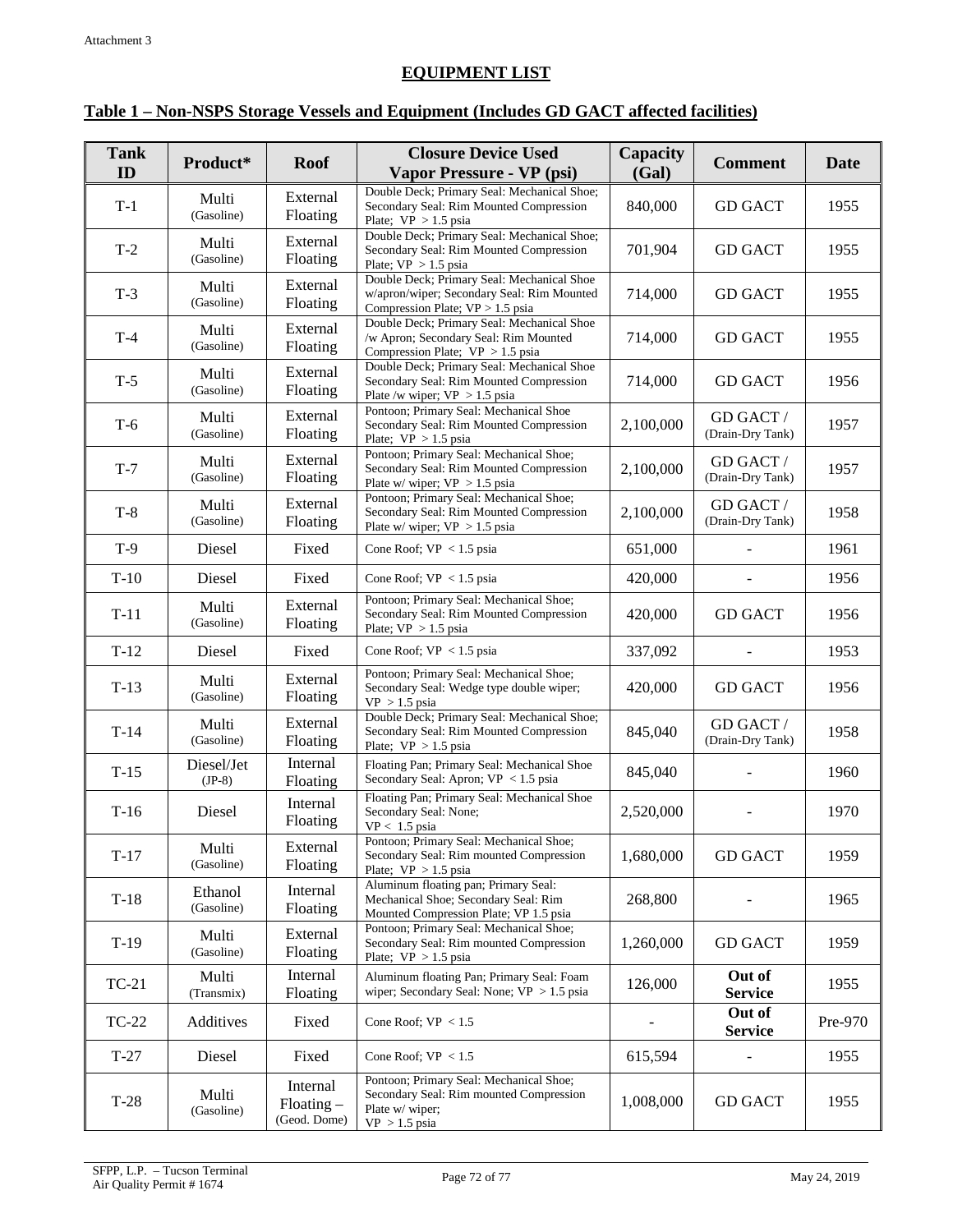Attachment 3

## EQUIPMENT LIST

### Table 1 – Non-NSPS Storage Vessels and Equipment (Includes GD GACT affected facilities)

| Tank ID | Product* | Roof | Closure Device Used Vapor Pressure - VP (psi) | Capacity (Gal) | Comment | Date |
|---|---|---|---|---|---|---|
| T-1 | Multi (Gasoline) | External Floating | Double Deck; Primary Seal: Mechanical Shoe; Secondary Seal: Rim Mounted Compression Plate; VP > 1.5 psia | 840,000 | GD GACT | 1955 |
| T-2 | Multi (Gasoline) | External Floating | Double Deck; Primary Seal: Mechanical Shoe; Secondary Seal: Rim Mounted Compression Plate; VP > 1.5 psia | 701,904 | GD GACT | 1955 |
| T-3 | Multi (Gasoline) | External Floating | Double Deck; Primary Seal: Mechanical Shoe w/apron/wiper; Secondary Seal: Rim Mounted Compression Plate; VP > 1.5 psia | 714,000 | GD GACT | 1955 |
| T-4 | Multi (Gasoline) | External Floating | Double Deck; Primary Seal: Mechanical Shoe /w Apron; Secondary Seal: Rim Mounted Compression Plate; VP > 1.5 psia | 714,000 | GD GACT | 1955 |
| T-5 | Multi (Gasoline) | External Floating | Double Deck; Primary Seal: Mechanical Shoe Secondary Seal: Rim Mounted Compression Plate /w wiper; VP > 1.5 psia | 714,000 | GD GACT | 1956 |
| T-6 | Multi (Gasoline) | External Floating | Pontoon; Primary Seal: Mechanical Shoe Secondary Seal: Rim Mounted Compression Plate; VP > 1.5 psia | 2,100,000 | GD GACT / (Drain-Dry Tank) | 1957 |
| T-7 | Multi (Gasoline) | External Floating | Pontoon; Primary Seal: Mechanical Shoe; Secondary Seal: Rim Mounted Compression Plate w/ wiper; VP > 1.5 psia | 2,100,000 | GD GACT / (Drain-Dry Tank) | 1957 |
| T-8 | Multi (Gasoline) | External Floating | Pontoon; Primary Seal: Mechanical Shoe; Secondary Seal: Rim Mounted Compression Plate w/ wiper; VP > 1.5 psia | 2,100,000 | GD GACT / (Drain-Dry Tank) | 1958 |
| T-9 | Diesel | Fixed | Cone Roof; VP < 1.5 psia | 651,000 | - | 1961 |
| T-10 | Diesel | Fixed | Cone Roof; VP < 1.5 psia | 420,000 | - | 1956 |
| T-11 | Multi (Gasoline) | External Floating | Pontoon; Primary Seal: Mechanical Shoe; Secondary Seal: Rim Mounted Compression Plate; VP > 1.5 psia | 420,000 | GD GACT | 1956 |
| T-12 | Diesel | Fixed | Cone Roof; VP < 1.5 psia | 337,092 | - | 1953 |
| T-13 | Multi (Gasoline) | External Floating | Pontoon; Primary Seal: Mechanical Shoe; Secondary Seal: Wedge type double wiper; VP > 1.5 psia | 420,000 | GD GACT | 1956 |
| T-14 | Multi (Gasoline) | External Floating | Double Deck; Primary Seal: Mechanical Shoe; Secondary Seal: Rim Mounted Compression Plate; VP > 1.5 psia | 845,040 | GD GACT / (Drain-Dry Tank) | 1958 |
| T-15 | Diesel/Jet (JP-8) | Internal Floating | Floating Pan; Primary Seal: Mechanical Shoe Secondary Seal: Apron; VP < 1.5 psia | 845,040 | - | 1960 |
| T-16 | Diesel | Internal Floating | Floating Pan; Primary Seal: Mechanical Shoe Secondary Seal: None; VP < 1.5 psia | 2,520,000 | - | 1970 |
| T-17 | Multi (Gasoline) | External Floating | Pontoon; Primary Seal: Mechanical Shoe; Secondary Seal: Rim mounted Compression Plate; VP > 1.5 psia | 1,680,000 | GD GACT | 1959 |
| T-18 | Ethanol (Gasoline) | Internal Floating | Aluminum floating pan; Primary Seal: Mechanical Shoe; Secondary Seal: Rim Mounted Compression Plate; VP 1.5 psia | 268,800 | - | 1965 |
| T-19 | Multi (Gasoline) | External Floating | Pontoon; Primary Seal: Mechanical Shoe; Secondary Seal: Rim mounted Compression Plate; VP > 1.5 psia | 1,260,000 | GD GACT | 1959 |
| TC-21 | Multi (Transmix) | Internal Floating | Aluminum floating Pan; Primary Seal: Foam wiper; Secondary Seal: None; VP > 1.5 psia | 126,000 | **Out of Service** | 1955 |
| TC-22 | Additives | Fixed | Cone Roof; VP < 1.5 | - | **Out of Service** | Pre-970 |
| T-27 | Diesel | Fixed | Cone Roof; VP < 1.5 | 615,594 | - | 1955 |
| T-28 | Multi (Gasoline) | Internal Floating – (Geod. Dome) | Pontoon; Primary Seal: Mechanical Shoe; Secondary Seal: Rim mounted Compression Plate w/ wiper; VP > 1.5 psia | 1,008,000 | GD GACT | 1955 |

SFPP, L.P. – Tucson Terminal
Air Quality Permit # 1674

May 24, 2019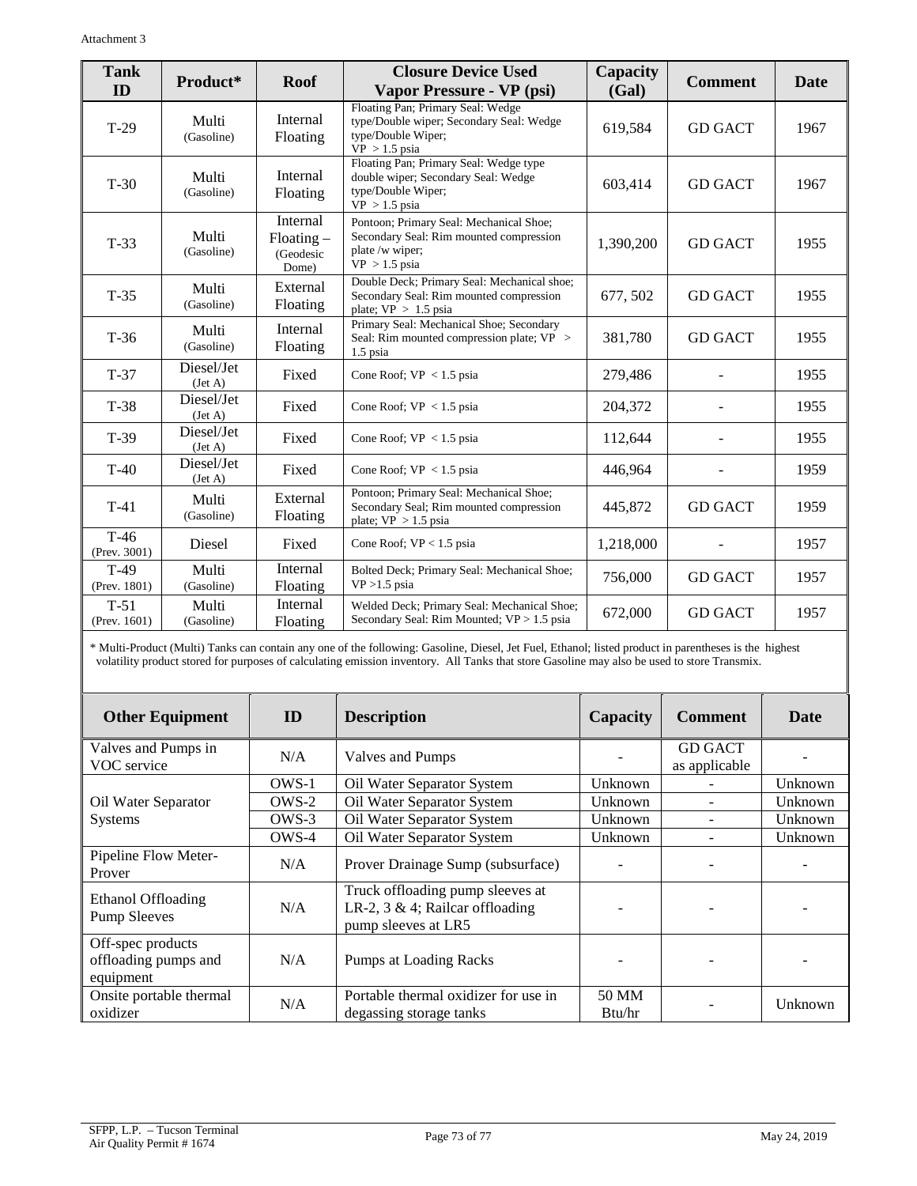Attachment 3

| Tank ID | Product* | Roof | Closure Device Used Vapor Pressure - VP (psi) | Capacity (Gal) | Comment | Date |
|---|---|---|---|---|---|---|
| T-29 | Multi (Gasoline) | Internal Floating | Floating Pan; Primary Seal: Wedge type/Double wiper; Secondary Seal: Wedge type/Double Wiper; VP > 1.5 psia | 619,584 | GD GACT | 1967 |
| T-30 | Multi (Gasoline) | Internal Floating | Floating Pan; Primary Seal: Wedge type double wiper; Secondary Seal: Wedge type/Double Wiper; VP > 1.5 psia | 603,414 | GD GACT | 1967 |
| T-33 | Multi (Gasoline) | Internal Floating – (Geodesic Dome) | Pontoon; Primary Seal: Mechanical Shoe; Secondary Seal: Rim mounted compression plate /w wiper; VP > 1.5 psia | 1,390,200 | GD GACT | 1955 |
| T-35 | Multi (Gasoline) | External Floating | Double Deck; Primary Seal: Mechanical shoe; Secondary Seal: Rim mounted compression plate; VP > 1.5 psia | 677, 502 | GD GACT | 1955 |
| T-36 | Multi (Gasoline) | Internal Floating | Primary Seal: Mechanical Shoe; Secondary Seal: Rim mounted compression plate; VP > 1.5 psia | 381,780 | GD GACT | 1955 |
| T-37 | Diesel/Jet (Jet A) | Fixed | Cone Roof; VP < 1.5 psia | 279,486 | - | 1955 |
| T-38 | Diesel/Jet (Jet A) | Fixed | Cone Roof; VP < 1.5 psia | 204,372 | - | 1955 |
| T-39 | Diesel/Jet (Jet A) | Fixed | Cone Roof; VP < 1.5 psia | 112,644 | - | 1955 |
| T-40 | Diesel/Jet (Jet A) | Fixed | Cone Roof; VP < 1.5 psia | 446,964 | - | 1959 |
| T-41 | Multi (Gasoline) | External Floating | Pontoon; Primary Seal: Mechanical Shoe; Secondary Seal; Rim mounted compression plate; VP > 1.5 psia | 445,872 | GD GACT | 1959 |
| T-46 (Prev. 3001) | Diesel | Fixed | Cone Roof; VP < 1.5 psia | 1,218,000 | - | 1957 |
| T-49 (Prev. 1801) | Multi (Gasoline) | Internal Floating | Bolted Deck; Primary Seal: Mechanical Shoe; VP >1.5 psia | 756,000 | GD GACT | 1957 |
| T-51 (Prev. 1601) | Multi (Gasoline) | Internal Floating | Welded Deck; Primary Seal: Mechanical Shoe; Secondary Seal: Rim Mounted; VP > 1.5 psia | 672,000 | GD GACT | 1957 |

* Multi-Product (Multi) Tanks can contain any one of the following: Gasoline, Diesel, Jet Fuel, Ethanol; listed product in parentheses is the highest volatility product stored for purposes of calculating emission inventory. All Tanks that store Gasoline may also be used to store Transmix.

| Other Equipment | ID | Description | Capacity | Comment | Date |
|---|---|---|---|---|---|
| Valves and Pumps in VOC service | N/A | Valves and Pumps | - | GD GACT as applicable | - |
| Oil Water Separator Systems | OWS-1 | Oil Water Separator System | Unknown | - | Unknown |
| | OWS-2 | Oil Water Separator System | Unknown | - | Unknown |
| | OWS-3 | Oil Water Separator System | Unknown | - | Unknown |
| | OWS-4 | Oil Water Separator System | Unknown | - | Unknown |
| Pipeline Flow Meter-Prover | N/A | Prover Drainage Sump (subsurface) | - | - | - |
| Ethanol Offloading Pump Sleeves | N/A | Truck offloading pump sleeves at LR-2, 3 & 4; Railcar offloading pump sleeves at LR5 | - | - | - |
| Off-spec products offloading pumps and equipment | N/A | Pumps at Loading Racks | - | - | - |
| Onsite portable thermal oxidizer | N/A | Portable thermal oxidizer for use in degassing storage tanks | 50 MM Btu/hr | - | Unknown |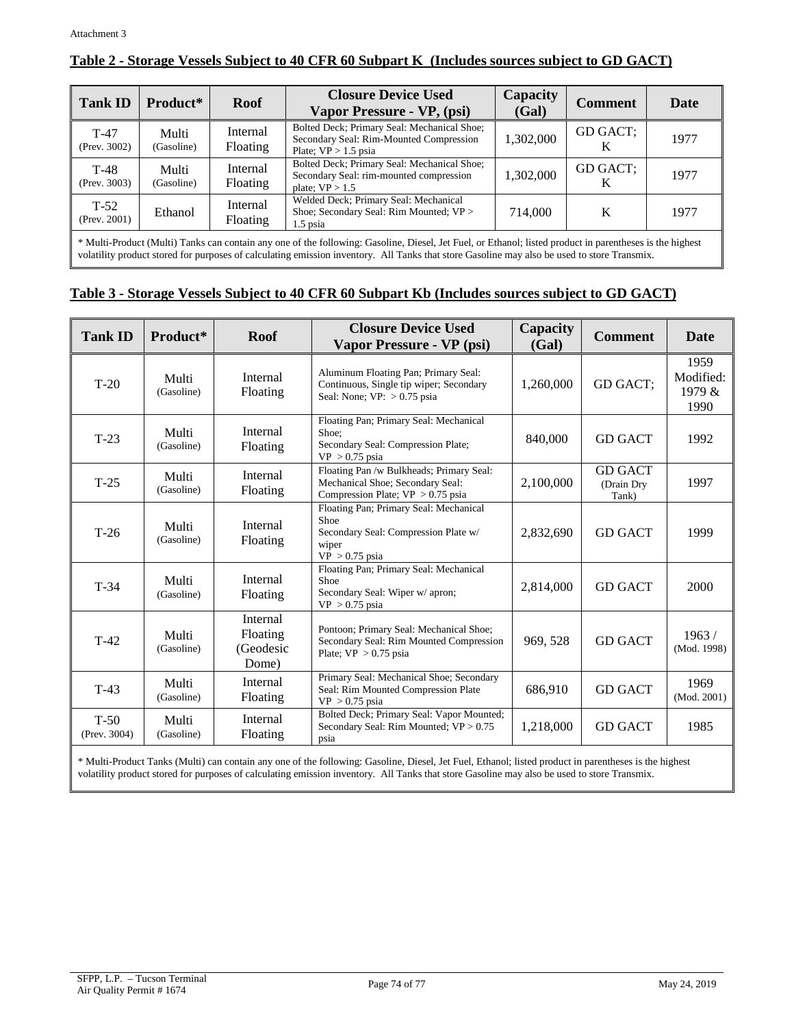Attachment 3

## Table 2 - Storage Vessels Subject to 40 CFR 60 Subpart K (Includes sources subject to GD GACT)

| Tank ID | Product* | Roof | Closure Device Used Vapor Pressure - VP, (psi) | Capacity (Gal) | Comment | Date |
|---|---|---|---|---|---|---|
| T-47 (Prev. 3002) | Multi (Gasoline) | Internal Floating | Bolted Deck; Primary Seal: Mechanical Shoe; Secondary Seal: Rim-Mounted Compression Plate; VP > 1.5 psia | 1,302,000 | GD GACT; K | 1977 |
| T-48 (Prev. 3003) | Multi (Gasoline) | Internal Floating | Bolted Deck; Primary Seal: Mechanical Shoe; Secondary Seal: rim-mounted compression plate; VP > 1.5 | 1,302,000 | GD GACT; K | 1977 |
| T-52 (Prev. 2001) | Ethanol | Internal Floating | Welded Deck; Primary Seal: Mechanical Shoe; Secondary Seal: Rim Mounted; VP > 1.5 psia | 714,000 | K | 1977 |

* Multi-Product (Multi) Tanks can contain any one of the following: Gasoline, Diesel, Jet Fuel, or Ethanol; listed product in parentheses is the highest volatility product stored for purposes of calculating emission inventory. All Tanks that store Gasoline may also be used to store Transmix.

## Table 3 - Storage Vessels Subject to 40 CFR 60 Subpart Kb (Includes sources subject to GD GACT)

| Tank ID | Product* | Roof | Closure Device Used Vapor Pressure - VP (psi) | Capacity (Gal) | Comment | Date |
|---|---|---|---|---|---|---|
| T-20 | Multi (Gasoline) | Internal Floating | Aluminum Floating Pan; Primary Seal: Continuous, Single tip wiper; Secondary Seal: None; VP: > 0.75 psia | 1,260,000 | GD GACT; | 1959 Modified: 1979 & 1990 |
| T-23 | Multi (Gasoline) | Internal Floating | Floating Pan; Primary Seal: Mechanical Shoe; Secondary Seal: Compression Plate; VP > 0.75 psia | 840,000 | GD GACT | 1992 |
| T-25 | Multi (Gasoline) | Internal Floating | Floating Pan /w Bulkheads; Primary Seal: Mechanical Shoe; Secondary Seal: Compression Plate; VP > 0.75 psia | 2,100,000 | GD GACT (Drain Dry Tank) | 1997 |
| T-26 | Multi (Gasoline) | Internal Floating | Floating Pan; Primary Seal: Mechanical Shoe Secondary Seal: Compression Plate w/ wiper VP > 0.75 psia | 2,832,690 | GD GACT | 1999 |
| T-34 | Multi (Gasoline) | Internal Floating | Floating Pan; Primary Seal: Mechanical Shoe Secondary Seal: Wiper w/ apron; VP > 0.75 psia | 2,814,000 | GD GACT | 2000 |
| T-42 | Multi (Gasoline) | Internal Floating (Geodesic Dome) | Pontoon; Primary Seal: Mechanical Shoe; Secondary Seal: Rim Mounted Compression Plate; VP > 0.75 psia | 969, 528 | GD GACT | 1963 / (Mod. 1998) |
| T-43 | Multi (Gasoline) | Internal Floating | Primary Seal: Mechanical Shoe; Secondary Seal: Rim Mounted Compression Plate VP > 0.75 psia | 686,910 | GD GACT | 1969 (Mod. 2001) |
| T-50 (Prev. 3004) | Multi (Gasoline) | Internal Floating | Bolted Deck; Primary Seal: Vapor Mounted; Secondary Seal: Rim Mounted; VP > 0.75 psia | 1,218,000 | GD GACT | 1985 |

* Multi-Product Tanks (Multi) can contain any one of the following: Gasoline, Diesel, Jet Fuel, Ethanol; listed product in parentheses is the highest volatility product stored for purposes of calculating emission inventory. All Tanks that store Gasoline may also be used to store Transmix.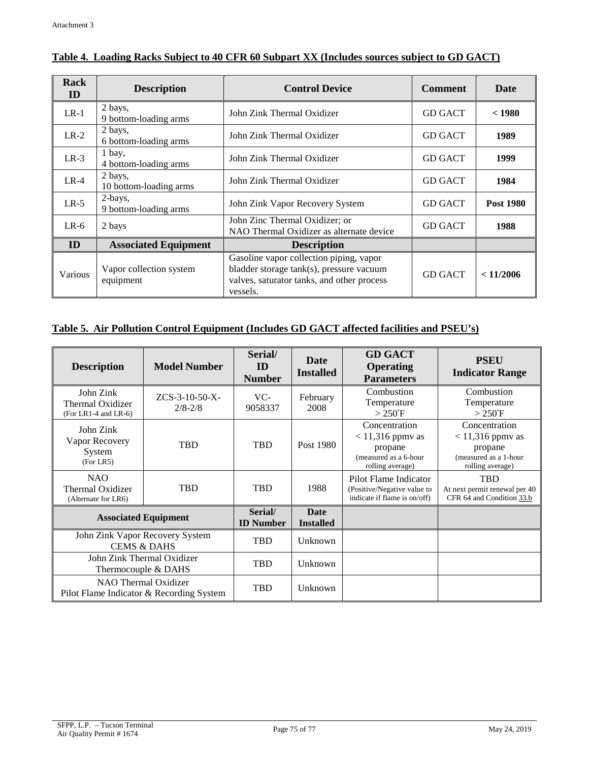Attachment 3

**Table 4. Loading Racks Subject to 40 CFR 60 Subpart XX (Includes sources subject to GD GACT)**

| Rack ID | Description | Control Device | Comment | Date |
|---|---|---|---|---|
| LR-1 | 2 bays, 9 bottom-loading arms | John Zink Thermal Oxidizer | GD GACT | **< 1980** |
| LR-2 | 2 bays, 6 bottom-loading arms | John Zink Thermal Oxidizer | GD GACT | **1989** |
| LR-3 | 1 bay, 4 bottom-loading arms | John Zink Thermal Oxidizer | GD GACT | **1999** |
| LR-4 | 2 bays, 10 bottom-loading arms | John Zink Thermal Oxidizer | GD GACT | **1984** |
| LR-5 | 2-bays, 9 bottom-loading arms | John Zink Vapor Recovery System | GD GACT | **Post 1980** |
| LR-6 | 2 bays | John Zinc Thermal Oxidizer; or NAO Thermal Oxidizer as alternate device | GD GACT | **1988** |
| **ID** | **Associated Equipment** | **Description** | | |
| Various | Vapor collection system equipment | Gasoline vapor collection piping, vapor bladder storage tank(s), pressure vacuum valves, saturator tanks, and other process vessels. | GD GACT | **< 11/2006** |

**Table 5. Air Pollution Control Equipment (Includes GD GACT affected facilities and PSEU's)**

| Description | Model Number | Serial/ ID Number | Date Installed | GD GACT Operating Parameters | PSEU Indicator Range |
|---|---|---|---|---|---|
| John Zink Thermal Oxidizer (For LR1-4 and LR-6) | ZCS-3-10-50-X-2/8-2/8 | VC-9058337 | February 2008 | Combustion Temperature > 250˚F | Combustion Temperature > 250˚F |
| John Zink Vapor Recovery System (For LR5) | TBD | TBD | Post 1980 | Concentration < 11,316 ppmv as propane (measured as a 6-hour rolling average) | Concentration < 11,316 ppmv as propane (measured as a 1-hour rolling average) |
| NAO Thermal Oxidizer (Alternate for LR6) | TBD | TBD | 1988 | Pilot Flame Indicator (Positive/Negative value to indicate if flame is on/off) | TBD At next permit renewal per 40 CFR 64 and Condition 33.b |
| **Associated Equipment** | | **Serial/ ID Number** | **Date Installed** | | |
| John Zink Vapor Recovery System CEMS & DAHS | | TBD | Unknown | | |
| John Zink Thermal Oxidizer Thermocouple & DAHS | | TBD | Unknown | | |
| NAO Thermal Oxidizer Pilot Flame Indicator & Recording System | | TBD | Unknown | | |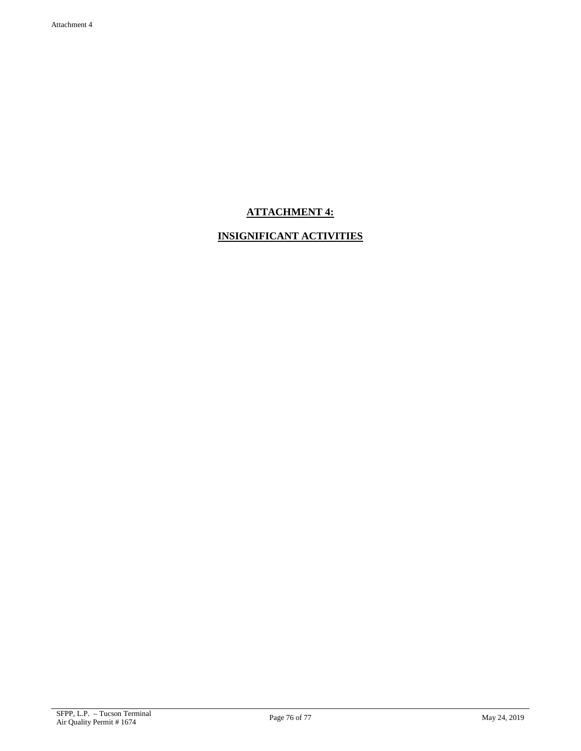# ATTACHMENT 4:

# INSIGNIFICANT ACTIVITIES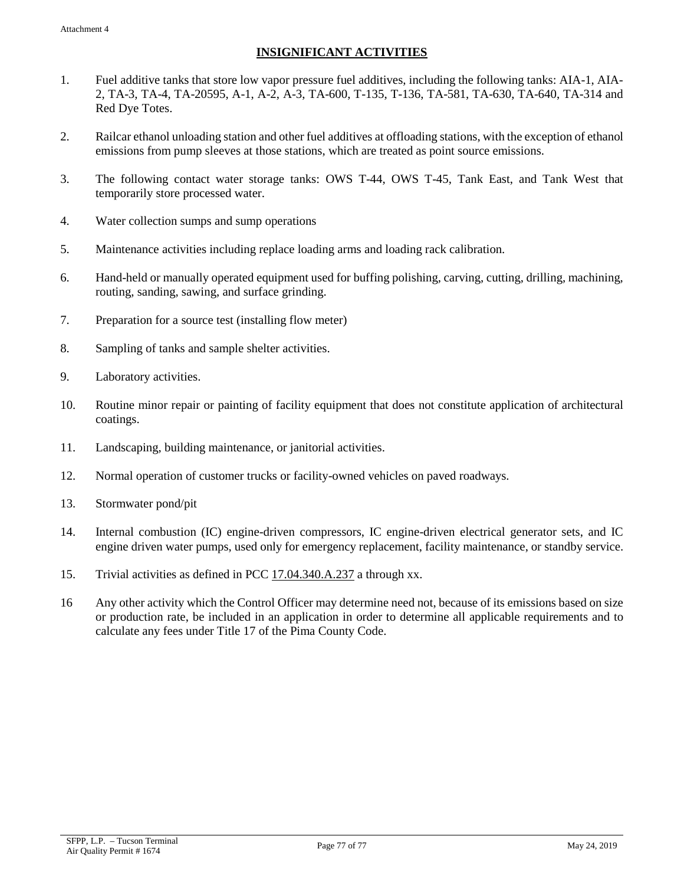Attachment 4

# INSIGNIFICANT ACTIVITIES

1. Fuel additive tanks that store low vapor pressure fuel additives, including the following tanks: AIA-1, AIA-2, TA-3, TA-4, TA-20595, A-1, A-2, A-3, TA-600, T-135, T-136, TA-581, TA-630, TA-640, TA-314 and Red Dye Totes.

2. Railcar ethanol unloading station and other fuel additives at offloading stations, with the exception of ethanol emissions from pump sleeves at those stations, which are treated as point source emissions.

3. The following contact water storage tanks: OWS T-44, OWS T-45, Tank East, and Tank West that temporarily store processed water.

4. Water collection sumps and sump operations

5. Maintenance activities including replace loading arms and loading rack calibration.

6. Hand-held or manually operated equipment used for buffing polishing, carving, cutting, drilling, machining, routing, sanding, sawing, and surface grinding.

7. Preparation for a source test (installing flow meter)

8. Sampling of tanks and sample shelter activities.

9. Laboratory activities.

10. Routine minor repair or painting of facility equipment that does not constitute application of architectural coatings.

11. Landscaping, building maintenance, or janitorial activities.

12. Normal operation of customer trucks or facility-owned vehicles on paved roadways.

13. Stormwater pond/pit

14. Internal combustion (IC) engine-driven compressors, IC engine-driven electrical generator sets, and IC engine driven water pumps, used only for emergency replacement, facility maintenance, or standby service.

15. Trivial activities as defined in PCC 17.04.340.A.237 a through xx.

16. Any other activity which the Control Officer may determine need not, because of its emissions based on size or production rate, be included in an application in order to determine all applicable requirements and to calculate any fees under Title 17 of the Pima County Code.